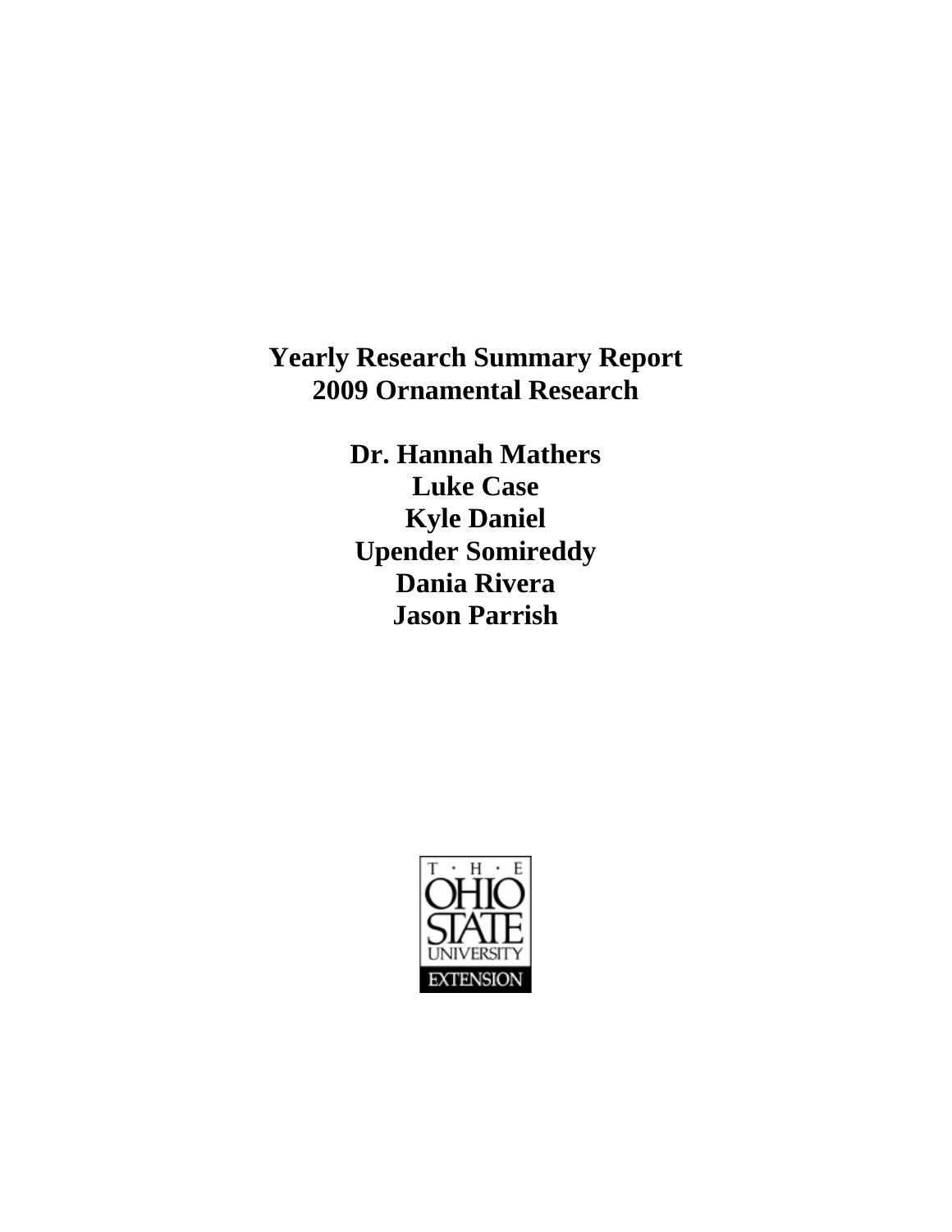# Yearly Research Summary Report
# 2009 Ornamental Research

**Dr. Hannah Mathers**
**Luke Case**
**Kyle Daniel**
**Upender Somireddy**
**Dania Rivera**
**Jason Parrish**

THE OHIO STATE UNIVERSITY EXTENSION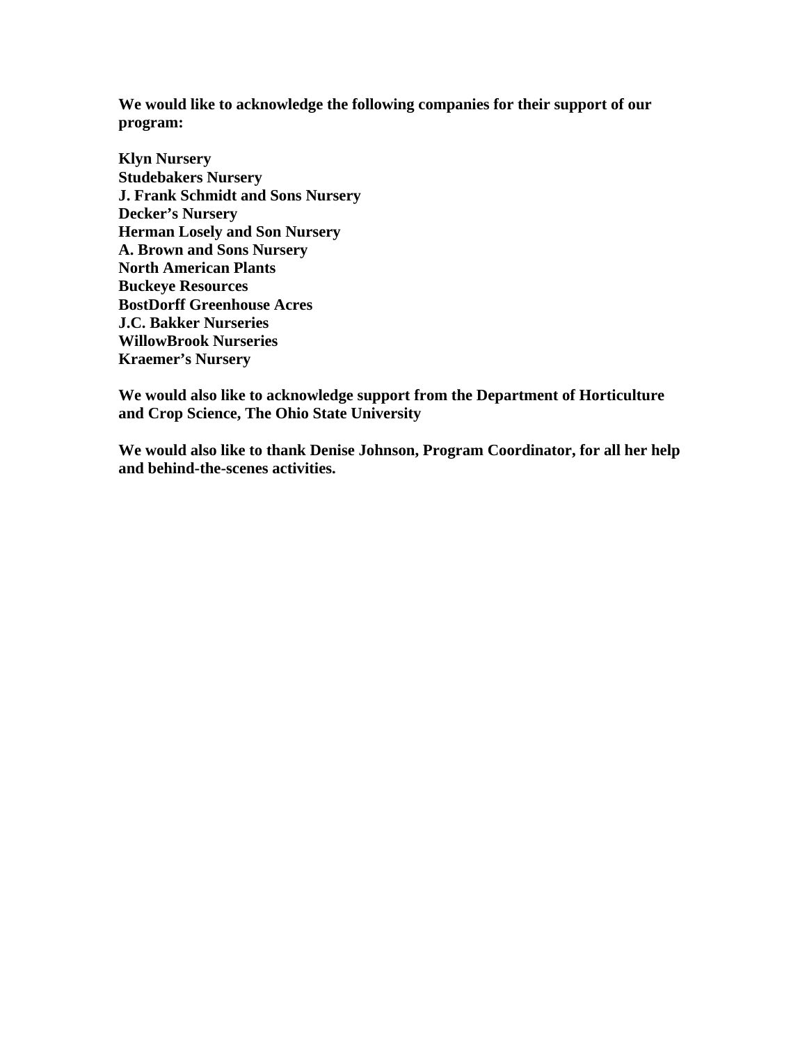**We would like to acknowledge the following companies for their support of our program:**

**Klyn Nursery**
**Studebakers Nursery**
**J. Frank Schmidt and Sons Nursery**
**Decker's Nursery**
**Herman Losely and Son Nursery**
**A. Brown and Sons Nursery**
**North American Plants**
**Buckeye Resources**
**BostDorff Greenhouse Acres**
**J.C. Bakker Nurseries**
**WillowBrook Nurseries**
**Kraemer's Nursery**

**We would also like to acknowledge support from the Department of Horticulture and Crop Science, The Ohio State University**

**We would also like to thank Denise Johnson, Program Coordinator, for all her help and behind-the-scenes activities.**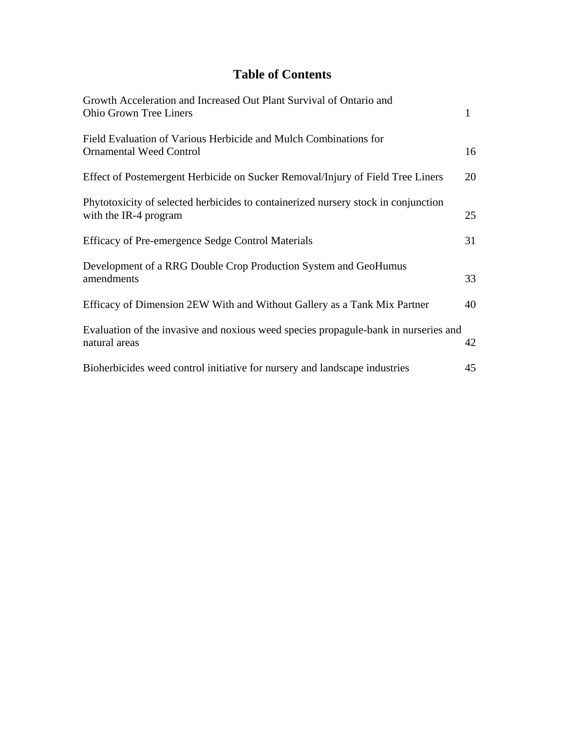# Table of Contents

| | |
|---|---|
| Growth Acceleration and Increased Out Plant Survival of Ontario and Ohio Grown Tree Liners | 1 |
| Field Evaluation of Various Herbicide and Mulch Combinations for Ornamental Weed Control | 16 |
| Effect of Postemergent Herbicide on Sucker Removal/Injury of Field Tree Liners | 20 |
| Phytotoxicity of selected herbicides to containerized nursery stock in conjunction with the IR-4 program | 25 |
| Efficacy of Pre-emergence Sedge Control Materials | 31 |
| Development of a RRG Double Crop Production System and GeoHumus amendments | 33 |
| Efficacy of Dimension 2EW With and Without Gallery as a Tank Mix Partner | 40 |
| Evaluation of the invasive and noxious weed species propagule-bank in nurseries and natural areas | 42 |
| Bioherbicides weed control initiative for nursery and landscape industries | 45 |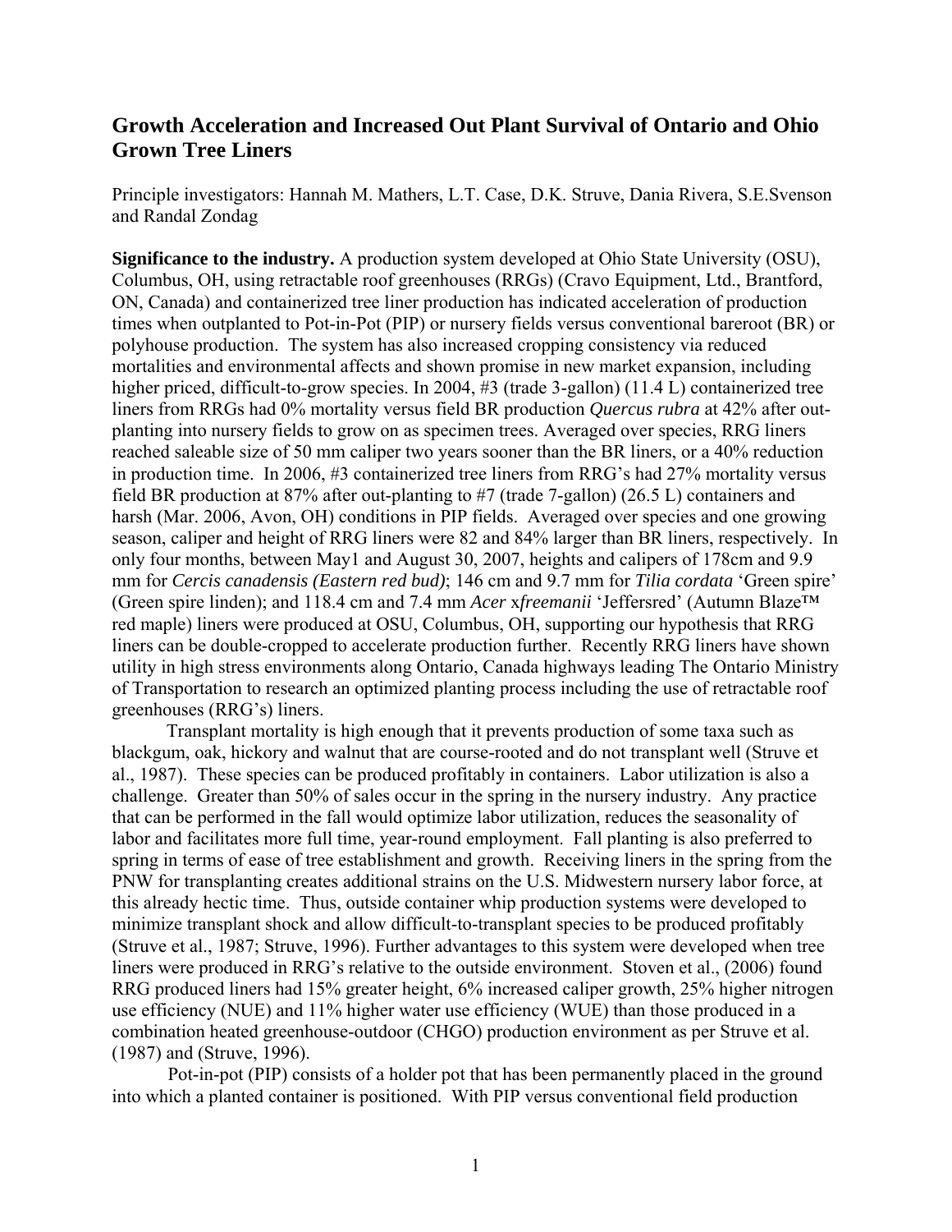## Growth Acceleration and Increased Out Plant Survival of Ontario and Ohio Grown Tree Liners

Principle investigators: Hannah M. Mathers, L.T. Case, D.K. Struve, Dania Rivera, S.E.Svenson and Randal Zondag

**Significance to the industry.** A production system developed at Ohio State University (OSU), Columbus, OH, using retractable roof greenhouses (RRGs) (Cravo Equipment, Ltd., Brantford, ON, Canada) and containerized tree liner production has indicated acceleration of production times when outplanted to Pot-in-Pot (PIP) or nursery fields versus conventional bareroot (BR) or polyhouse production. The system has also increased cropping consistency via reduced mortalities and environmental affects and shown promise in new market expansion, including higher priced, difficult-to-grow species. In 2004, #3 (trade 3-gallon) (11.4 L) containerized tree liners from RRGs had 0% mortality versus field BR production *Quercus rubra* at 42% after out-planting into nursery fields to grow on as specimen trees. Averaged over species, RRG liners reached saleable size of 50 mm caliper two years sooner than the BR liners, or a 40% reduction in production time. In 2006, #3 containerized tree liners from RRG's had 27% mortality versus field BR production at 87% after out-planting to #7 (trade 7-gallon) (26.5 L) containers and harsh (Mar. 2006, Avon, OH) conditions in PIP fields. Averaged over species and one growing season, caliper and height of RRG liners were 82 and 84% larger than BR liners, respectively. In only four months, between May1 and August 30, 2007, heights and calipers of 178cm and 9.9 mm for *Cercis canadensis (Eastern red bud)*; 146 cm and 9.7 mm for *Tilia cordata* 'Green spire' (Green spire linden); and 118.4 cm and 7.4 mm *Acer* x*freemanii* 'Jeffersred' (Autumn Blaze™ red maple) liners were produced at OSU, Columbus, OH, supporting our hypothesis that RRG liners can be double-cropped to accelerate production further. Recently RRG liners have shown utility in high stress environments along Ontario, Canada highways leading The Ontario Ministry of Transportation to research an optimized planting process including the use of retractable roof greenhouses (RRG's) liners.

Transplant mortality is high enough that it prevents production of some taxa such as blackgum, oak, hickory and walnut that are course-rooted and do not transplant well (Struve et al., 1987). These species can be produced profitably in containers. Labor utilization is also a challenge. Greater than 50% of sales occur in the spring in the nursery industry. Any practice that can be performed in the fall would optimize labor utilization, reduces the seasonality of labor and facilitates more full time, year-round employment. Fall planting is also preferred to spring in terms of ease of tree establishment and growth. Receiving liners in the spring from the PNW for transplanting creates additional strains on the U.S. Midwestern nursery labor force, at this already hectic time. Thus, outside container whip production systems were developed to minimize transplant shock and allow difficult-to-transplant species to be produced profitably (Struve et al., 1987; Struve, 1996). Further advantages to this system were developed when tree liners were produced in RRG's relative to the outside environment. Stoven et al., (2006) found RRG produced liners had 15% greater height, 6% increased caliper growth, 25% higher nitrogen use efficiency (NUE) and 11% higher water use efficiency (WUE) than those produced in a combination heated greenhouse-outdoor (CHGO) production environment as per Struve et al. (1987) and (Struve, 1996).

Pot-in-pot (PIP) consists of a holder pot that has been permanently placed in the ground into which a planted container is positioned. With PIP versus conventional field production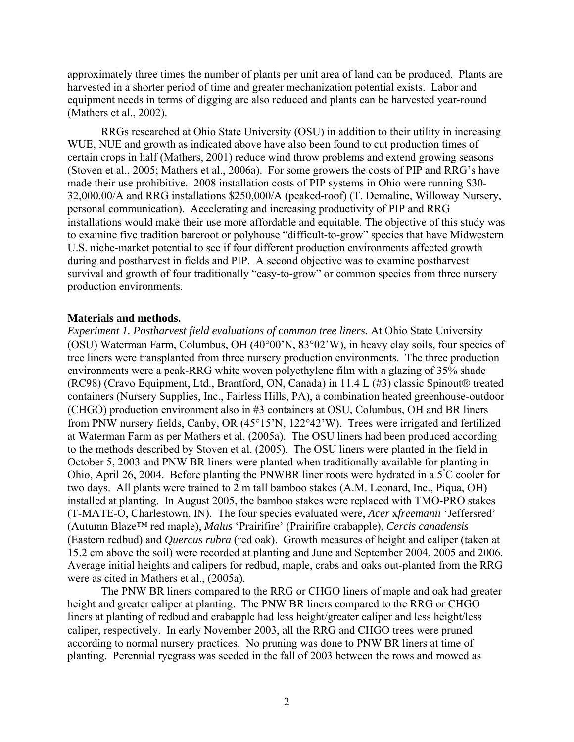approximately three times the number of plants per unit area of land can be produced. Plants are harvested in a shorter period of time and greater mechanization potential exists. Labor and equipment needs in terms of digging are also reduced and plants can be harvested year-round (Mathers et al., 2002).

RRGs researched at Ohio State University (OSU) in addition to their utility in increasing WUE, NUE and growth as indicated above have also been found to cut production times of certain crops in half (Mathers, 2001) reduce wind throw problems and extend growing seasons (Stoven et al., 2005; Mathers et al., 2006a). For some growers the costs of PIP and RRG's have made their use prohibitive. 2008 installation costs of PIP systems in Ohio were running $30-32,000.00/A and RRG installations $250,000/A (peaked-roof) (T. Demaline, Willoway Nursery, personal communication). Accelerating and increasing productivity of PIP and RRG installations would make their use more affordable and equitable. The objective of this study was to examine five tradition bareroot or polyhouse "difficult-to-grow" species that have Midwestern U.S. niche-market potential to see if four different production environments affected growth during and postharvest in fields and PIP. A second objective was to examine postharvest survival and growth of four traditionally "easy-to-grow" or common species from three nursery production environments.

**Materials and methods.**

*Experiment 1. Postharvest field evaluations of common tree liners.* At Ohio State University (OSU) Waterman Farm, Columbus, OH (40°00'N, 83°02'W), in heavy clay soils, four species of tree liners were transplanted from three nursery production environments. The three production environments were a peak-RRG white woven polyethylene film with a glazing of 35% shade (RC98) (Cravo Equipment, Ltd., Brantford, ON, Canada) in 11.4 L (#3) classic Spinout® treated containers (Nursery Supplies, Inc., Fairless Hills, PA), a combination heated greenhouse-outdoor (CHGO) production environment also in #3 containers at OSU, Columbus, OH and BR liners from PNW nursery fields, Canby, OR (45°15'N, 122°42'W). Trees were irrigated and fertilized at Waterman Farm as per Mathers et al. (2005a). The OSU liners had been produced according to the methods described by Stoven et al. (2005). The OSU liners were planted in the field in October 5, 2003 and PNW BR liners were planted when traditionally available for planting in Ohio, April 26, 2004. Before planting the PNWBR liner roots were hydrated in a 5°C cooler for two days. All plants were trained to 2 m tall bamboo stakes (A.M. Leonard, Inc., Piqua, OH) installed at planting. In August 2005, the bamboo stakes were replaced with TMO-PRO stakes (T-MATE-O, Charlestown, IN). The four species evaluated were, *Acer* x*freemanii* 'Jeffersred' (Autumn Blaze™ red maple), *Malus* 'Prairifire' (Prairifire crabapple), *Cercis canadensis* (Eastern redbud) and *Quercus rubra* (red oak). Growth measures of height and caliper (taken at 15.2 cm above the soil) were recorded at planting and June and September 2004, 2005 and 2006. Average initial heights and calipers for redbud, maple, crabs and oaks out-planted from the RRG were as cited in Mathers et al., (2005a).

The PNW BR liners compared to the RRG or CHGO liners of maple and oak had greater height and greater caliper at planting. The PNW BR liners compared to the RRG or CHGO liners at planting of redbud and crabapple had less height/greater caliper and less height/less caliper, respectively. In early November 2003, all the RRG and CHGO trees were pruned according to normal nursery practices. No pruning was done to PNW BR liners at time of planting. Perennial ryegrass was seeded in the fall of 2003 between the rows and mowed as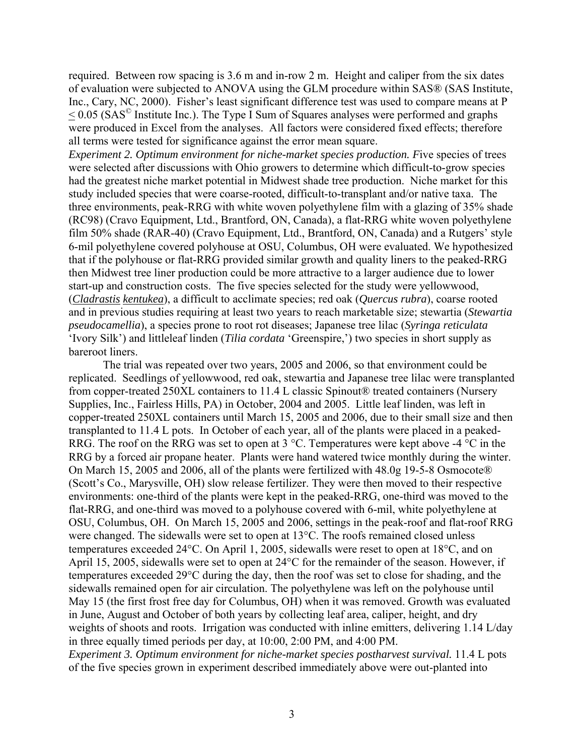required. Between row spacing is 3.6 m and in-row 2 m. Height and caliper from the six dates of evaluation were subjected to ANOVA using the GLM procedure within SAS® (SAS Institute, Inc., Cary, NC, 2000). Fisher's least significant difference test was used to compare means at P $\leq$ 0.05 (SAS© Institute Inc.). The Type I Sum of Squares analyses were performed and graphs were produced in Excel from the analyses. All factors were considered fixed effects; therefore all terms were tested for significance against the error mean square.

*Experiment 2. Optimum environment for niche-market species production. F*ive species of trees were selected after discussions with Ohio growers to determine which difficult-to-grow species had the greatest niche market potential in Midwest shade tree production. Niche market for this study included species that were coarse-rooted, difficult-to-transplant and/or native taxa. The three environments, peak-RRG with white woven polyethylene film with a glazing of 35% shade (RC98) (Cravo Equipment, Ltd., Brantford, ON, Canada), a flat-RRG white woven polyethylene film 50% shade (RAR-40) (Cravo Equipment, Ltd., Brantford, ON, Canada) and a Rutgers' style 6-mil polyethylene covered polyhouse at OSU, Columbus, OH were evaluated. We hypothesized that if the polyhouse or flat-RRG provided similar growth and quality liners to the peaked-RRG then Midwest tree liner production could be more attractive to a larger audience due to lower start-up and construction costs. The five species selected for the study were yellowwood, (*Cladrastis kentukea*), a difficult to acclimate species; red oak (*Quercus rubra*), coarse rooted and in previous studies requiring at least two years to reach marketable size; stewartia (*Stewartia pseudocamellia*), a species prone to root rot diseases; Japanese tree lilac (*Syringa reticulata* 'Ivory Silk') and littleleaf linden (*Tilia cordata* 'Greenspire,') two species in short supply as bareroot liners.

The trial was repeated over two years, 2005 and 2006, so that environment could be replicated. Seedlings of yellowwood, red oak, stewartia and Japanese tree lilac were transplanted from copper-treated 250XL containers to 11.4 L classic Spinout® treated containers (Nursery Supplies, Inc., Fairless Hills, PA) in October, 2004 and 2005. Little leaf linden, was left in copper-treated 250XL containers until March 15, 2005 and 2006, due to their small size and then transplanted to 11.4 L pots. In October of each year, all of the plants were placed in a peaked-RRG. The roof on the RRG was set to open at 3 °C. Temperatures were kept above -4 °C in the RRG by a forced air propane heater. Plants were hand watered twice monthly during the winter. On March 15, 2005 and 2006, all of the plants were fertilized with 48.0g 19-5-8 Osmocote® (Scott's Co., Marysville, OH) slow release fertilizer. They were then moved to their respective environments: one-third of the plants were kept in the peaked-RRG, one-third was moved to the flat-RRG, and one-third was moved to a polyhouse covered with 6-mil, white polyethylene at OSU, Columbus, OH. On March 15, 2005 and 2006, settings in the peak-roof and flat-roof RRG were changed. The sidewalls were set to open at 13°C. The roofs remained closed unless temperatures exceeded 24°C. On April 1, 2005, sidewalls were reset to open at 18°C, and on April 15, 2005, sidewalls were set to open at 24°C for the remainder of the season. However, if temperatures exceeded 29°C during the day, then the roof was set to close for shading, and the sidewalls remained open for air circulation. The polyethylene was left on the polyhouse until May 15 (the first frost free day for Columbus, OH) when it was removed. Growth was evaluated in June, August and October of both years by collecting leaf area, caliper, height, and dry weights of shoots and roots. Irrigation was conducted with inline emitters, delivering 1.14 L/day in three equally timed periods per day, at 10:00, 2:00 PM, and 4:00 PM.

*Experiment 3. Optimum environment for niche-market species postharvest survival.* 11.4 L pots of the five species grown in experiment described immediately above were out-planted into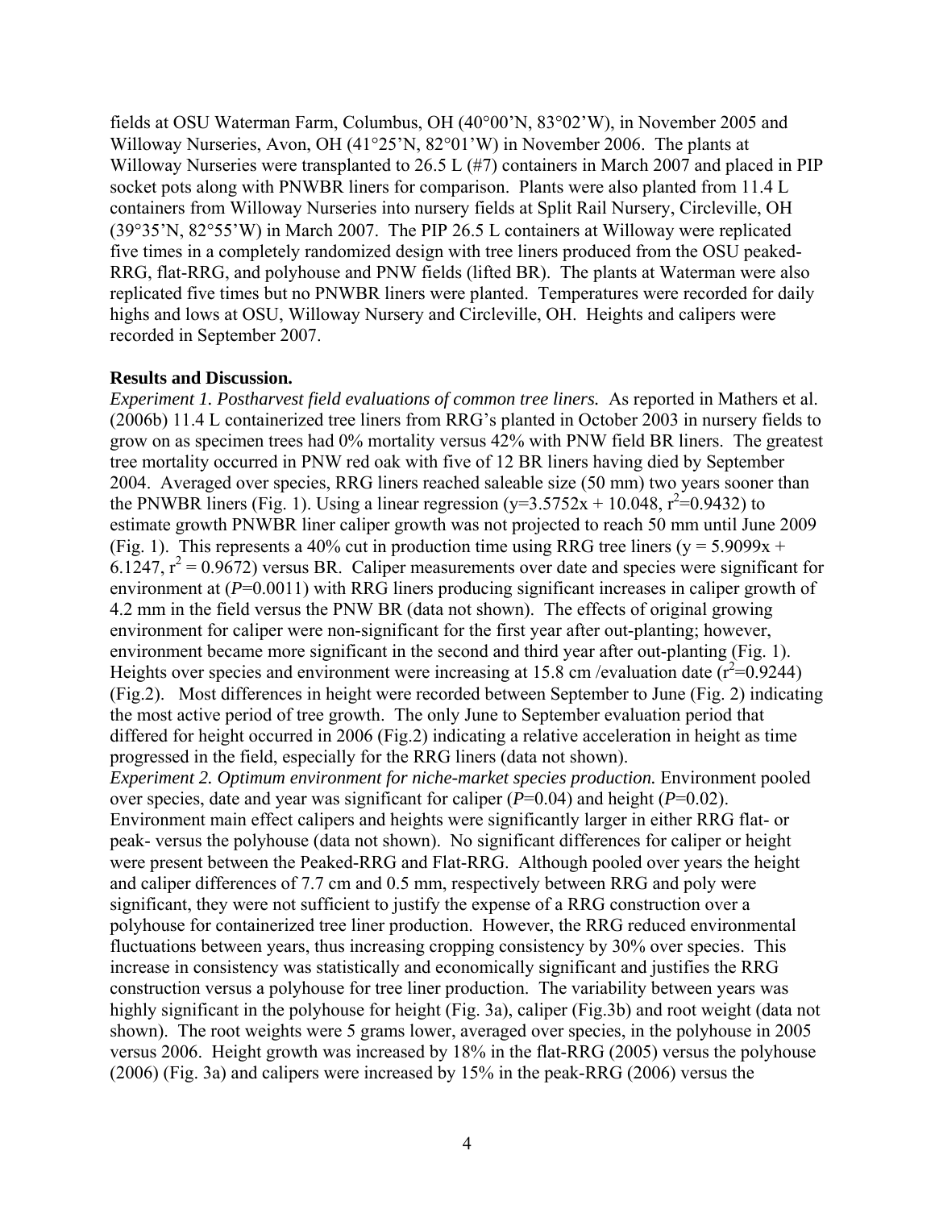fields at OSU Waterman Farm, Columbus, OH (40°00'N, 83°02'W), in November 2005 and Willoway Nurseries, Avon, OH (41°25'N, 82°01'W) in November 2006. The plants at Willoway Nurseries were transplanted to 26.5 L (#7) containers in March 2007 and placed in PIP socket pots along with PNWBR liners for comparison. Plants were also planted from 11.4 L containers from Willoway Nurseries into nursery fields at Split Rail Nursery, Circleville, OH (39°35'N, 82°55'W) in March 2007. The PIP 26.5 L containers at Willoway were replicated five times in a completely randomized design with tree liners produced from the OSU peaked-RRG, flat-RRG, and polyhouse and PNW fields (lifted BR). The plants at Waterman were also replicated five times but no PNWBR liners were planted. Temperatures were recorded for daily highs and lows at OSU, Willoway Nursery and Circleville, OH. Heights and calipers were recorded in September 2007.

**Results and Discussion.**

*Experiment 1. Postharvest field evaluations of common tree liners.* As reported in Mathers et al. (2006b) 11.4 L containerized tree liners from RRG's planted in October 2003 in nursery fields to grow on as specimen trees had 0% mortality versus 42% with PNW field BR liners. The greatest tree mortality occurred in PNW red oak with five of 12 BR liners having died by September 2004. Averaged over species, RRG liners reached saleable size (50 mm) two years sooner than the PNWBR liners (Fig. 1). Using a linear regression ($y=3.5752x + 10.048$, $r^2=0.9432$) to estimate growth PNWBR liner caliper growth was not projected to reach 50 mm until June 2009 (Fig. 1). This represents a 40% cut in production time using RRG tree liners ($y = 5.9099x + 6.1247$, $r^2 = 0.9672$) versus BR. Caliper measurements over date and species were significant for environment at ($P$=0.0011) with RRG liners producing significant increases in caliper growth of 4.2 mm in the field versus the PNW BR (data not shown). The effects of original growing environment for caliper were non-significant for the first year after out-planting; however, environment became more significant in the second and third year after out-planting (Fig. 1). Heights over species and environment were increasing at 15.8 cm /evaluation date ($r^2$=0.9244) (Fig.2). Most differences in height were recorded between September to June (Fig. 2) indicating the most active period of tree growth. The only June to September evaluation period that differed for height occurred in 2006 (Fig.2) indicating a relative acceleration in height as time progressed in the field, especially for the RRG liners (data not shown).

*Experiment 2. Optimum environment for niche-market species production.* Environment pooled over species, date and year was significant for caliper ($P$=0.04) and height ($P$=0.02). Environment main effect calipers and heights were significantly larger in either RRG flat- or peak- versus the polyhouse (data not shown). No significant differences for caliper or height were present between the Peaked-RRG and Flat-RRG. Although pooled over years the height and caliper differences of 7.7 cm and 0.5 mm, respectively between RRG and poly were significant, they were not sufficient to justify the expense of a RRG construction over a polyhouse for containerized tree liner production. However, the RRG reduced environmental fluctuations between years, thus increasing cropping consistency by 30% over species. This increase in consistency was statistically and economically significant and justifies the RRG construction versus a polyhouse for tree liner production. The variability between years was highly significant in the polyhouse for height (Fig. 3a), caliper (Fig.3b) and root weight (data not shown). The root weights were 5 grams lower, averaged over species, in the polyhouse in 2005 versus 2006. Height growth was increased by 18% in the flat-RRG (2005) versus the polyhouse (2006) (Fig. 3a) and calipers were increased by 15% in the peak-RRG (2006) versus the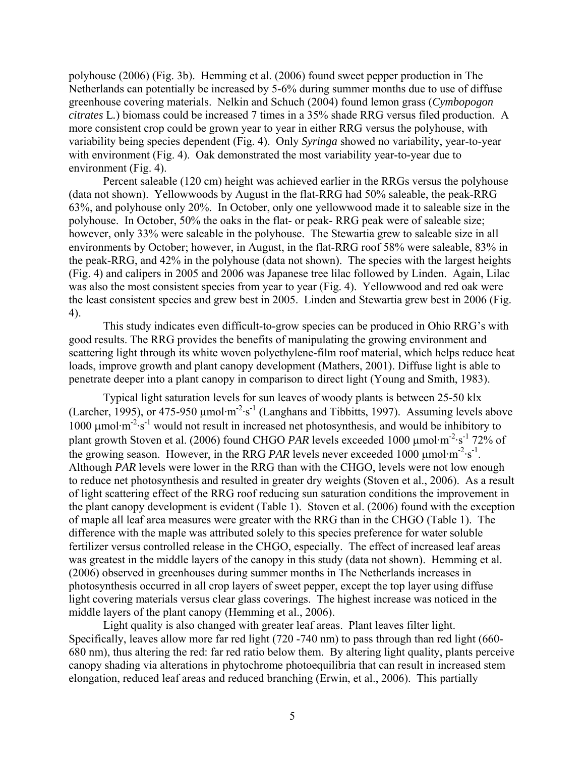polyhouse (2006) (Fig. 3b). Hemming et al. (2006) found sweet pepper production in The Netherlands can potentially be increased by 5-6% during summer months due to use of diffuse greenhouse covering materials. Nelkin and Schuch (2004) found lemon grass (*Cymbopogon citrates* L.) biomass could be increased 7 times in a 35% shade RRG versus filed production. A more consistent crop could be grown year to year in either RRG versus the polyhouse, with variability being species dependent (Fig. 4). Only *Syringa* showed no variability, year-to-year with environment (Fig. 4). Oak demonstrated the most variability year-to-year due to environment (Fig. 4).

Percent saleable (120 cm) height was achieved earlier in the RRGs versus the polyhouse (data not shown). Yellowwoods by August in the flat-RRG had 50% saleable, the peak-RRG 63%, and polyhouse only 20%. In October, only one yellowwood made it to saleable size in the polyhouse. In October, 50% the oaks in the flat- or peak- RRG peak were of saleable size; however, only 33% were saleable in the polyhouse. The Stewartia grew to saleable size in all environments by October; however, in August, in the flat-RRG roof 58% were saleable, 83% in the peak-RRG, and 42% in the polyhouse (data not shown). The species with the largest heights (Fig. 4) and calipers in 2005 and 2006 was Japanese tree lilac followed by Linden. Again, Lilac was also the most consistent species from year to year (Fig. 4). Yellowwood and red oak were the least consistent species and grew best in 2005. Linden and Stewartia grew best in 2006 (Fig. 4).

This study indicates even difficult-to-grow species can be produced in Ohio RRG's with good results. The RRG provides the benefits of manipulating the growing environment and scattering light through its white woven polyethylene-film roof material, which helps reduce heat loads, improve growth and plant canopy development (Mathers, 2001). Diffuse light is able to penetrate deeper into a plant canopy in comparison to direct light (Young and Smith, 1983).

Typical light saturation levels for sun leaves of woody plants is between 25-50 klx (Larcher, 1995), or 475-950 $\mu mol \cdot m^{-2} \cdot s^{-1}$ (Langhans and Tibbitts, 1997). Assuming levels above 1000 $\mu mol \cdot m^{-2} \cdot s^{-1}$ would not result in increased net photosynthesis, and would be inhibitory to plant growth Stoven et al. (2006) found CHGO *PAR* levels exceeded 1000 $\mu mol \cdot m^{-2} \cdot s^{-1}$ 72% of the growing season. However, in the RRG *PAR* levels never exceeded 1000 $\mu mol \cdot m^{-2} \cdot s^{-1}$. Although *PAR* levels were lower in the RRG than with the CHGO, levels were not low enough to reduce net photosynthesis and resulted in greater dry weights (Stoven et al., 2006). As a result of light scattering effect of the RRG roof reducing sun saturation conditions the improvement in the plant canopy development is evident (Table 1). Stoven et al. (2006) found with the exception of maple all leaf area measures were greater with the RRG than in the CHGO (Table 1). The difference with the maple was attributed solely to this species preference for water soluble fertilizer versus controlled release in the CHGO, especially. The effect of increased leaf areas was greatest in the middle layers of the canopy in this study (data not shown). Hemming et al. (2006) observed in greenhouses during summer months in The Netherlands increases in photosynthesis occurred in all crop layers of sweet pepper, except the top layer using diffuse light covering materials versus clear glass coverings. The highest increase was noticed in the middle layers of the plant canopy (Hemming et al., 2006).

Light quality is also changed with greater leaf areas. Plant leaves filter light. Specifically, leaves allow more far red light (720 -740 nm) to pass through than red light (660-680 nm), thus altering the red: far red ratio below them. By altering light quality, plants perceive canopy shading via alterations in phytochrome photoequilibria that can result in increased stem elongation, reduced leaf areas and reduced branching (Erwin, et al., 2006). This partially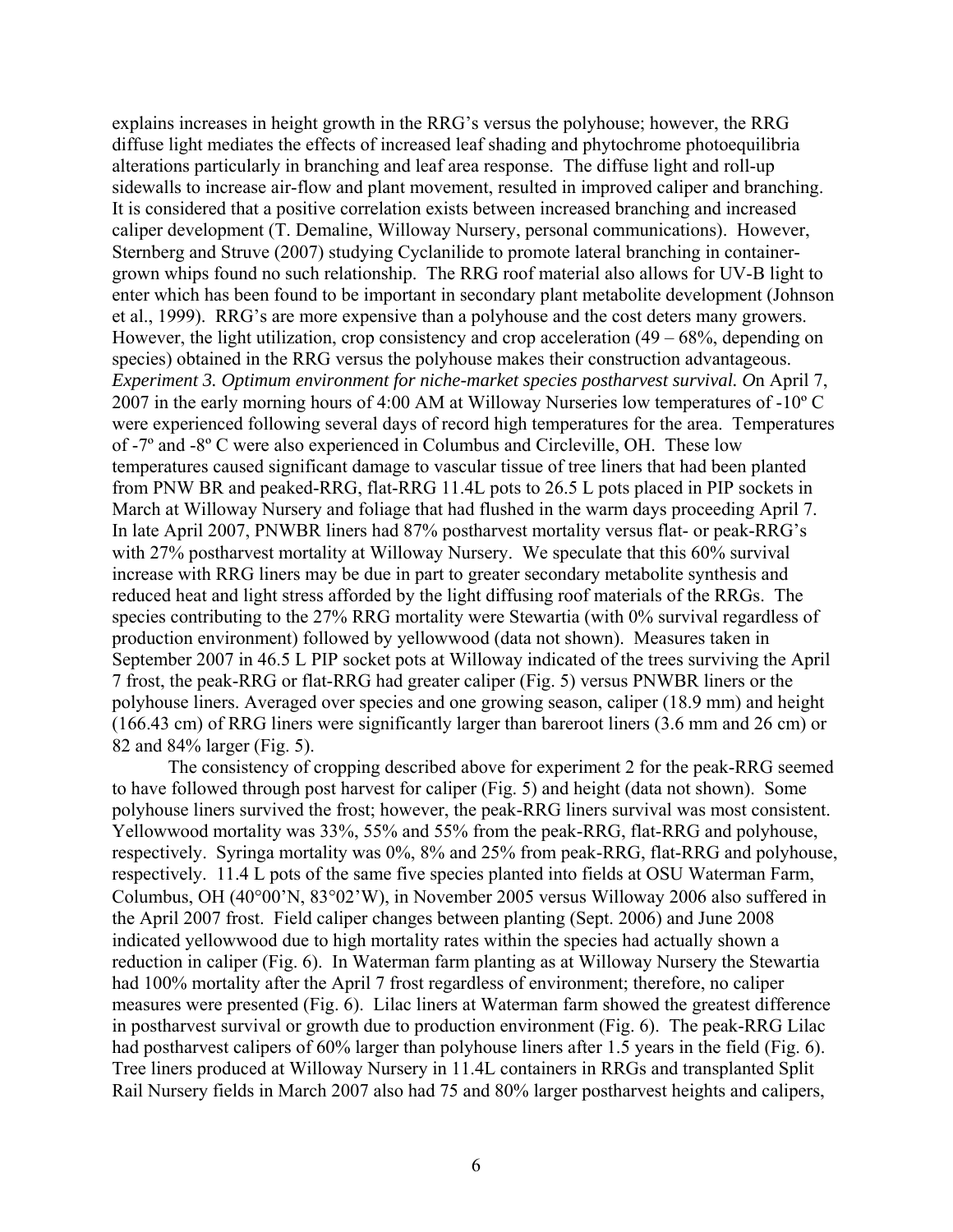explains increases in height growth in the RRG's versus the polyhouse; however, the RRG diffuse light mediates the effects of increased leaf shading and phytochrome photoequilibria alterations particularly in branching and leaf area response. The diffuse light and roll-up sidewalls to increase air-flow and plant movement, resulted in improved caliper and branching. It is considered that a positive correlation exists between increased branching and increased caliper development (T. Demaline, Willoway Nursery, personal communications). However, Sternberg and Struve (2007) studying Cyclanilide to promote lateral branching in container-grown whips found no such relationship. The RRG roof material also allows for UV-B light to enter which has been found to be important in secondary plant metabolite development (Johnson et al., 1999). RRG's are more expensive than a polyhouse and the cost deters many growers. However, the light utilization, crop consistency and crop acceleration (49 – 68%, depending on species) obtained in the RRG versus the polyhouse makes their construction advantageous.

*Experiment 3. Optimum environment for niche-market species postharvest survival. O*n April 7, 2007 in the early morning hours of 4:00 AM at Willoway Nurseries low temperatures of -10º C were experienced following several days of record high temperatures for the area. Temperatures of -7º and -8º C were also experienced in Columbus and Circleville, OH. These low temperatures caused significant damage to vascular tissue of tree liners that had been planted from PNW BR and peaked-RRG, flat-RRG 11.4L pots to 26.5 L pots placed in PIP sockets in March at Willoway Nursery and foliage that had flushed in the warm days proceeding April 7. In late April 2007, PNWBR liners had 87% postharvest mortality versus flat- or peak-RRG's with 27% postharvest mortality at Willoway Nursery. We speculate that this 60% survival increase with RRG liners may be due in part to greater secondary metabolite synthesis and reduced heat and light stress afforded by the light diffusing roof materials of the RRGs. The species contributing to the 27% RRG mortality were Stewartia (with 0% survival regardless of production environment) followed by yellowwood (data not shown). Measures taken in September 2007 in 46.5 L PIP socket pots at Willoway indicated of the trees surviving the April 7 frost, the peak-RRG or flat-RRG had greater caliper (Fig. 5) versus PNWBR liners or the polyhouse liners. Averaged over species and one growing season, caliper (18.9 mm) and height (166.43 cm) of RRG liners were significantly larger than bareroot liners (3.6 mm and 26 cm) or 82 and 84% larger (Fig. 5).

The consistency of cropping described above for experiment 2 for the peak-RRG seemed to have followed through post harvest for caliper (Fig. 5) and height (data not shown). Some polyhouse liners survived the frost; however, the peak-RRG liners survival was most consistent. Yellowwood mortality was 33%, 55% and 55% from the peak-RRG, flat-RRG and polyhouse, respectively. Syringa mortality was 0%, 8% and 25% from peak-RRG, flat-RRG and polyhouse, respectively. 11.4 L pots of the same five species planted into fields at OSU Waterman Farm, Columbus, OH (40°00'N, 83°02'W), in November 2005 versus Willoway 2006 also suffered in the April 2007 frost. Field caliper changes between planting (Sept. 2006) and June 2008 indicated yellowwood due to high mortality rates within the species had actually shown a reduction in caliper (Fig. 6). In Waterman farm planting as at Willoway Nursery the Stewartia had 100% mortality after the April 7 frost regardless of environment; therefore, no caliper measures were presented (Fig. 6). Lilac liners at Waterman farm showed the greatest difference in postharvest survival or growth due to production environment (Fig. 6). The peak-RRG Lilac had postharvest calipers of 60% larger than polyhouse liners after 1.5 years in the field (Fig. 6). Tree liners produced at Willoway Nursery in 11.4L containers in RRGs and transplanted Split Rail Nursery fields in March 2007 also had 75 and 80% larger postharvest heights and calipers,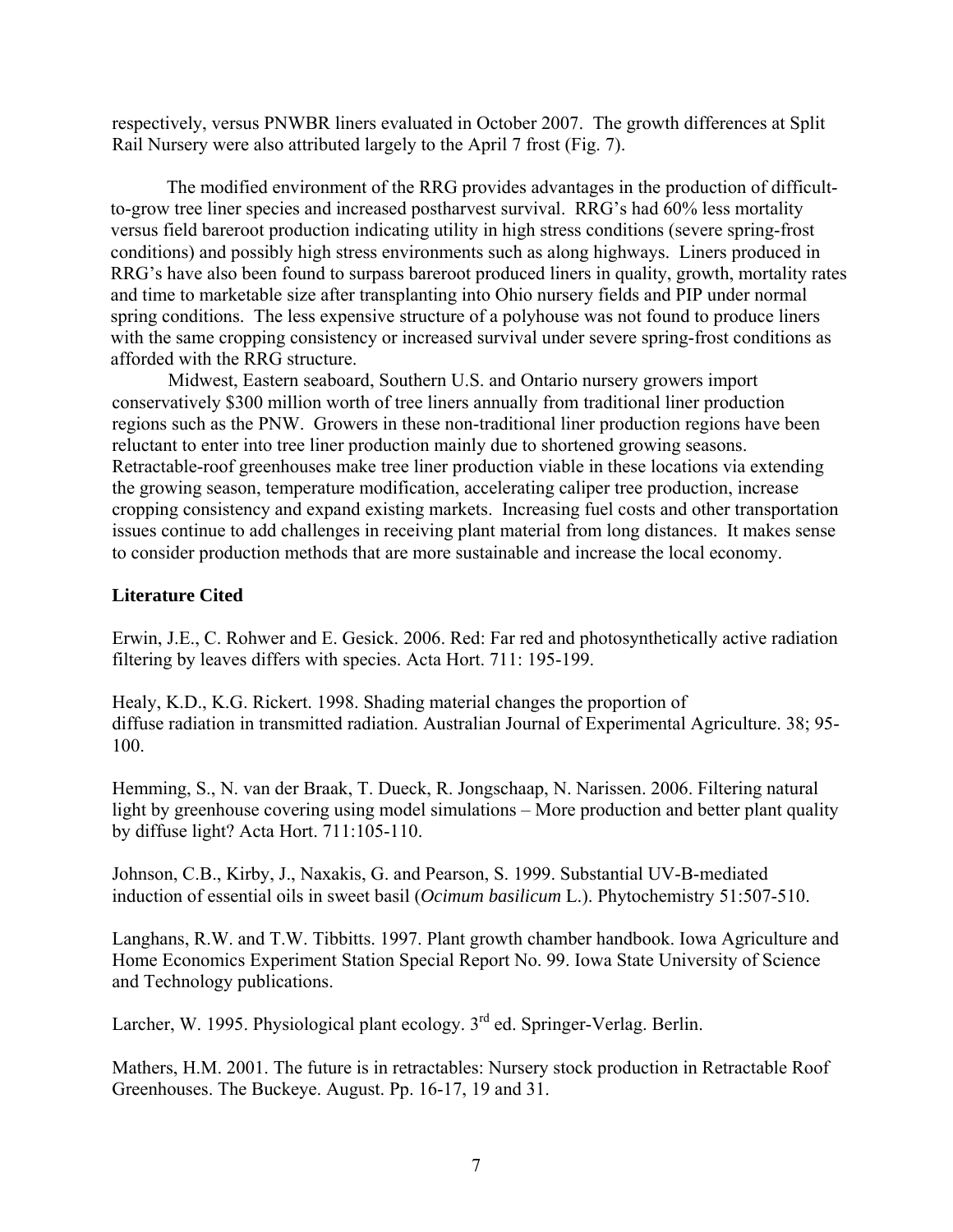respectively, versus PNWBR liners evaluated in October 2007. The growth differences at Split Rail Nursery were also attributed largely to the April 7 frost (Fig. 7).

The modified environment of the RRG provides advantages in the production of difficult-to-grow tree liner species and increased postharvest survival. RRG's had 60% less mortality versus field bareroot production indicating utility in high stress conditions (severe spring-frost conditions) and possibly high stress environments such as along highways. Liners produced in RRG's have also been found to surpass bareroot produced liners in quality, growth, mortality rates and time to marketable size after transplanting into Ohio nursery fields and PIP under normal spring conditions. The less expensive structure of a polyhouse was not found to produce liners with the same cropping consistency or increased survival under severe spring-frost conditions as afforded with the RRG structure.

Midwest, Eastern seaboard, Southern U.S. and Ontario nursery growers import conservatively $300 million worth of tree liners annually from traditional liner production regions such as the PNW. Growers in these non-traditional liner production regions have been reluctant to enter into tree liner production mainly due to shortened growing seasons. Retractable-roof greenhouses make tree liner production viable in these locations via extending the growing season, temperature modification, accelerating caliper tree production, increase cropping consistency and expand existing markets. Increasing fuel costs and other transportation issues continue to add challenges in receiving plant material from long distances. It makes sense to consider production methods that are more sustainable and increase the local economy.

## Literature Cited

Erwin, J.E., C. Rohwer and E. Gesick. 2006. Red: Far red and photosynthetically active radiation filtering by leaves differs with species. Acta Hort. 711: 195-199.

Healy, K.D., K.G. Rickert. 1998. Shading material changes the proportion of diffuse radiation in transmitted radiation. Australian Journal of Experimental Agriculture. 38; 95-100.

Hemming, S., N. van der Braak, T. Dueck, R. Jongschaap, N. Narissen. 2006. Filtering natural light by greenhouse covering using model simulations – More production and better plant quality by diffuse light? Acta Hort. 711:105-110.

Johnson, C.B., Kirby, J., Naxakis, G. and Pearson, S. 1999. Substantial UV-B-mediated induction of essential oils in sweet basil (*Ocimum basilicum* L.). Phytochemistry 51:507-510.

Langhans, R.W. and T.W. Tibbitts. 1997. Plant growth chamber handbook. Iowa Agriculture and Home Economics Experiment Station Special Report No. 99. Iowa State University of Science and Technology publications.

Larcher, W. 1995. Physiological plant ecology. 3rd ed. Springer-Verlag. Berlin.

Mathers, H.M. 2001. The future is in retractables: Nursery stock production in Retractable Roof Greenhouses. The Buckeye. August. Pp. 16-17, 19 and 31.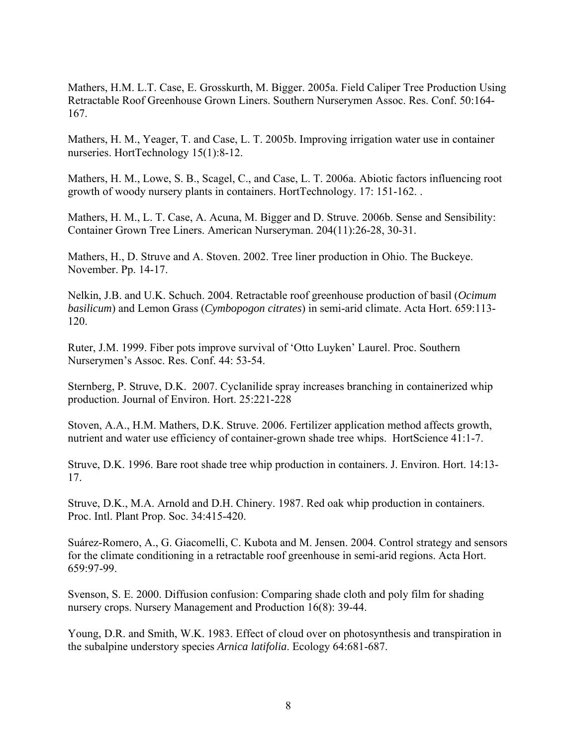Mathers, H.M. L.T. Case, E. Grosskurth, M. Bigger. 2005a. Field Caliper Tree Production Using Retractable Roof Greenhouse Grown Liners. Southern Nurserymen Assoc. Res. Conf. 50:164-167.

Mathers, H. M., Yeager, T. and Case, L. T. 2005b. Improving irrigation water use in container nurseries. HortTechnology 15(1):8-12.

Mathers, H. M., Lowe, S. B., Scagel, C., and Case, L. T. 2006a. Abiotic factors influencing root growth of woody nursery plants in containers. HortTechnology. 17: 151-162. .

Mathers, H. M., L. T. Case, A. Acuna, M. Bigger and D. Struve. 2006b. Sense and Sensibility: Container Grown Tree Liners. American Nurseryman. 204(11):26-28, 30-31.

Mathers, H., D. Struve and A. Stoven. 2002. Tree liner production in Ohio. The Buckeye. November. Pp. 14-17.

Nelkin, J.B. and U.K. Schuch. 2004. Retractable roof greenhouse production of basil (*Ocimum basilicum*) and Lemon Grass (*Cymbopogon citrates*) in semi-arid climate. Acta Hort. 659:113-120.

Ruter, J.M. 1999. Fiber pots improve survival of 'Otto Luyken' Laurel. Proc. Southern Nurserymen's Assoc. Res. Conf. 44: 53-54.

Sternberg, P. Struve, D.K. 2007. Cyclanilide spray increases branching in containerized whip production. Journal of Environ. Hort. 25:221-228

Stoven, A.A., H.M. Mathers, D.K. Struve. 2006. Fertilizer application method affects growth, nutrient and water use efficiency of container-grown shade tree whips. HortScience 41:1-7.

Struve, D.K. 1996. Bare root shade tree whip production in containers. J. Environ. Hort. 14:13-17.

Struve, D.K., M.A. Arnold and D.H. Chinery. 1987. Red oak whip production in containers. Proc. Intl. Plant Prop. Soc. 34:415-420.

Suárez-Romero, A., G. Giacomelli, C. Kubota and M. Jensen. 2004. Control strategy and sensors for the climate conditioning in a retractable roof greenhouse in semi-arid regions. Acta Hort. 659:97-99.

Svenson, S. E. 2000. Diffusion confusion: Comparing shade cloth and poly film for shading nursery crops. Nursery Management and Production 16(8): 39-44.

Young, D.R. and Smith, W.K. 1983. Effect of cloud over on photosynthesis and transpiration in the subalpine understory species *Arnica latifolia*. Ecology 64:681-687.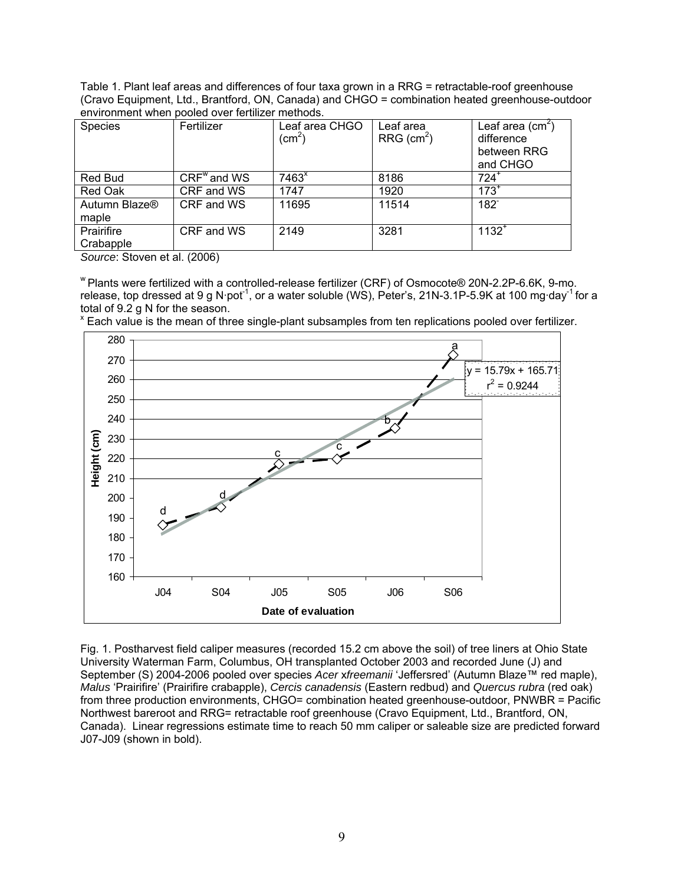Table 1. Plant leaf areas and differences of four taxa grown in a RRG = retractable-roof greenhouse (Cravo Equipment, Ltd., Brantford, ON, Canada) and CHGO = combination heated greenhouse-outdoor environment when pooled over fertilizer methods.

| Species | Fertilizer | Leaf area CHGO ($cm^2$) | Leaf area RRG ($cm^2$) | Leaf area ($cm^2$) difference between RRG and CHGO |
|---|---|---|---|---|
| Red Bud | CRF[w] and WS | 7463[x] | 8186 | 724[+] |
| Red Oak | CRF and WS | 1747 | 1920 | 173[+] |
| Autumn Blaze® maple | CRF and WS | 11695 | 11514 | 182[-] |
| Prairifire Crabapple | CRF and WS | 2149 | 3281 | 1132[+] |

*Source*: Stoven et al. (2006)

[w] Plants were fertilized with a controlled-release fertilizer (CRF) of Osmocote® 20N-2.2P-6.6K, 9-mo. release, top dressed at 9 g N·pot$^{-1}$, or a water soluble (WS), Peter's, 21N-3.1P-5.9K at 100 mg·day$^{-1}$ for a total of 9.2 g N for the season.

[x] Each value is the mean of three single-plant subsamples from ten replications pooled over fertilizer.

Fig. 1. Postharvest field caliper measures (recorded 15.2 cm above the soil) of tree liners at Ohio State University Waterman Farm, Columbus, OH transplanted October 2003 and recorded June (J) and September (S) 2004-2006 pooled over species *Acer* x*freemanii* 'Jeffersred' (Autumn Blaze™ red maple), *Malus* 'Prairifire' (Prairifire crabapple), *Cercis canadensis* (Eastern redbud) and *Quercus rubra* (red oak) from three production environments, CHGO= combination heated greenhouse-outdoor, PNWBR = Pacific Northwest bareroot and RRG= retractable roof greenhouse (Cravo Equipment, Ltd., Brantford, ON, Canada). Linear regressions estimate time to reach 50 mm caliper or saleable size are predicted forward J07-J09 (shown in bold).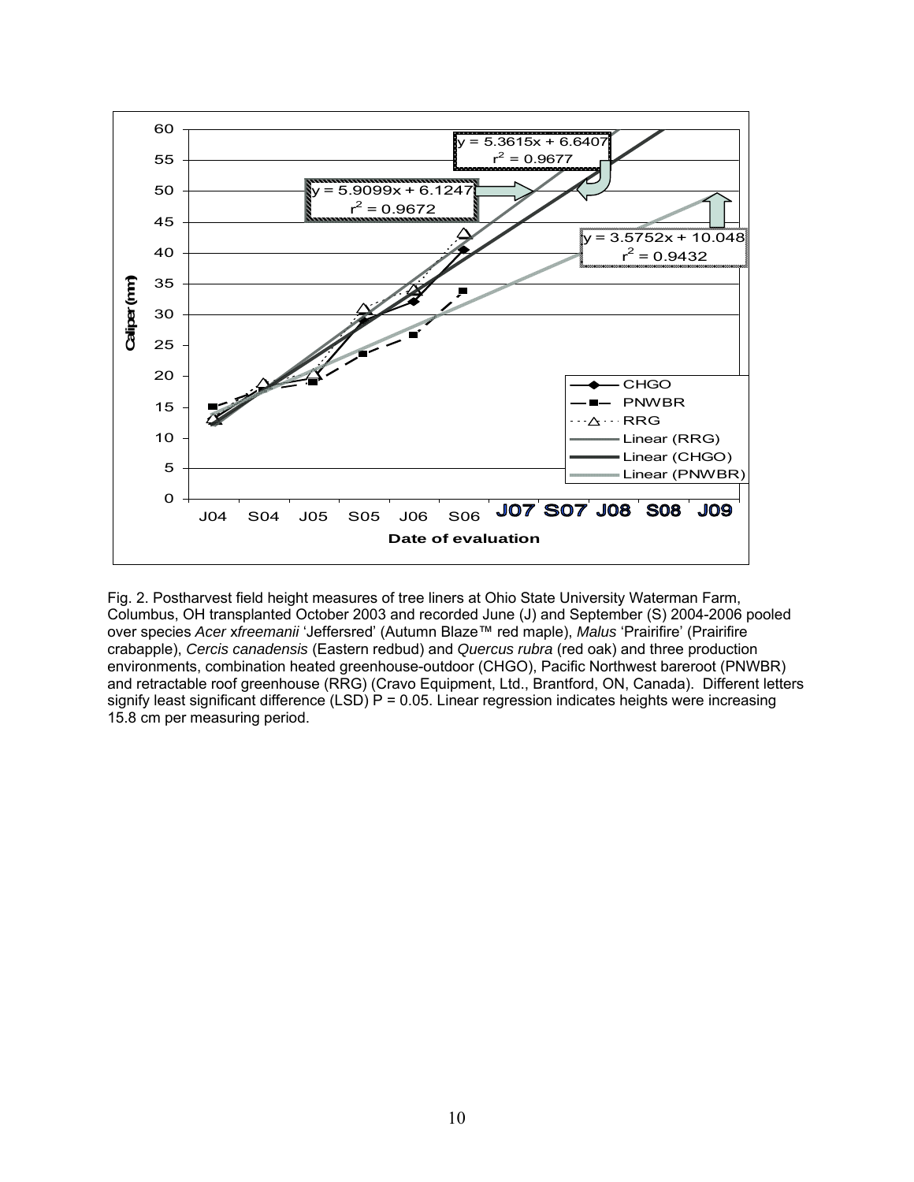Fig. 2. Postharvest field height measures of tree liners at Ohio State University Waterman Farm, Columbus, OH transplanted October 2003 and recorded June (J) and September (S) 2004-2006 pooled over species *Acer* x*freemanii* 'Jeffersred' (Autumn Blaze™ red maple), *Malus* 'Prairifire' (Prairifire crabapple), *Cercis canadensis* (Eastern redbud) and *Quercus rubra* (red oak) and three production environments, combination heated greenhouse-outdoor (CHGO), Pacific Northwest bareroot (PNWBR) and retractable roof greenhouse (RRG) (Cravo Equipment, Ltd., Brantford, ON, Canada). Different letters signify least significant difference (LSD) P = 0.05. Linear regression indicates heights were increasing 15.8 cm per measuring period.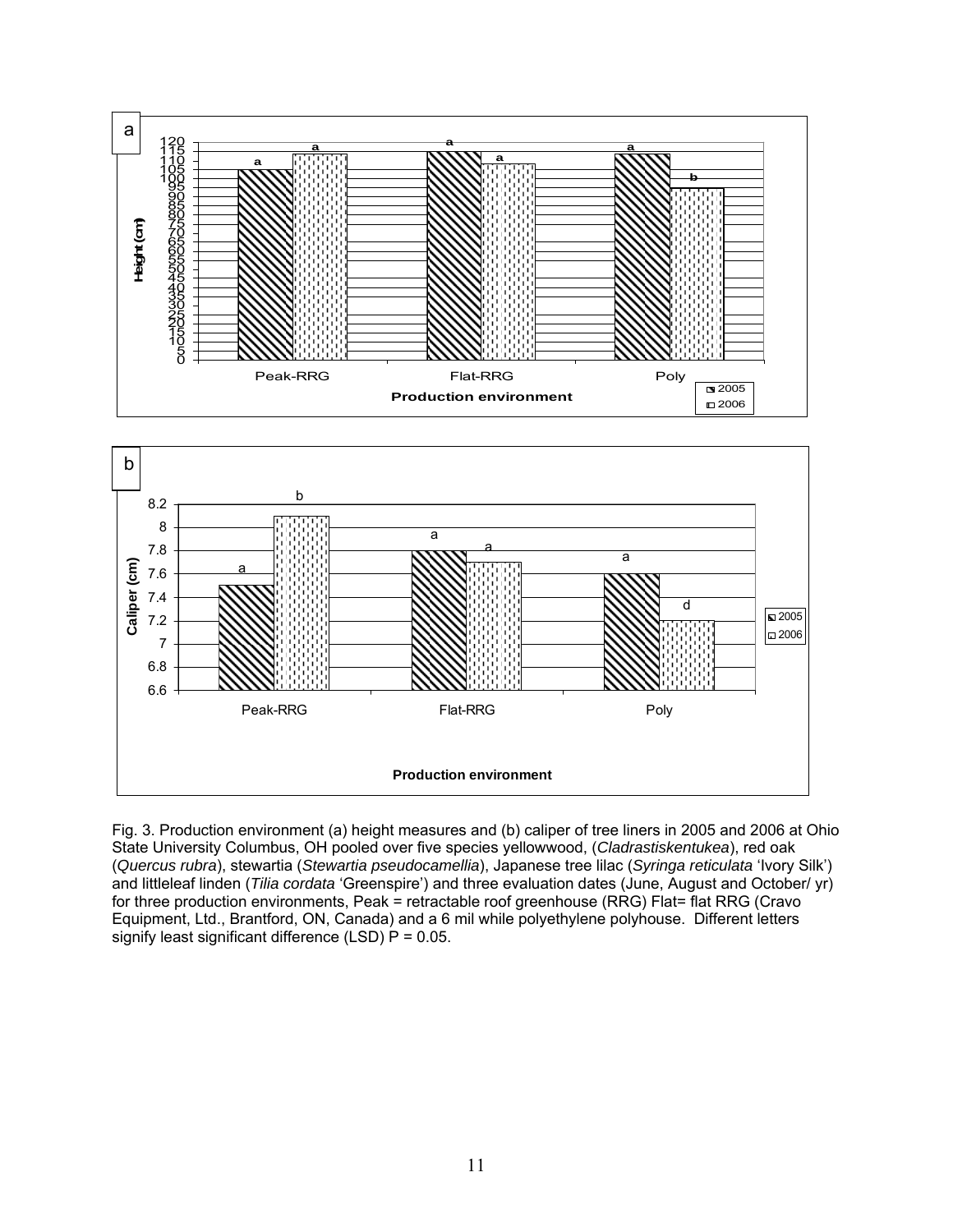Fig. 3. Production environment (a) height measures and (b) caliper of tree liners in 2005 and 2006 at Ohio State University Columbus, OH pooled over five species yellowwood, (*Cladrastiskentukea*), red oak (*Quercus rubra*), stewartia (*Stewartia pseudocamellia*), Japanese tree lilac (*Syringa reticulata* 'Ivory Silk') and littleleaf linden (*Tilia cordata* 'Greenspire') and three evaluation dates (June, August and October/ yr) for three production environments, Peak = retractable roof greenhouse (RRG) Flat= flat RRG (Cravo Equipment, Ltd., Brantford, ON, Canada) and a 6 mil while polyethylene polyhouse. Different letters signify least significant difference (LSD) P = 0.05.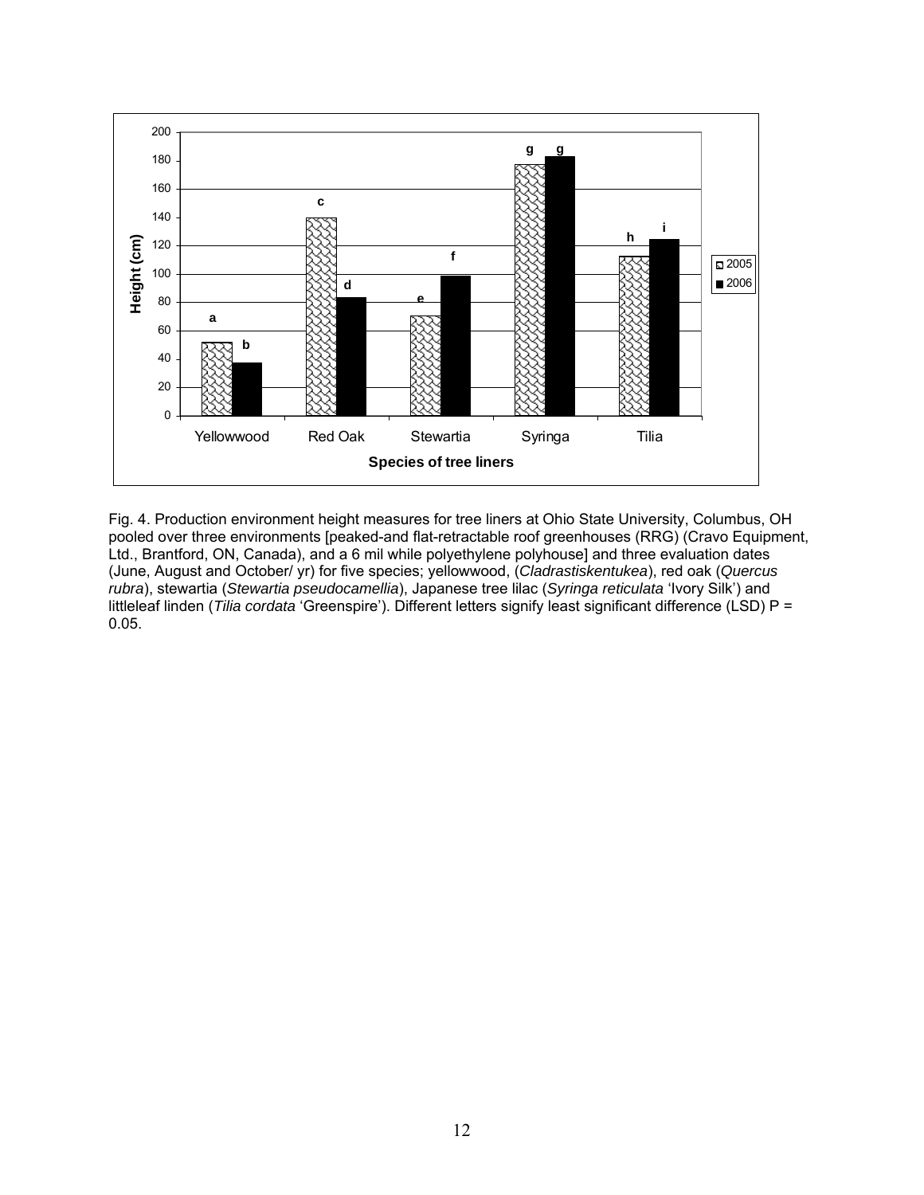Fig. 4. Production environment height measures for tree liners at Ohio State University, Columbus, OH pooled over three environments [peaked-and flat-retractable roof greenhouses (RRG) (Cravo Equipment, Ltd., Brantford, ON, Canada), and a 6 mil while polyethylene polyhouse] and three evaluation dates (June, August and October/ yr) for five species; yellowwood, (*Cladrastiskentukea*), red oak (*Quercus rubra*), stewartia (*Stewartia pseudocamellia*), Japanese tree lilac (*Syringa reticulata* 'Ivory Silk') and littleleaf linden (*Tilia cordata* 'Greenspire'). Different letters signify least significant difference (LSD) P = 0.05.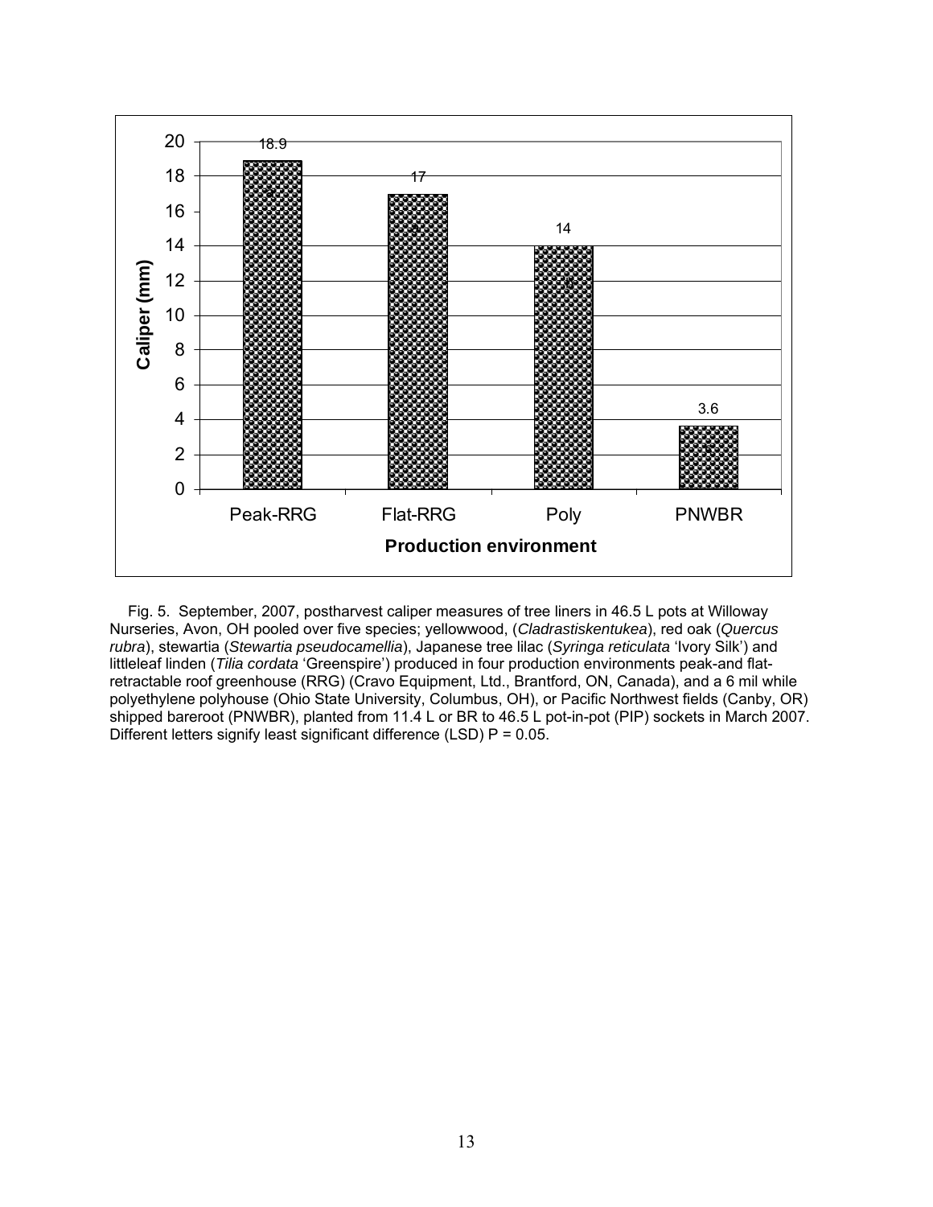Fig. 5. September, 2007, postharvest caliper measures of tree liners in 46.5 L pots at Willoway Nurseries, Avon, OH pooled over five species; yellowwood, (*Cladrastiskentukea*), red oak (*Quercus rubra*), stewartia (*Stewartia pseudocamellia*), Japanese tree lilac (*Syringa reticulata* 'Ivory Silk') and littleleaf linden (*Tilia cordata* 'Greenspire') produced in four production environments peak-and flat-retractable roof greenhouse (RRG) (Cravo Equipment, Ltd., Brantford, ON, Canada), and a 6 mil while polyethylene polyhouse (Ohio State University, Columbus, OH), or Pacific Northwest fields (Canby, OR) shipped bareroot (PNWBR), planted from 11.4 L or BR to 46.5 L pot-in-pot (PIP) sockets in March 2007. Different letters signify least significant difference (LSD) P = 0.05.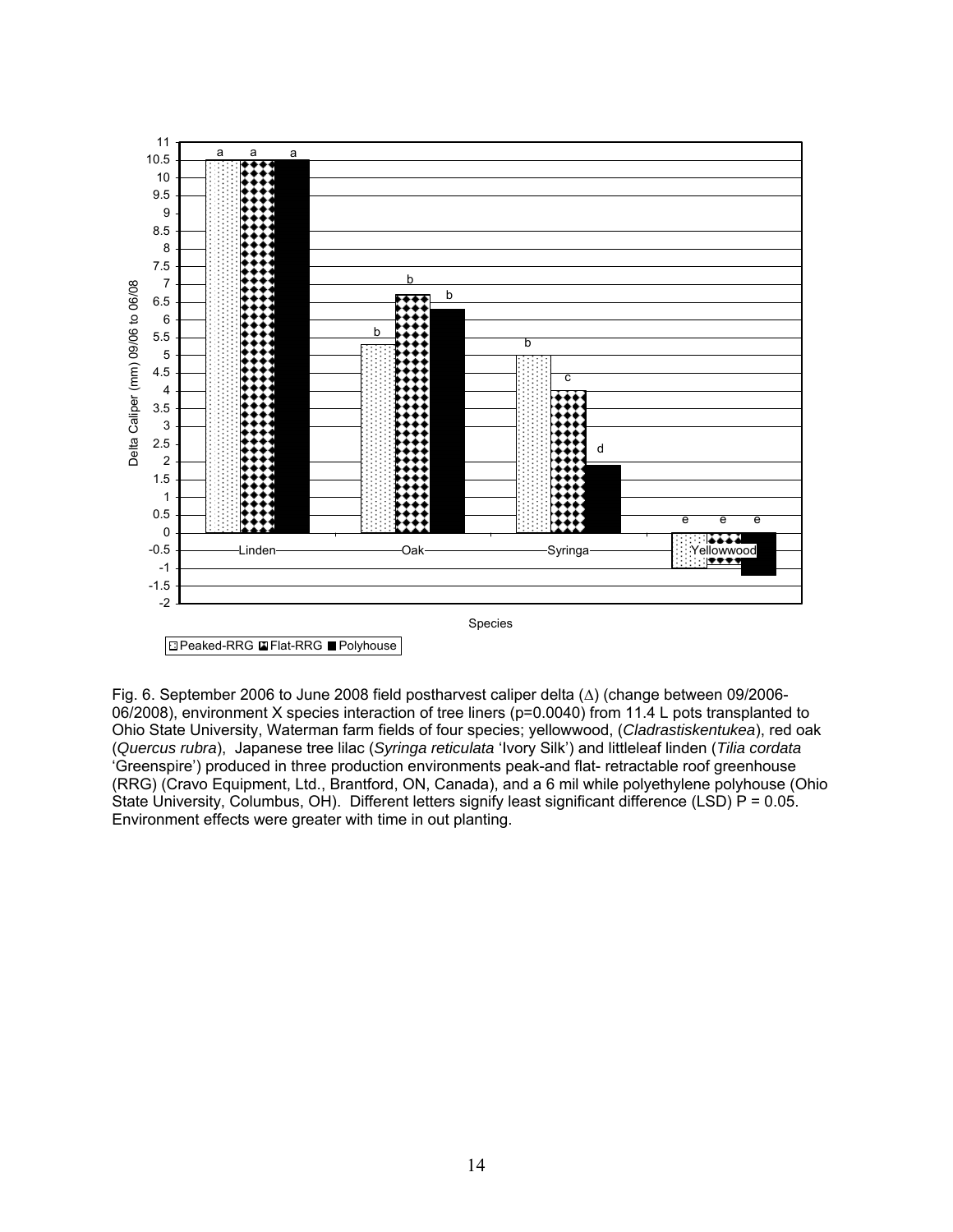Fig. 6. September 2006 to June 2008 field postharvest caliper delta (Δ) (change between 09/2006-06/2008), environment X species interaction of tree liners (p=0.0040) from 11.4 L pots transplanted to Ohio State University, Waterman farm fields of four species; yellowwood, (*Cladrastiskentukea*), red oak (*Quercus rubra*), Japanese tree lilac (*Syringa reticulata* 'Ivory Silk') and littleleaf linden (*Tilia cordata* 'Greenspire') produced in three production environments peak-and flat- retractable roof greenhouse (RRG) (Cravo Equipment, Ltd., Brantford, ON, Canada), and a 6 mil while polyethylene polyhouse (Ohio State University, Columbus, OH). Different letters signify least significant difference (LSD) P = 0.05. Environment effects were greater with time in out planting.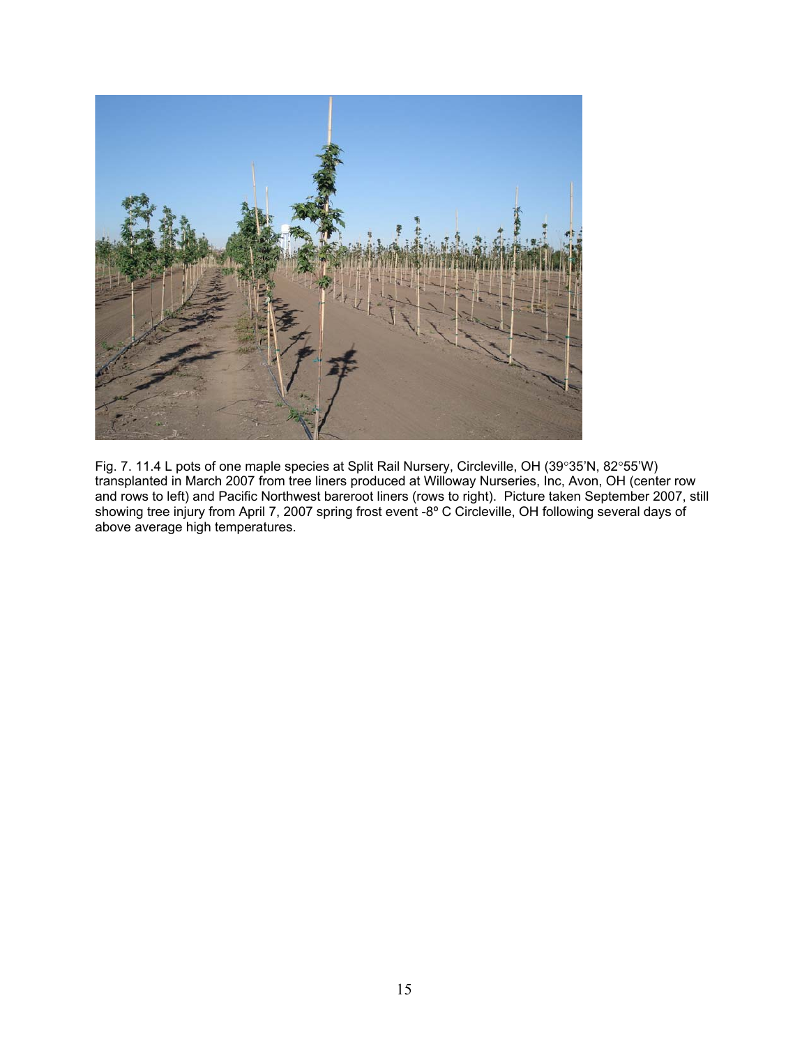Fig. 7. 11.4 L pots of one maple species at Split Rail Nursery, Circleville, OH (39°35'N, 82°55'W) transplanted in March 2007 from tree liners produced at Willoway Nurseries, Inc, Avon, OH (center row and rows to left) and Pacific Northwest bareroot liners (rows to right). Picture taken September 2007, still showing tree injury from April 7, 2007 spring frost event -8º C Circleville, OH following several days of above average high temperatures.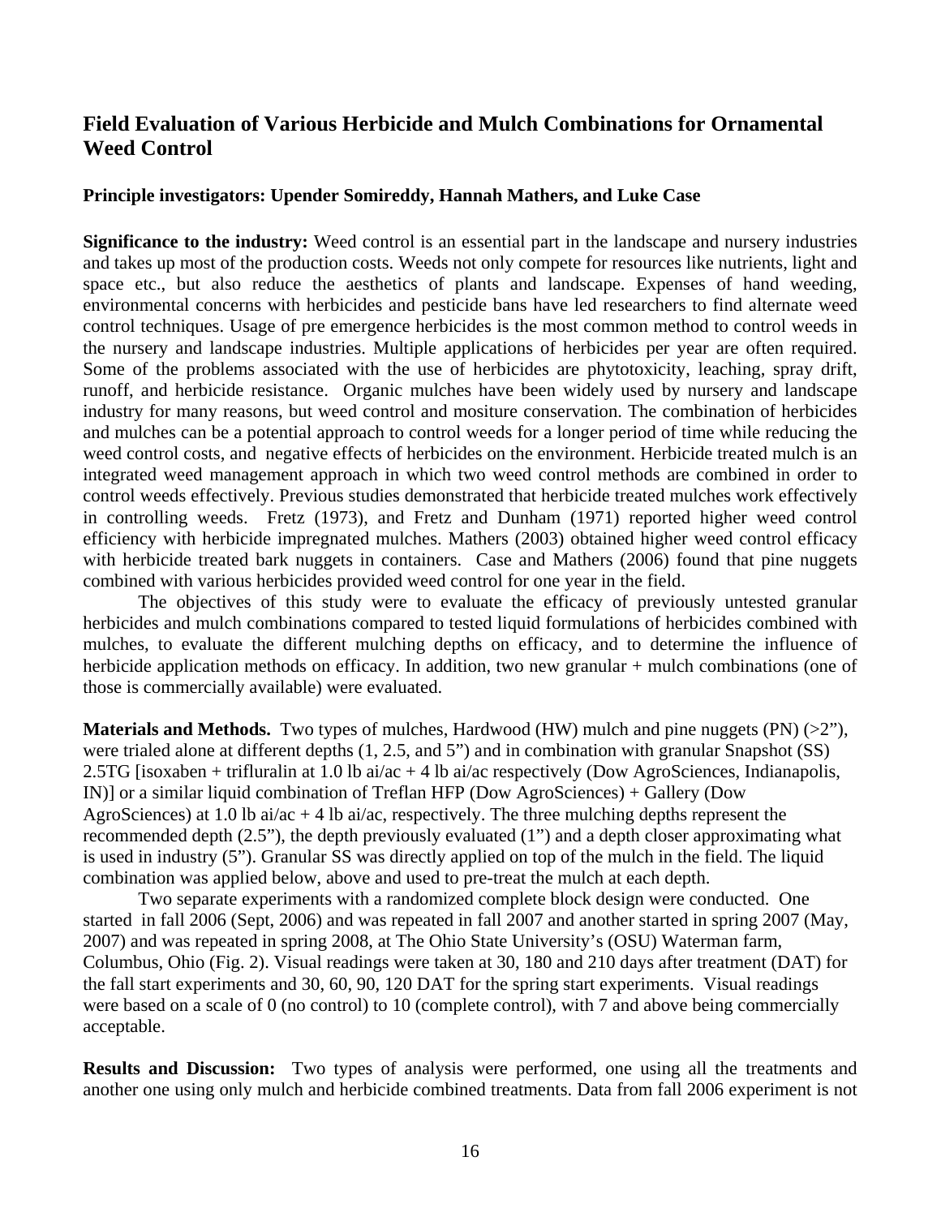## Field Evaluation of Various Herbicide and Mulch Combinations for Ornamental Weed Control

**Principle investigators: Upender Somireddy, Hannah Mathers, and Luke Case**

**Significance to the industry:** Weed control is an essential part in the landscape and nursery industries and takes up most of the production costs. Weeds not only compete for resources like nutrients, light and space etc., but also reduce the aesthetics of plants and landscape. Expenses of hand weeding, environmental concerns with herbicides and pesticide bans have led researchers to find alternate weed control techniques. Usage of pre emergence herbicides is the most common method to control weeds in the nursery and landscape industries. Multiple applications of herbicides per year are often required. Some of the problems associated with the use of herbicides are phytotoxicity, leaching, spray drift, runoff, and herbicide resistance. Organic mulches have been widely used by nursery and landscape industry for many reasons, but weed control and mositure conservation. The combination of herbicides and mulches can be a potential approach to control weeds for a longer period of time while reducing the weed control costs, and negative effects of herbicides on the environment. Herbicide treated mulch is an integrated weed management approach in which two weed control methods are combined in order to control weeds effectively. Previous studies demonstrated that herbicide treated mulches work effectively in controlling weeds. Fretz (1973), and Fretz and Dunham (1971) reported higher weed control efficiency with herbicide impregnated mulches. Mathers (2003) obtained higher weed control efficacy with herbicide treated bark nuggets in containers. Case and Mathers (2006) found that pine nuggets combined with various herbicides provided weed control for one year in the field.

The objectives of this study were to evaluate the efficacy of previously untested granular herbicides and mulch combinations compared to tested liquid formulations of herbicides combined with mulches, to evaluate the different mulching depths on efficacy, and to determine the influence of herbicide application methods on efficacy. In addition, two new granular + mulch combinations (one of those is commercially available) were evaluated.

**Materials and Methods.** Two types of mulches, Hardwood (HW) mulch and pine nuggets (PN) (>2”), were trialed alone at different depths (1, 2.5, and 5”) and in combination with granular Snapshot (SS) 2.5TG [isoxaben + trifluralin at 1.0 lb ai/ac + 4 lb ai/ac respectively (Dow AgroSciences, Indianapolis, IN)] or a similar liquid combination of Treflan HFP (Dow AgroSciences) + Gallery (Dow AgroSciences) at 1.0 lb ai/ac + 4 lb ai/ac, respectively. The three mulching depths represent the recommended depth (2.5”), the depth previously evaluated (1”) and a depth closer approximating what is used in industry (5”). Granular SS was directly applied on top of the mulch in the field. The liquid combination was applied below, above and used to pre-treat the mulch at each depth.

Two separate experiments with a randomized complete block design were conducted. One started in fall 2006 (Sept, 2006) and was repeated in fall 2007 and another started in spring 2007 (May, 2007) and was repeated in spring 2008, at The Ohio State University’s (OSU) Waterman farm, Columbus, Ohio (Fig. 2). Visual readings were taken at 30, 180 and 210 days after treatment (DAT) for the fall start experiments and 30, 60, 90, 120 DAT for the spring start experiments. Visual readings were based on a scale of 0 (no control) to 10 (complete control), with 7 and above being commercially acceptable.

**Results and Discussion:** Two types of analysis were performed, one using all the treatments and another one using only mulch and herbicide combined treatments. Data from fall 2006 experiment is not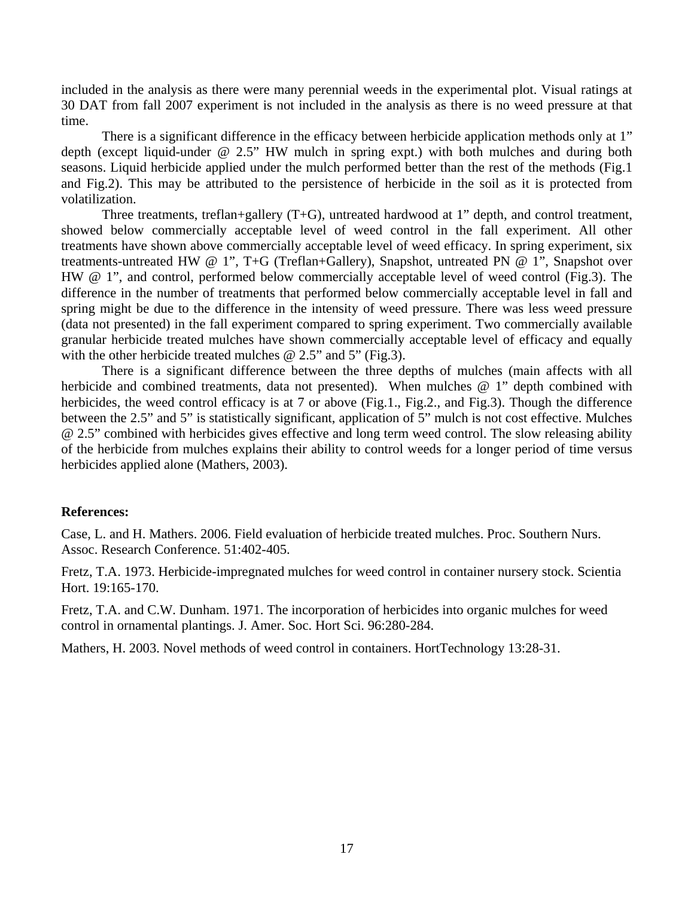included in the analysis as there were many perennial weeds in the experimental plot. Visual ratings at 30 DAT from fall 2007 experiment is not included in the analysis as there is no weed pressure at that time.

There is a significant difference in the efficacy between herbicide application methods only at 1” depth (except liquid-under @ 2.5” HW mulch in spring expt.) with both mulches and during both seasons. Liquid herbicide applied under the mulch performed better than the rest of the methods (Fig.1 and Fig.2). This may be attributed to the persistence of herbicide in the soil as it is protected from volatilization.

Three treatments, treflan+gallery (T+G), untreated hardwood at 1” depth, and control treatment, showed below commercially acceptable level of weed control in the fall experiment. All other treatments have shown above commercially acceptable level of weed efficacy. In spring experiment, six treatments-untreated HW @ 1”, T+G (Treflan+Gallery), Snapshot, untreated PN @ 1”, Snapshot over HW @ 1”, and control, performed below commercially acceptable level of weed control (Fig.3). The difference in the number of treatments that performed below commercially acceptable level in fall and spring might be due to the difference in the intensity of weed pressure. There was less weed pressure (data not presented) in the fall experiment compared to spring experiment. Two commercially available granular herbicide treated mulches have shown commercially acceptable level of efficacy and equally with the other herbicide treated mulches @ 2.5” and 5” (Fig.3).

There is a significant difference between the three depths of mulches (main affects with all herbicide and combined treatments, data not presented). When mulches @ 1” depth combined with herbicides, the weed control efficacy is at 7 or above (Fig.1., Fig.2., and Fig.3). Though the difference between the 2.5” and 5” is statistically significant, application of 5” mulch is not cost effective. Mulches @ 2.5” combined with herbicides gives effective and long term weed control. The slow releasing ability of the herbicide from mulches explains their ability to control weeds for a longer period of time versus herbicides applied alone (Mathers, 2003).

**References:**

Case, L. and H. Mathers. 2006. Field evaluation of herbicide treated mulches. Proc. Southern Nurs. Assoc. Research Conference. 51:402-405.

Fretz, T.A. 1973. Herbicide-impregnated mulches for weed control in container nursery stock. Scientia Hort. 19:165-170.

Fretz, T.A. and C.W. Dunham. 1971. The incorporation of herbicides into organic mulches for weed control in ornamental plantings. J. Amer. Soc. Hort Sci. 96:280-284.

Mathers, H. 2003. Novel methods of weed control in containers. HortTechnology 13:28-31.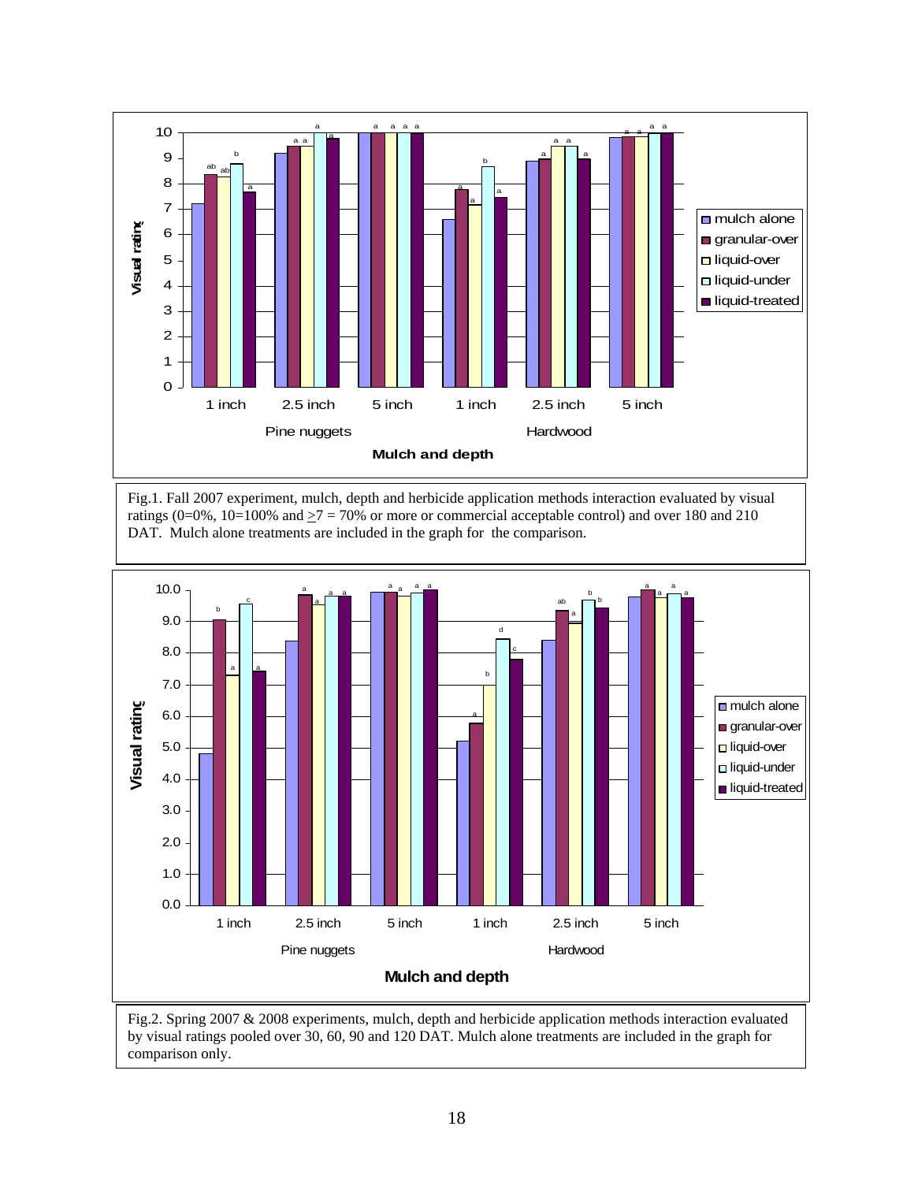Fig.1. Fall 2007 experiment, mulch, depth and herbicide application methods interaction evaluated by visual ratings (0=0%, 10=100% and ≥7 = 70% or more or commercial acceptable control) and over 180 and 210 DAT. Mulch alone treatments are included in the graph for the comparison.

Fig.2. Spring 2007 & 2008 experiments, mulch, depth and herbicide application methods interaction evaluated by visual ratings pooled over 30, 60, 90 and 120 DAT. Mulch alone treatments are included in the graph for comparison only.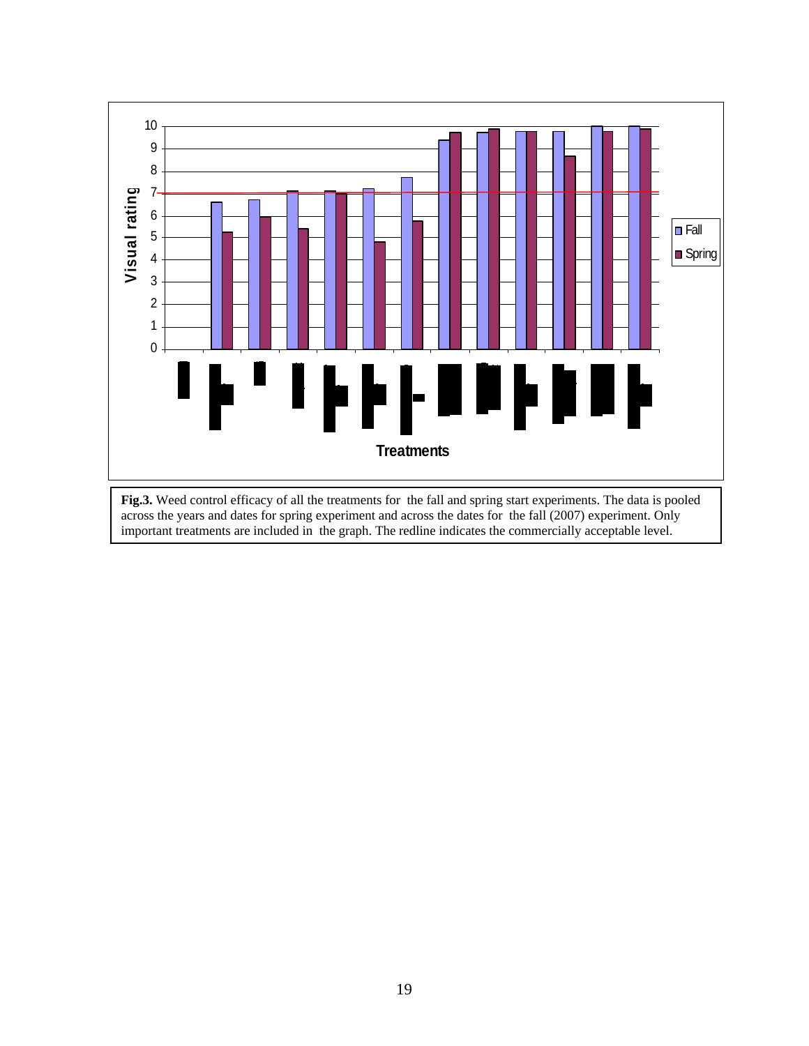**Fig.3.** Weed control efficacy of all the treatments for the fall and spring start experiments. The data is pooled across the years and dates for spring experiment and across the dates for the fall (2007) experiment. Only important treatments are included in the graph. The redline indicates the commercially acceptable level.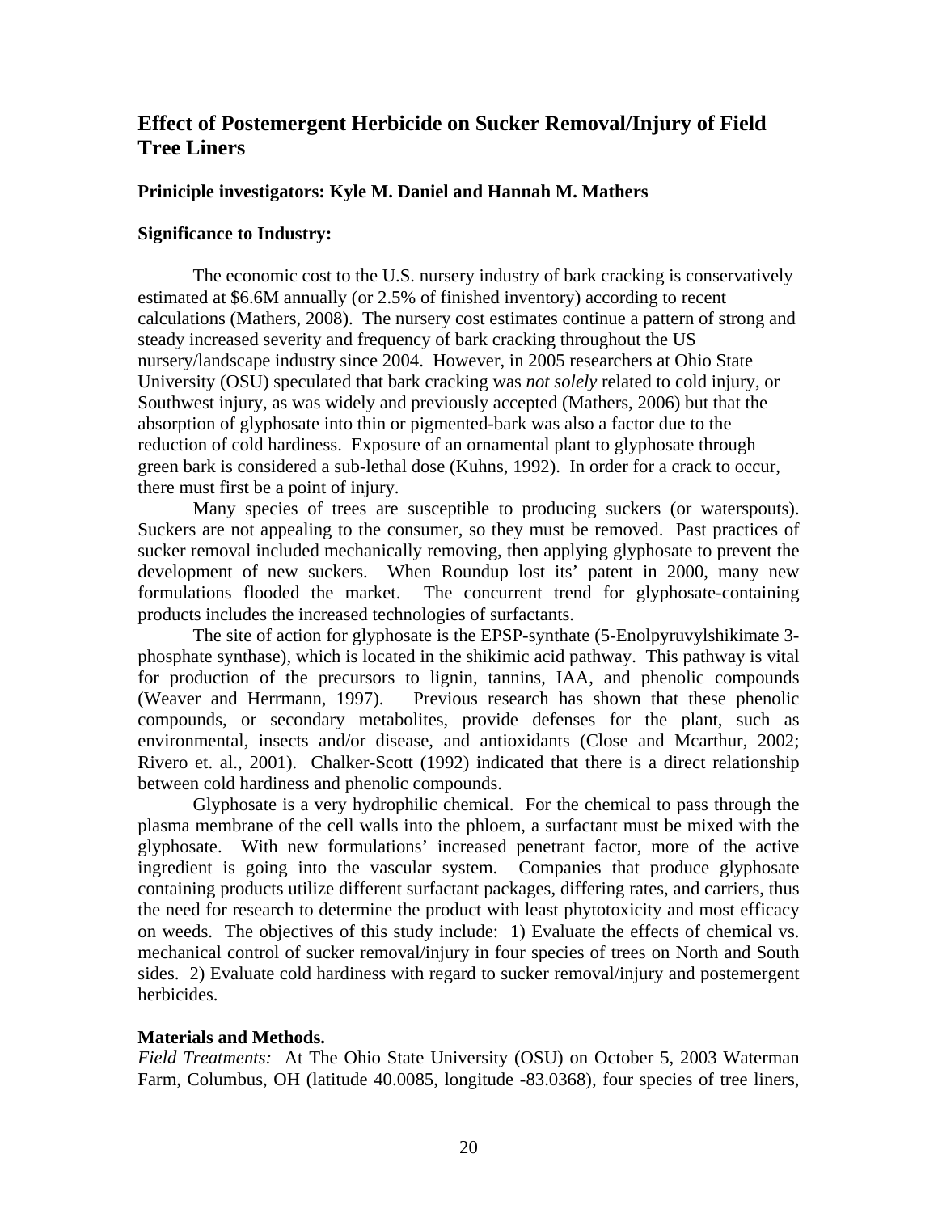## Effect of Postemergent Herbicide on Sucker Removal/Injury of Field Tree Liners

**Priniciple investigators: Kyle M. Daniel and Hannah M. Mathers**

**Significance to Industry:**

The economic cost to the U.S. nursery industry of bark cracking is conservatively estimated at \$6.6M annually (or 2.5% of finished inventory) according to recent calculations (Mathers, 2008). The nursery cost estimates continue a pattern of strong and steady increased severity and frequency of bark cracking throughout the US nursery/landscape industry since 2004. However, in 2005 researchers at Ohio State University (OSU) speculated that bark cracking was *not solely* related to cold injury, or Southwest injury, as was widely and previously accepted (Mathers, 2006) but that the absorption of glyphosate into thin or pigmented-bark was also a factor due to the reduction of cold hardiness. Exposure of an ornamental plant to glyphosate through green bark is considered a sub-lethal dose (Kuhns, 1992). In order for a crack to occur, there must first be a point of injury.

Many species of trees are susceptible to producing suckers (or waterspouts). Suckers are not appealing to the consumer, so they must be removed. Past practices of sucker removal included mechanically removing, then applying glyphosate to prevent the development of new suckers. When Roundup lost its' patent in 2000, many new formulations flooded the market. The concurrent trend for glyphosate-containing products includes the increased technologies of surfactants.

The site of action for glyphosate is the EPSP-synthate (5-Enolpyruvylshikimate 3-phosphate synthase), which is located in the shikimic acid pathway. This pathway is vital for production of the precursors to lignin, tannins, IAA, and phenolic compounds (Weaver and Herrmann, 1997). Previous research has shown that these phenolic compounds, or secondary metabolites, provide defenses for the plant, such as environmental, insects and/or disease, and antioxidants (Close and Mcarthur, 2002; Rivero et. al., 2001). Chalker-Scott (1992) indicated that there is a direct relationship between cold hardiness and phenolic compounds.

Glyphosate is a very hydrophilic chemical. For the chemical to pass through the plasma membrane of the cell walls into the phloem, a surfactant must be mixed with the glyphosate. With new formulations' increased penetrant factor, more of the active ingredient is going into the vascular system. Companies that produce glyphosate containing products utilize different surfactant packages, differing rates, and carriers, thus the need for research to determine the product with least phytotoxicity and most efficacy on weeds. The objectives of this study include: 1) Evaluate the effects of chemical vs. mechanical control of sucker removal/injury in four species of trees on North and South sides. 2) Evaluate cold hardiness with regard to sucker removal/injury and postemergent herbicides.

**Materials and Methods.**

*Field Treatments:* At The Ohio State University (OSU) on October 5, 2003 Waterman Farm, Columbus, OH (latitude 40.0085, longitude -83.0368), four species of tree liners,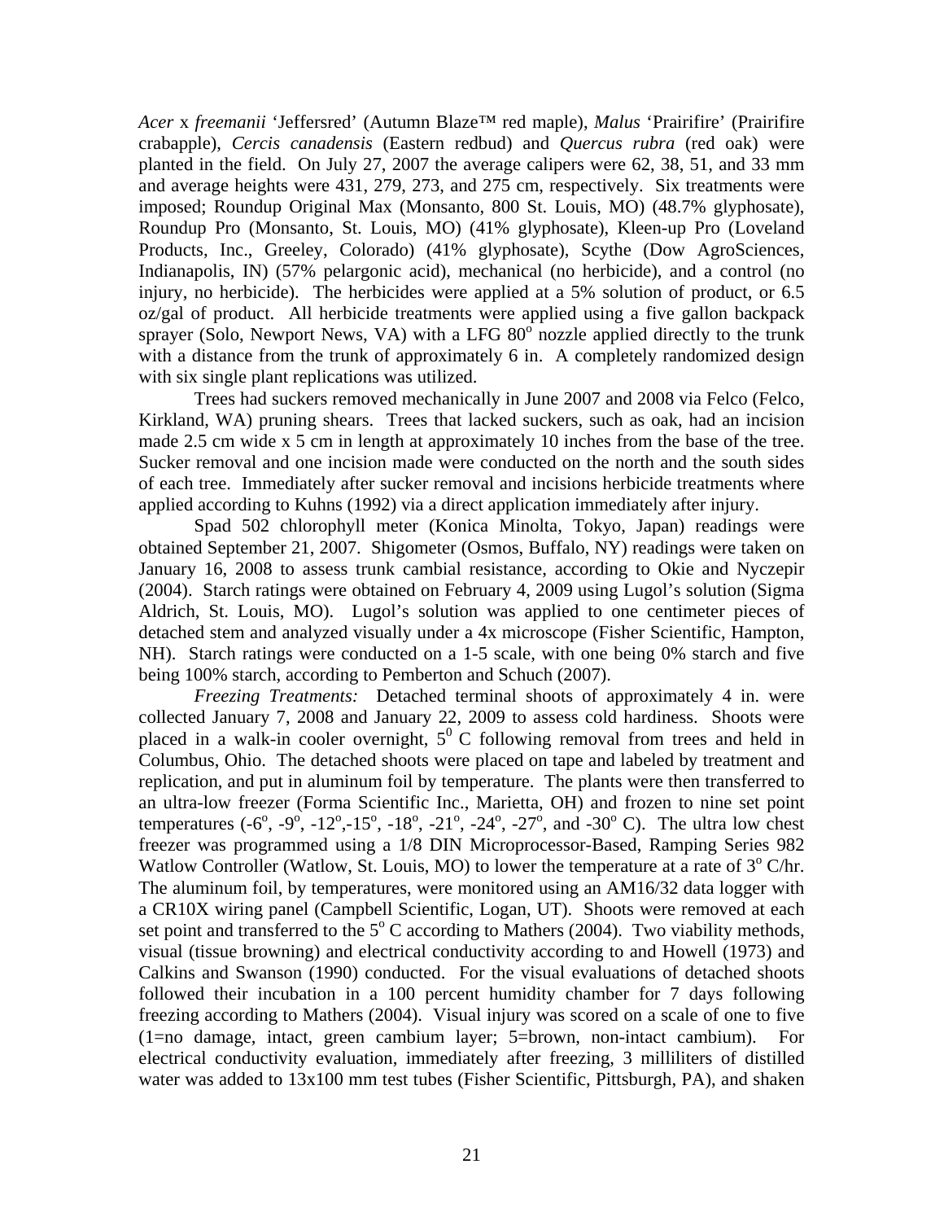*Acer* x *freemanii* 'Jeffersred' (Autumn Blaze™ red maple), *Malus* 'Prairifire' (Prairifire crabapple), *Cercis canadensis* (Eastern redbud) and *Quercus rubra* (red oak) were planted in the field. On July 27, 2007 the average calipers were 62, 38, 51, and 33 mm and average heights were 431, 279, 273, and 275 cm, respectively. Six treatments were imposed; Roundup Original Max (Monsanto, 800 St. Louis, MO) (48.7% glyphosate), Roundup Pro (Monsanto, St. Louis, MO) (41% glyphosate), Kleen-up Pro (Loveland Products, Inc., Greeley, Colorado) (41% glyphosate), Scythe (Dow AgroSciences, Indianapolis, IN) (57% pelargonic acid), mechanical (no herbicide), and a control (no injury, no herbicide). The herbicides were applied at a 5% solution of product, or 6.5 oz/gal of product. All herbicide treatments were applied using a five gallon backpack sprayer (Solo, Newport News, VA) with a LFG 80$^{o}$ nozzle applied directly to the trunk with a distance from the trunk of approximately 6 in. A completely randomized design with six single plant replications was utilized.

Trees had suckers removed mechanically in June 2007 and 2008 via Felco (Felco, Kirkland, WA) pruning shears. Trees that lacked suckers, such as oak, had an incision made 2.5 cm wide x 5 cm in length at approximately 10 inches from the base of the tree. Sucker removal and one incision made were conducted on the north and the south sides of each tree. Immediately after sucker removal and incisions herbicide treatments where applied according to Kuhns (1992) via a direct application immediately after injury.

Spad 502 chlorophyll meter (Konica Minolta, Tokyo, Japan) readings were obtained September 21, 2007. Shigometer (Osmos, Buffalo, NY) readings were taken on January 16, 2008 to assess trunk cambial resistance, according to Okie and Nyczepir (2004). Starch ratings were obtained on February 4, 2009 using Lugol's solution (Sigma Aldrich, St. Louis, MO). Lugol's solution was applied to one centimeter pieces of detached stem and analyzed visually under a 4x microscope (Fisher Scientific, Hampton, NH). Starch ratings were conducted on a 1-5 scale, with one being 0% starch and five being 100% starch, according to Pemberton and Schuch (2007).

*Freezing Treatments:* Detached terminal shoots of approximately 4 in. were collected January 7, 2008 and January 22, 2009 to assess cold hardiness. Shoots were placed in a walk-in cooler overnight, 5$^{0}$ C following removal from trees and held in Columbus, Ohio. The detached shoots were placed on tape and labeled by treatment and replication, and put in aluminum foil by temperature. The plants were then transferred to an ultra-low freezer (Forma Scientific Inc., Marietta, OH) and frozen to nine set point temperatures (-6$^{o}$, -9$^{o}$, -12$^{o}$,-15$^{o}$, -18$^{o}$, -21$^{o}$, -24$^{o}$, -27$^{o}$, and -30$^{o}$ C). The ultra low chest freezer was programmed using a 1/8 DIN Microprocessor-Based, Ramping Series 982 Watlow Controller (Watlow, St. Louis, MO) to lower the temperature at a rate of 3$^{o}$ C/hr. The aluminum foil, by temperatures, were monitored using an AM16/32 data logger with a CR10X wiring panel (Campbell Scientific, Logan, UT). Shoots were removed at each set point and transferred to the 5$^{o}$ C according to Mathers (2004). Two viability methods, visual (tissue browning) and electrical conductivity according to and Howell (1973) and Calkins and Swanson (1990) conducted. For the visual evaluations of detached shoots followed their incubation in a 100 percent humidity chamber for 7 days following freezing according to Mathers (2004). Visual injury was scored on a scale of one to five (1=no damage, intact, green cambium layer; 5=brown, non-intact cambium). For electrical conductivity evaluation, immediately after freezing, 3 milliliters of distilled water was added to 13x100 mm test tubes (Fisher Scientific, Pittsburgh, PA), and shaken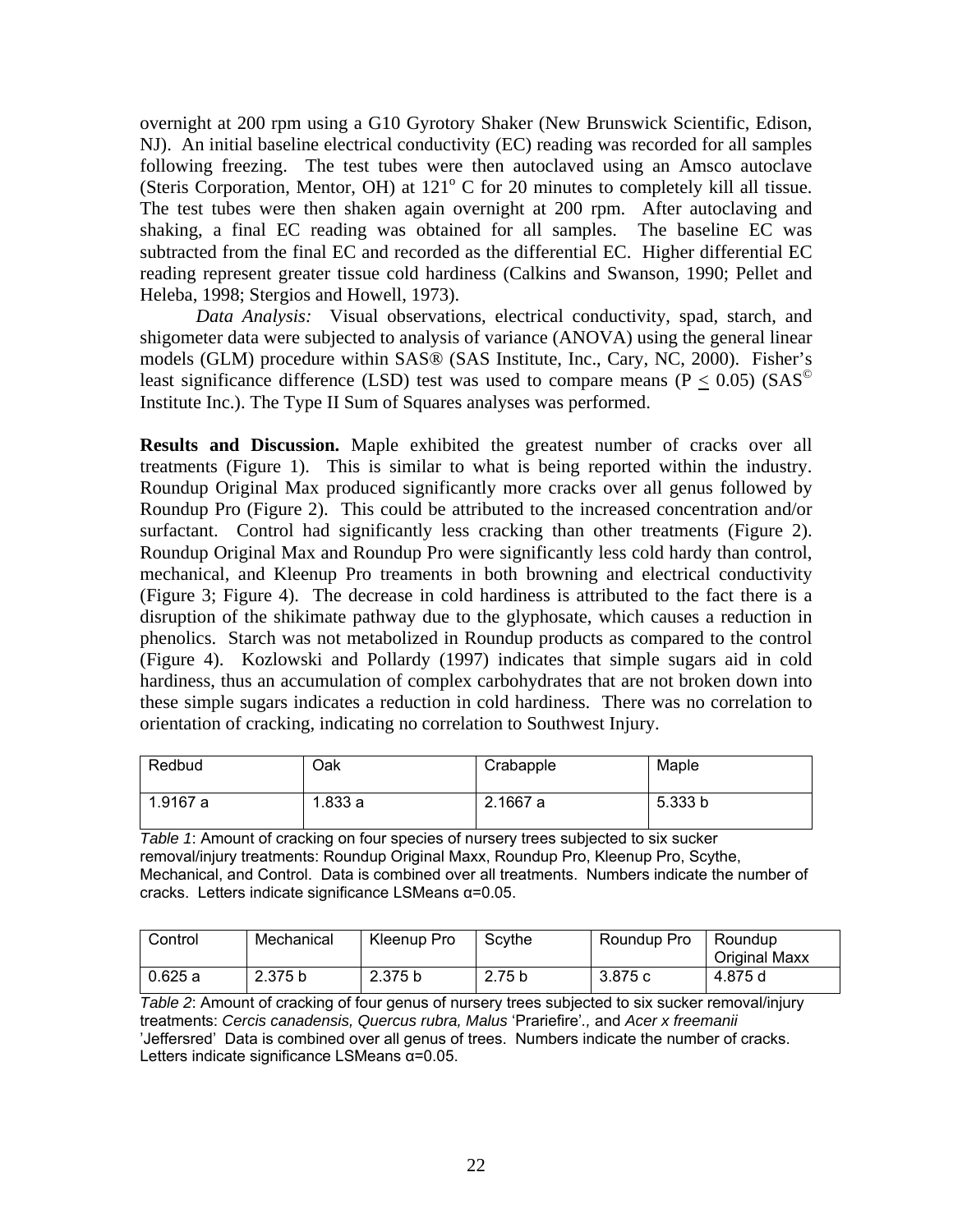overnight at 200 rpm using a G10 Gyrotory Shaker (New Brunswick Scientific, Edison, NJ). An initial baseline electrical conductivity (EC) reading was recorded for all samples following freezing. The test tubes were then autoclaved using an Amsco autoclave (Steris Corporation, Mentor, OH) at 121$^o$ C for 20 minutes to completely kill all tissue. The test tubes were then shaken again overnight at 200 rpm. After autoclaving and shaking, a final EC reading was obtained for all samples. The baseline EC was subtracted from the final EC and recorded as the differential EC. Higher differential EC reading represent greater tissue cold hardiness (Calkins and Swanson, 1990; Pellet and Heleba, 1998; Stergios and Howell, 1973).

*Data Analysis:* Visual observations, electrical conductivity, spad, starch, and shigometer data were subjected to analysis of variance (ANOVA) using the general linear models (GLM) procedure within SAS® (SAS Institute, Inc., Cary, NC, 2000). Fisher's least significance difference (LSD) test was used to compare means ($P \leq 0.05$) (SAS© Institute Inc.). The Type II Sum of Squares analyses was performed.

**Results and Discussion.** Maple exhibited the greatest number of cracks over all treatments (Figure 1). This is similar to what is being reported within the industry. Roundup Original Max produced significantly more cracks over all genus followed by Roundup Pro (Figure 2). This could be attributed to the increased concentration and/or surfactant. Control had significantly less cracking than other treatments (Figure 2). Roundup Original Max and Roundup Pro were significantly less cold hardy than control, mechanical, and Kleenup Pro treaments in both browning and electrical conductivity (Figure 3; Figure 4). The decrease in cold hardiness is attributed to the fact there is a disruption of the shikimate pathway due to the glyphosate, which causes a reduction in phenolics. Starch was not metabolized in Roundup products as compared to the control (Figure 4). Kozlowski and Pollardy (1997) indicates that simple sugars aid in cold hardiness, thus an accumulation of complex carbohydrates that are not broken down into these simple sugars indicates a reduction in cold hardiness. There was no correlation to orientation of cracking, indicating no correlation to Southwest Injury.

| Redbud | Oak | Crabapple | Maple |
|---|---|---|---|
| 1.9167 a | 1.833 a | 2.1667 a | 5.333 b |

*Table 1*: Amount of cracking on four species of nursery trees subjected to six sucker removal/injury treatments: Roundup Original Maxx, Roundup Pro, Kleenup Pro, Scythe, Mechanical, and Control. Data is combined over all treatments. Numbers indicate the number of cracks. Letters indicate significance LSMeans α=0.05.

| Control | Mechanical | Kleenup Pro | Scythe | Roundup Pro | Roundup Original Maxx |
|---|---|---|---|---|---|
| 0.625 a | 2.375 b | 2.375 b | 2.75 b | 3.875 c | 4.875 d |

*Table 2*: Amount of cracking of four genus of nursery trees subjected to six sucker removal/injury treatments: *Cercis canadensis, Quercus rubra, Malus* 'Prariefire'*.,* and *Acer x freemanii* 'Jeffersred' Data is combined over all genus of trees. Numbers indicate the number of cracks. Letters indicate significance LSMeans α=0.05.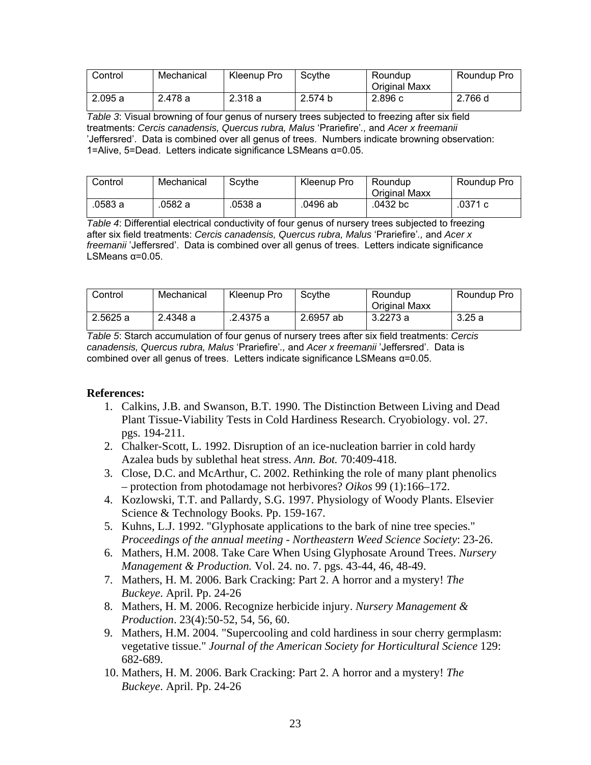| Control | Mechanical | Kleenup Pro | Scythe | Roundup Original Maxx | Roundup Pro |
|---|---|---|---|---|---|
| 2.095 a | 2.478 a | 2.318 a | 2.574 b | 2.896 c | 2.766 d |

*Table 3*: Visual browning of four genus of nursery trees subjected to freezing after six field treatments: *Cercis canadensis, Quercus rubra, Malus* 'Prariefire'*,* and *Acer x freemanii* 'Jeffersred'. Data is combined over all genus of trees. Numbers indicate browning observation: 1=Alive, 5=Dead. Letters indicate significance LSMeans α=0.05.

| Control | Mechanical | Scythe | Kleenup Pro | Roundup Original Maxx | Roundup Pro |
|---|---|---|---|---|---|
| .0583 a | .0582 a | .0538 a | .0496 ab | .0432 bc | .0371 c |

*Table 4*: Differential electrical conductivity of four genus of nursery trees subjected to freezing after six field treatments: *Cercis canadensis, Quercus rubra, Malus* 'Prariefire'*,* and *Acer x freemanii* 'Jeffersred'. Data is combined over all genus of trees. Letters indicate significance LSMeans α=0.05.

| Control | Mechanical | Kleenup Pro | Scythe | Roundup Original Maxx | Roundup Pro |
|---|---|---|---|---|---|
| 2.5625 a | 2.4348 a | .2.4375 a | 2.6957 ab | 3.2273 a | 3.25 a |

*Table 5*: Starch accumulation of four genus of nursery trees after six field treatments: *Cercis canadensis, Quercus rubra, Malus* 'Prariefire'*,* and *Acer x freemanii* 'Jeffersred'. Data is combined over all genus of trees. Letters indicate significance LSMeans α=0.05.

**References:**

1. Calkins, J.B. and Swanson, B.T. 1990. The Distinction Between Living and Dead Plant Tissue-Viability Tests in Cold Hardiness Research. Cryobiology. vol. 27. pgs. 194-211.
2. Chalker-Scott, L. 1992. Disruption of an ice-nucleation barrier in cold hardy Azalea buds by sublethal heat stress. *Ann. Bot.* 70:409-418.
3. Close, D.C. and McArthur, C. 2002. Rethinking the role of many plant phenolics – protection from photodamage not herbivores? *Oikos* 99 (1):166–172.
4. Kozlowski, T.T. and Pallardy, S.G. 1997. Physiology of Woody Plants. Elsevier Science & Technology Books. Pp. 159-167.
5. Kuhns, L.J. 1992. "Glyphosate applications to the bark of nine tree species." *Proceedings of the annual meeting - Northeastern Weed Science Society*: 23-26.
6. Mathers, H.M. 2008. Take Care When Using Glyphosate Around Trees. *Nursery Management & Production.* Vol. 24. no. 7. pgs. 43-44, 46, 48-49.
7. Mathers, H. M. 2006. Bark Cracking: Part 2. A horror and a mystery! *The Buckeye*. April. Pp. 24-26
8. Mathers, H. M. 2006. Recognize herbicide injury. *Nursery Management & Production*. 23(4):50-52, 54, 56, 60.
9. Mathers, H.M. 2004. "Supercooling and cold hardiness in sour cherry germplasm: vegetative tissue." *Journal of the American Society for Horticultural Science* 129: 682-689.
10. Mathers, H. M. 2006. Bark Cracking: Part 2. A horror and a mystery! *The Buckeye*. April. Pp. 24-26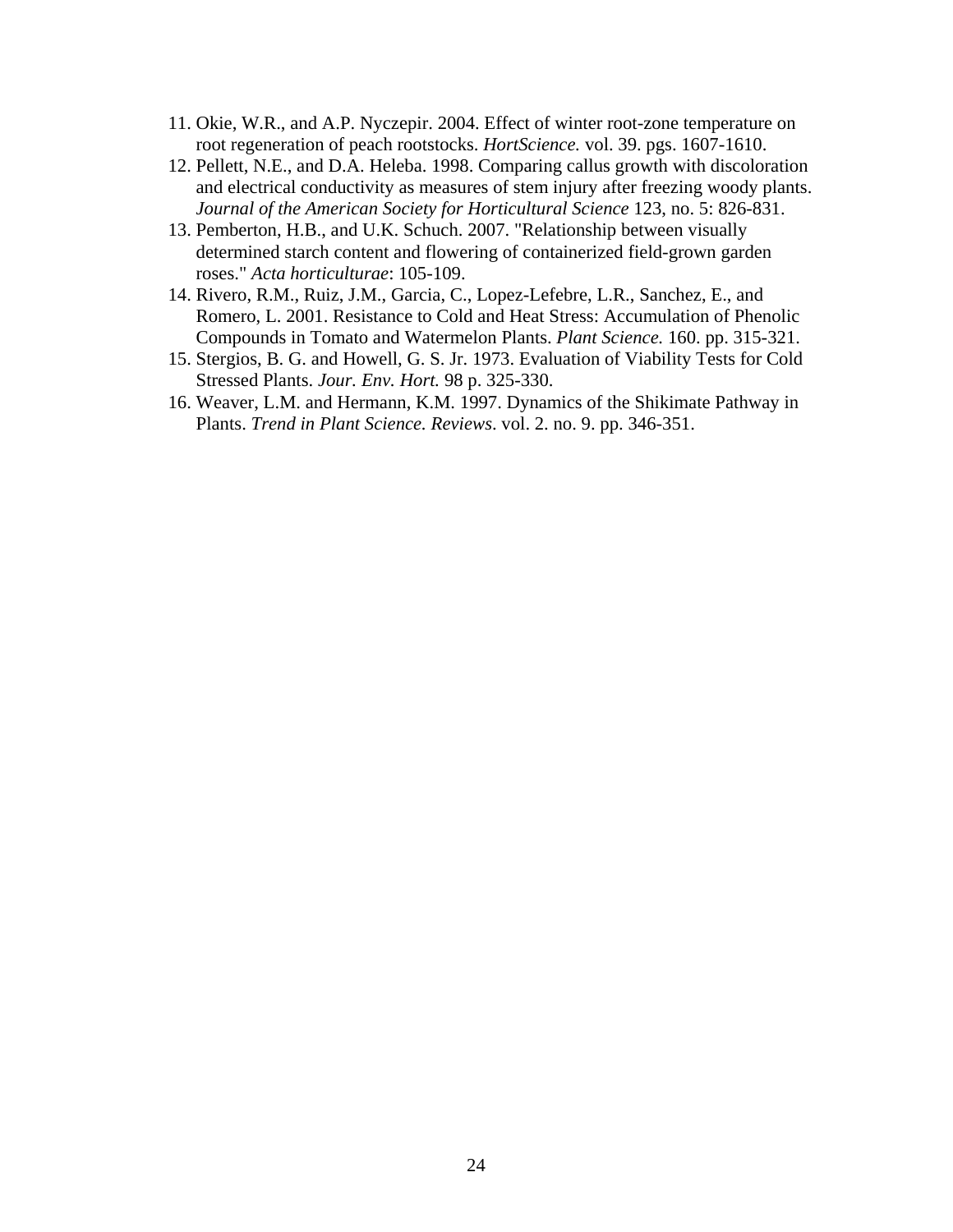11. Okie, W.R., and A.P. Nyczepir. 2004. Effect of winter root-zone temperature on root regeneration of peach rootstocks. *HortScience.* vol. 39. pgs. 1607-1610.
12. Pellett, N.E., and D.A. Heleba. 1998. Comparing callus growth with discoloration and electrical conductivity as measures of stem injury after freezing woody plants. *Journal of the American Society for Horticultural Science* 123, no. 5: 826-831.
13. Pemberton, H.B., and U.K. Schuch. 2007. "Relationship between visually determined starch content and flowering of containerized field-grown garden roses." *Acta horticulturae*: 105-109.
14. Rivero, R.M., Ruiz, J.M., Garcia, C., Lopez-Lefebre, L.R., Sanchez, E., and Romero, L. 2001. Resistance to Cold and Heat Stress: Accumulation of Phenolic Compounds in Tomato and Watermelon Plants. *Plant Science.* 160. pp. 315-321.
15. Stergios, B. G. and Howell, G. S. Jr. 1973. Evaluation of Viability Tests for Cold Stressed Plants. *Jour. Env. Hort.* 98 p. 325-330.
16. Weaver, L.M. and Hermann, K.M. 1997. Dynamics of the Shikimate Pathway in Plants. *Trend in Plant Science. Reviews*. vol. 2. no. 9. pp. 346-351.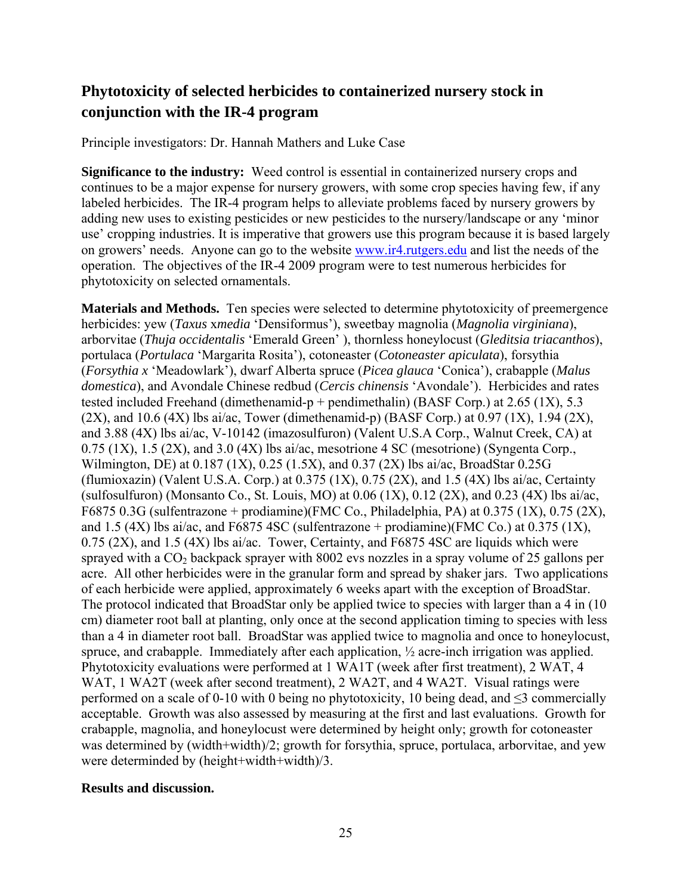## Phytotoxicity of selected herbicides to containerized nursery stock in conjunction with the IR-4 program

Principle investigators: Dr. Hannah Mathers and Luke Case

**Significance to the industry:** Weed control is essential in containerized nursery crops and continues to be a major expense for nursery growers, with some crop species having few, if any labeled herbicides. The IR-4 program helps to alleviate problems faced by nursery growers by adding new uses to existing pesticides or new pesticides to the nursery/landscape or any 'minor use' cropping industries. It is imperative that growers use this program because it is based largely on growers' needs. Anyone can go to the website www.ir4.rutgers.edu and list the needs of the operation. The objectives of the IR-4 2009 program were to test numerous herbicides for phytotoxicity on selected ornamentals.

**Materials and Methods.** Ten species were selected to determine phytotoxicity of preemergence herbicides: yew (*Taxus* x*media* 'Densiformus'), sweetbay magnolia (*Magnolia virginiana*), arborvitae (*Thuja occidentalis* 'Emerald Green' ), thornless honeylocust (*Gleditsia triacanthos*), portulaca (*Portulaca* 'Margarita Rosita'), cotoneaster (*Cotoneaster apiculata*), forsythia (*Forsythia x* 'Meadowlark'), dwarf Alberta spruce (*Picea glauca* 'Conica'), crabapple (*Malus domestica*), and Avondale Chinese redbud (*Cercis chinensis* 'Avondale'). Herbicides and rates tested included Freehand (dimethenamid-p + pendimethalin) (BASF Corp.) at 2.65 (1X), 5.3 (2X), and 10.6 (4X) lbs ai/ac, Tower (dimethenamid-p) (BASF Corp.) at 0.97 (1X), 1.94 (2X), and 3.88 (4X) lbs ai/ac, V-10142 (imazosulfuron) (Valent U.S.A Corp., Walnut Creek, CA) at 0.75 (1X), 1.5 (2X), and 3.0 (4X) lbs ai/ac, mesotrione 4 SC (mesotrione) (Syngenta Corp., Wilmington, DE) at 0.187 (1X), 0.25 (1.5X), and 0.37 (2X) lbs ai/ac, BroadStar 0.25G (flumioxazin) (Valent U.S.A. Corp.) at 0.375 (1X), 0.75 (2X), and 1.5 (4X) lbs ai/ac, Certainty (sulfosulfuron) (Monsanto Co., St. Louis, MO) at 0.06 (1X), 0.12 (2X), and 0.23 (4X) lbs ai/ac, F6875 0.3G (sulfentrazone + prodiamine)(FMC Co., Philadelphia, PA) at 0.375 (1X), 0.75 (2X), and 1.5 (4X) lbs ai/ac, and F6875 4SC (sulfentrazone + prodiamine)(FMC Co.) at 0.375 (1X), 0.75 (2X), and 1.5 (4X) lbs ai/ac. Tower, Certainty, and F6875 4SC are liquids which were sprayed with a $CO_2$ backpack sprayer with 8002 evs nozzles in a spray volume of 25 gallons per acre. All other herbicides were in the granular form and spread by shaker jars. Two applications of each herbicide were applied, approximately 6 weeks apart with the exception of BroadStar. The protocol indicated that BroadStar only be applied twice to species with larger than a 4 in (10 cm) diameter root ball at planting, only once at the second application timing to species with less than a 4 in diameter root ball. BroadStar was applied twice to magnolia and once to honeylocust, spruce, and crabapple. Immediately after each application, ½ acre-inch irrigation was applied. Phytotoxicity evaluations were performed at 1 WA1T (week after first treatment), 2 WAT, 4 WAT, 1 WA2T (week after second treatment), 2 WA2T, and 4 WA2T. Visual ratings were performed on a scale of 0-10 with 0 being no phytotoxicity, 10 being dead, and ≤3 commercially acceptable. Growth was also assessed by measuring at the first and last evaluations. Growth for crabapple, magnolia, and honeylocust were determined by height only; growth for cotoneaster was determined by (width+width)/2; growth for forsythia, spruce, portulaca, arborvitae, and yew were determinded by (height+width+width)/3.

**Results and discussion.**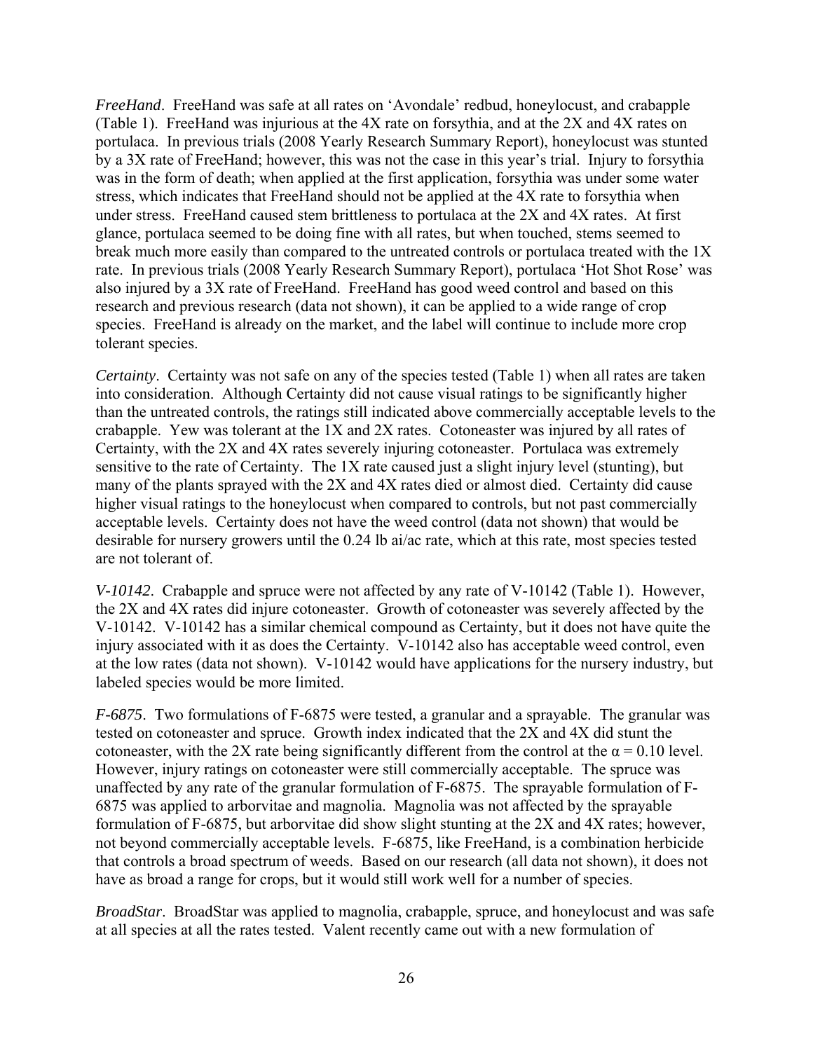*FreeHand*. FreeHand was safe at all rates on 'Avondale' redbud, honeylocust, and crabapple (Table 1). FreeHand was injurious at the 4X rate on forsythia, and at the 2X and 4X rates on portulaca. In previous trials (2008 Yearly Research Summary Report), honeylocust was stunted by a 3X rate of FreeHand; however, this was not the case in this year's trial. Injury to forsythia was in the form of death; when applied at the first application, forsythia was under some water stress, which indicates that FreeHand should not be applied at the 4X rate to forsythia when under stress. FreeHand caused stem brittleness to portulaca at the 2X and 4X rates. At first glance, portulaca seemed to be doing fine with all rates, but when touched, stems seemed to break much more easily than compared to the untreated controls or portulaca treated with the 1X rate. In previous trials (2008 Yearly Research Summary Report), portulaca 'Hot Shot Rose' was also injured by a 3X rate of FreeHand. FreeHand has good weed control and based on this research and previous research (data not shown), it can be applied to a wide range of crop species. FreeHand is already on the market, and the label will continue to include more crop tolerant species.

*Certainty*. Certainty was not safe on any of the species tested (Table 1) when all rates are taken into consideration. Although Certainty did not cause visual ratings to be significantly higher than the untreated controls, the ratings still indicated above commercially acceptable levels to the crabapple. Yew was tolerant at the 1X and 2X rates. Cotoneaster was injured by all rates of Certainty, with the 2X and 4X rates severely injuring cotoneaster. Portulaca was extremely sensitive to the rate of Certainty. The 1X rate caused just a slight injury level (stunting), but many of the plants sprayed with the 2X and 4X rates died or almost died. Certainty did cause higher visual ratings to the honeylocust when compared to controls, but not past commercially acceptable levels. Certainty does not have the weed control (data not shown) that would be desirable for nursery growers until the 0.24 lb ai/ac rate, which at this rate, most species tested are not tolerant of.

*V-10142*. Crabapple and spruce were not affected by any rate of V-10142 (Table 1). However, the 2X and 4X rates did injure cotoneaster. Growth of cotoneaster was severely affected by the V-10142. V-10142 has a similar chemical compound as Certainty, but it does not have quite the injury associated with it as does the Certainty. V-10142 also has acceptable weed control, even at the low rates (data not shown). V-10142 would have applications for the nursery industry, but labeled species would be more limited.

*F-6875*. Two formulations of F-6875 were tested, a granular and a sprayable. The granular was tested on cotoneaster and spruce. Growth index indicated that the 2X and 4X did stunt the cotoneaster, with the 2X rate being significantly different from the control at the $\alpha = 0.10$ level. However, injury ratings on cotoneaster were still commercially acceptable. The spruce was unaffected by any rate of the granular formulation of F-6875. The sprayable formulation of F-6875 was applied to arborvitae and magnolia. Magnolia was not affected by the sprayable formulation of F-6875, but arborvitae did show slight stunting at the 2X and 4X rates; however, not beyond commercially acceptable levels. F-6875, like FreeHand, is a combination herbicide that controls a broad spectrum of weeds. Based on our research (all data not shown), it does not have as broad a range for crops, but it would still work well for a number of species.

*BroadStar*. BroadStar was applied to magnolia, crabapple, spruce, and honeylocust and was safe at all species at all the rates tested. Valent recently came out with a new formulation of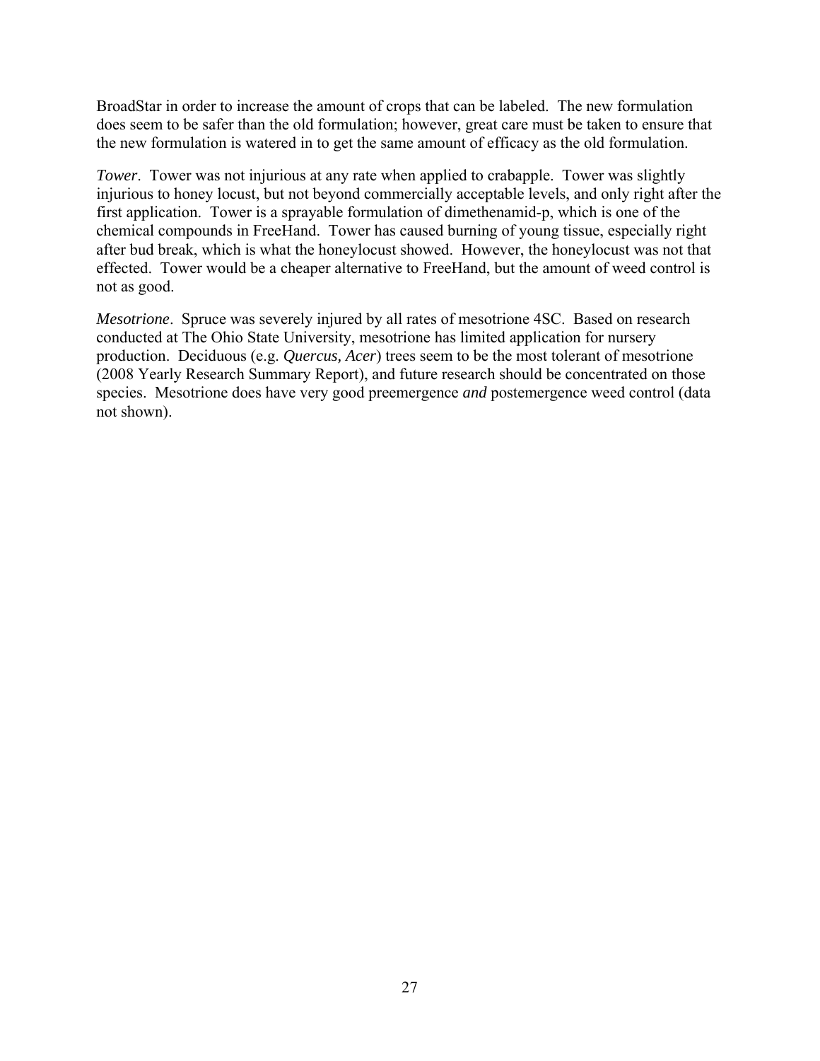BroadStar in order to increase the amount of crops that can be labeled. The new formulation does seem to be safer than the old formulation; however, great care must be taken to ensure that the new formulation is watered in to get the same amount of efficacy as the old formulation.

*Tower*. Tower was not injurious at any rate when applied to crabapple. Tower was slightly injurious to honey locust, but not beyond commercially acceptable levels, and only right after the first application. Tower is a sprayable formulation of dimethenamid-p, which is one of the chemical compounds in FreeHand. Tower has caused burning of young tissue, especially right after bud break, which is what the honeylocust showed. However, the honeylocust was not that effected. Tower would be a cheaper alternative to FreeHand, but the amount of weed control is not as good.

*Mesotrione*. Spruce was severely injured by all rates of mesotrione 4SC. Based on research conducted at The Ohio State University, mesotrione has limited application for nursery production. Deciduous (e.g. *Quercus, Acer*) trees seem to be the most tolerant of mesotrione (2008 Yearly Research Summary Report), and future research should be concentrated on those species. Mesotrione does have very good preemergence *and* postemergence weed control (data not shown).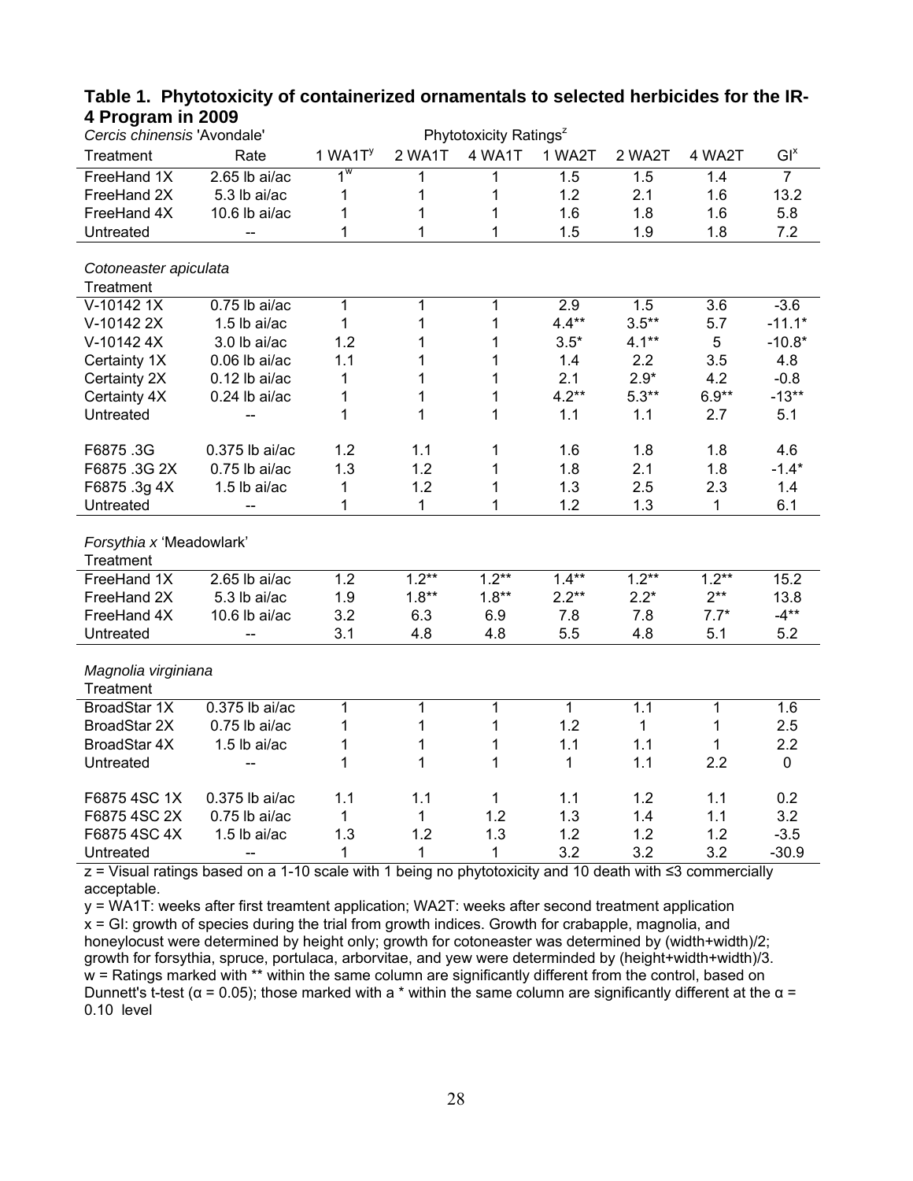**Table 1. Phytotoxicity of containerized ornamentals to selected herbicides for the IR-4 Program in 2009**

| *Cercis chinensis* 'Avondale' | | Phytotoxicity Ratings[z] | | | | | | |
|---|---|---|---|---|---|---|---|---|
| Treatment | Rate | 1 WA1T[y] | 2 WA1T | 4 WA1T | 1 WA2T | 2 WA2T | 4 WA2T | GI[x] |
| FreeHand 1X | 2.65 lb ai/ac | 1[w] | 1 | 1 | 1.5 | 1.5 | 1.4 | 7 |
| FreeHand 2X | 5.3 lb ai/ac | 1 | 1 | 1 | 1.2 | 2.1 | 1.6 | 13.2 |
| FreeHand 4X | 10.6 lb ai/ac | 1 | 1 | 1 | 1.6 | 1.8 | 1.6 | 5.8 |
| Untreated | -- | 1 | 1 | 1 | 1.5 | 1.9 | 1.8 | 7.2 |
| | | | | | | | | |
| *Cotoneaster apiculata* | | | | | | | | |
| Treatment | | | | | | | | |
| V-10142 1X | 0.75 lb ai/ac | 1 | 1 | 1 | 2.9 | 1.5 | 3.6 | -3.6 |
| V-10142 2X | 1.5 lb ai/ac | 1 | 1 | 1 | 4.4** | 3.5** | 5.7 | -11.1* |
| V-10142 4X | 3.0 lb ai/ac | 1.2 | 1 | 1 | 3.5* | 4.1** | 5 | -10.8* |
| Certainty 1X | 0.06 lb ai/ac | 1.1 | 1 | 1 | 1.4 | 2.2 | 3.5 | 4.8 |
| Certainty 2X | 0.12 lb ai/ac | 1 | 1 | 1 | 2.1 | 2.9* | 4.2 | -0.8 |
| Certainty 4X | 0.24 lb ai/ac | 1 | 1 | 1 | 4.2** | 5.3** | 6.9** | -13** |
| Untreated | -- | 1 | 1 | 1 | 1.1 | 1.1 | 2.7 | 5.1 |
| | | | | | | | | |
| F6875 .3G | 0.375 lb ai/ac | 1.2 | 1.1 | 1 | 1.6 | 1.8 | 1.8 | 4.6 |
| F6875 .3G 2X | 0.75 lb ai/ac | 1.3 | 1.2 | 1 | 1.8 | 2.1 | 1.8 | -1.4* |
| F6875 .3g 4X | 1.5 lb ai/ac | 1 | 1.2 | 1 | 1.3 | 2.5 | 2.3 | 1.4 |
| Untreated | -- | 1 | 1 | 1 | 1.2 | 1.3 | 1 | 6.1 |
| | | | | | | | | |
| *Forsythia x* 'Meadowlark' | | | | | | | | |
| Treatment | | | | | | | | |
| FreeHand 1X | 2.65 lb ai/ac | 1.2 | 1.2** | 1.2** | 1.4** | 1.2** | 1.2** | 15.2 |
| FreeHand 2X | 5.3 lb ai/ac | 1.9 | 1.8** | 1.8** | 2.2** | 2.2* | 2** | 13.8 |
| FreeHand 4X | 10.6 lb ai/ac | 3.2 | 6.3 | 6.9 | 7.8 | 7.8 | 7.7* | -4** |
| Untreated | -- | 3.1 | 4.8 | 4.8 | 5.5 | 4.8 | 5.1 | 5.2 |
| | | | | | | | | |
| *Magnolia virginiana* | | | | | | | | |
| Treatment | | | | | | | | |
| BroadStar 1X | 0.375 lb ai/ac | 1 | 1 | 1 | 1 | 1.1 | 1 | 1.6 |
| BroadStar 2X | 0.75 lb ai/ac | 1 | 1 | 1 | 1.2 | 1 | 1 | 2.5 |
| BroadStar 4X | 1.5 lb ai/ac | 1 | 1 | 1 | 1.1 | 1.1 | 1 | 2.2 |
| Untreated | -- | 1 | 1 | 1 | 1 | 1.1 | 2.2 | 0 |
| | | | | | | | | |
| F6875 4SC 1X | 0.375 lb ai/ac | 1.1 | 1.1 | 1 | 1.1 | 1.2 | 1.1 | 0.2 |
| F6875 4SC 2X | 0.75 lb ai/ac | 1 | 1 | 1.2 | 1.3 | 1.4 | 1.1 | 3.2 |
| F6875 4SC 4X | 1.5 lb ai/ac | 1.3 | 1.2 | 1.3 | 1.2 | 1.2 | 1.2 | -3.5 |
| Untreated | -- | 1 | 1 | 1 | 3.2 | 3.2 | 3.2 | -30.9 |

z = Visual ratings based on a 1-10 scale with 1 being no phytotoxicity and 10 death with ≤3 commercially acceptable.

y = WA1T: weeks after first treamtent application; WA2T: weeks after second treatment application

x = GI: growth of species during the trial from growth indices. Growth for crabapple, magnolia, and honeylocust were determined by height only; growth for cotoneaster was determined by (width+width)/2; growth for forsythia, spruce, portulaca, arborvitae, and yew were determinded by (height+width+width)/3.

w = Ratings marked with ** within the same column are significantly different from the control, based on Dunnett's t-test ($\alpha$ = 0.05); those marked with a * within the same column are significantly different at the $\alpha$ = 0.10 level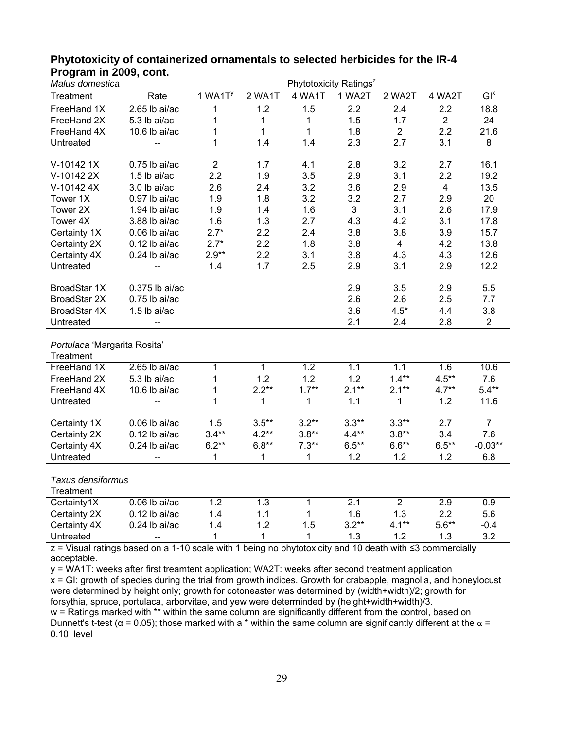**Phytotoxicity of containerized ornamentals to selected herbicides for the IR-4 Program in 2009, cont.**

| *Malus domestica* | | Phytotoxicity Ratings[z] | | | | | | |
|---|---|---|---|---|---|---|---|---|
| Treatment | Rate | 1 WA1T[y] | 2 WA1T | 4 WA1T | 1 WA2T | 2 WA2T | 4 WA2T | GI[x] |
| FreeHand 1X | 2.65 lb ai/ac | 1 | 1.2 | 1.5 | 2.2 | 2.4 | 2.2 | 18.8 |
| FreeHand 2X | 5.3 lb ai/ac | 1 | 1 | 1 | 1.5 | 1.7 | 2 | 24 |
| FreeHand 4X | 10.6 lb ai/ac | 1 | 1 | 1 | 1.8 | 2 | 2.2 | 21.6 |
| Untreated | -- | 1 | 1.4 | 1.4 | 2.3 | 2.7 | 3.1 | 8 |
| | | | | | | | | |
| V-10142 1X | 0.75 lb ai/ac | 2 | 1.7 | 4.1 | 2.8 | 3.2 | 2.7 | 16.1 |
| V-10142 2X | 1.5 lb ai/ac | 2.2 | 1.9 | 3.5 | 2.9 | 3.1 | 2.2 | 19.2 |
| V-10142 4X | 3.0 lb ai/ac | 2.6 | 2.4 | 3.2 | 3.6 | 2.9 | 4 | 13.5 |
| Tower 1X | 0.97 lb ai/ac | 1.9 | 1.8 | 3.2 | 3.2 | 2.7 | 2.9 | 20 |
| Tower 2X | 1.94 lb ai/ac | 1.9 | 1.4 | 1.6 | 3 | 3.1 | 2.6 | 17.9 |
| Tower 4X | 3.88 lb ai/ac | 1.6 | 1.3 | 2.7 | 4.3 | 4.2 | 3.1 | 17.8 |
| Certainty 1X | 0.06 lb ai/ac | 2.7* | 2.2 | 2.4 | 3.8 | 3.8 | 3.9 | 15.7 |
| Certainty 2X | 0.12 lb ai/ac | 2.7* | 2.2 | 1.8 | 3.8 | 4 | 4.2 | 13.8 |
| Certainty 4X | 0.24 lb ai/ac | 2.9** | 2.2 | 3.1 | 3.8 | 4.3 | 4.3 | 12.6 |
| Untreated | -- | 1.4 | 1.7 | 2.5 | 2.9 | 3.1 | 2.9 | 12.2 |
| | | | | | | | | |
| BroadStar 1X | 0.375 lb ai/ac | | | | 2.9 | 3.5 | 2.9 | 5.5 |
| BroadStar 2X | 0.75 lb ai/ac | | | | 2.6 | 2.6 | 2.5 | 7.7 |
| BroadStar 4X | 1.5 lb ai/ac | | | | 3.6 | 4.5* | 4.4 | 3.8 |
| Untreated | -- | | | | 2.1 | 2.4 | 2.8 | 2 |

| *Portulaca* 'Margarita Rosita' Treatment | | | | | | | | |
|---|---|---|---|---|---|---|---|---|
| FreeHand 1X | 2.65 lb ai/ac | 1 | 1 | 1.2 | 1.1 | 1.1 | 1.6 | 10.6 |
| FreeHand 2X | 5.3 lb ai/ac | 1 | 1.2 | 1.2 | 1.2 | 1.4** | 4.5** | 7.6 |
| FreeHand 4X | 10.6 lb ai/ac | 1 | 2.2** | 1.7** | 2.1** | 2.1** | 4.7** | 5.4** |
| Untreated | -- | 1 | 1 | 1 | 1.1 | 1 | 1.2 | 11.6 |
| | | | | | | | | |
| Certainty 1X | 0.06 lb ai/ac | 1.5 | 3.5** | 3.2** | 3.3** | 3.3** | 2.7 | 7 |
| Certainty 2X | 0.12 lb ai/ac | 3.4** | 4.2** | 3.8** | 4.4** | 3.8** | 3.4 | 7.6 |
| Certainty 4X | 0.24 lb ai/ac | 6.2** | 6.8** | 7.3** | 6.5** | 6.6** | 6.5** | -0.03** |
| Untreated | -- | 1 | 1 | 1 | 1.2 | 1.2 | 1.2 | 6.8 |

| *Taxus densiformus* Treatment | | | | | | | | |
|---|---|---|---|---|---|---|---|---|
| Certainty1X | 0.06 lb ai/ac | 1.2 | 1.3 | 1 | 2.1 | 2 | 2.9 | 0.9 |
| Certainty 2X | 0.12 lb ai/ac | 1.4 | 1.1 | 1 | 1.6 | 1.3 | 2.2 | 5.6 |
| Certainty 4X | 0.24 lb ai/ac | 1.4 | 1.2 | 1.5 | 3.2** | 4.1** | 5.6** | -0.4 |
| Untreated | -- | 1 | 1 | 1 | 1.3 | 1.2 | 1.3 | 3.2 |

z = Visual ratings based on a 1-10 scale with 1 being no phytotoxicity and 10 death with ≤3 commercially acceptable.

y = WA1T: weeks after first treamtent application; WA2T: weeks after second treatment application

x = GI: growth of species during the trial from growth indices. Growth for crabapple, magnolia, and honeylocust were determined by height only; growth for cotoneaster was determined by (width+width)/2; growth for forsythia, spruce, portulaca, arborvitae, and yew were determinded by (height+width+width)/3.

w = Ratings marked with ** within the same column are significantly different from the control, based on Dunnett's t-test ($\alpha = 0.05$); those marked with a * within the same column are significantly different at the $\alpha = 0.10$ level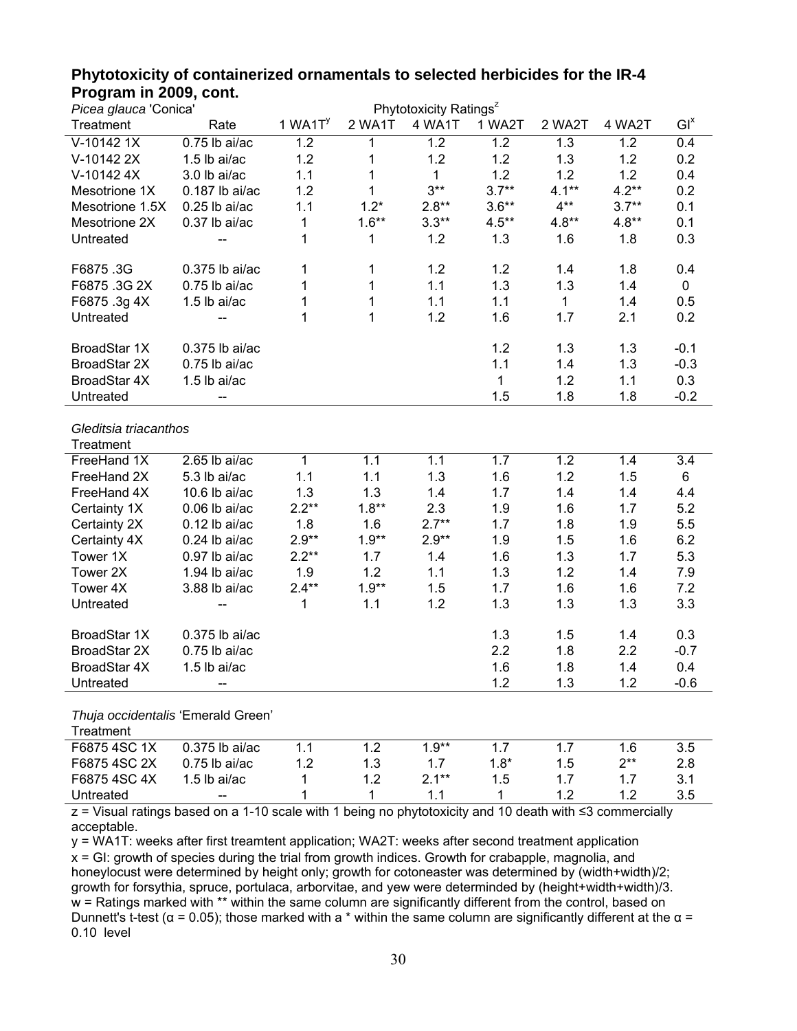# Phytotoxicity of containerized ornamentals to selected herbicides for the IR-4 Program in 2009, cont.

| *Picea glauca* 'Conica' | | Phytotoxicity Ratings[z] | | | | | | |
|---|---|---|---|---|---|---|---|---|
| Treatment | Rate | 1 WA1T[y] | 2 WA1T | 4 WA1T | 1 WA2T | 2 WA2T | 4 WA2T | GI[x] |
| V-10142 1X | 0.75 lb ai/ac | 1.2 | 1 | 1.2 | 1.2 | 1.3 | 1.2 | 0.4 |
| V-10142 2X | 1.5 lb ai/ac | 1.2 | 1 | 1.2 | 1.2 | 1.3 | 1.2 | 0.2 |
| V-10142 4X | 3.0 lb ai/ac | 1.1 | 1 | 1 | 1.2 | 1.2 | 1.2 | 0.4 |
| Mesotrione 1X | 0.187 lb ai/ac | 1.2 | 1 | 3** | 3.7** | 4.1** | 4.2** | 0.2 |
| Mesotrione 1.5X | 0.25 lb ai/ac | 1.1 | 1.2* | 2.8** | 3.6** | 4** | 3.7** | 0.1 |
| Mesotrione 2X | 0.37 lb ai/ac | 1 | 1.6** | 3.3** | 4.5** | 4.8** | 4.8** | 0.1 |
| Untreated | -- | 1 | 1 | 1.2 | 1.3 | 1.6 | 1.8 | 0.3 |
| | | | | | | | | |
| F6875 .3G | 0.375 lb ai/ac | 1 | 1 | 1.2 | 1.2 | 1.4 | 1.8 | 0.4 |
| F6875 .3G 2X | 0.75 lb ai/ac | 1 | 1 | 1.1 | 1.3 | 1.3 | 1.4 | 0 |
| F6875 .3g 4X | 1.5 lb ai/ac | 1 | 1 | 1.1 | 1.1 | 1 | 1.4 | 0.5 |
| Untreated | -- | 1 | 1 | 1.2 | 1.6 | 1.7 | 2.1 | 0.2 |
| | | | | | | | | |
| BroadStar 1X | 0.375 lb ai/ac | | | | 1.2 | 1.3 | 1.3 | -0.1 |
| BroadStar 2X | 0.75 lb ai/ac | | | | 1.1 | 1.4 | 1.3 | -0.3 |
| BroadStar 4X | 1.5 lb ai/ac | | | | 1 | 1.2 | 1.1 | 0.3 |
| Untreated | -- | | | | 1.5 | 1.8 | 1.8 | -0.2 |

*Gleditsia triacanthos*

| Treatment | Rate | 1 WA1T | 2 WA1T | 4 WA1T | 1 WA2T | 2 WA2T | 4 WA2T | GI |
|---|---|---|---|---|---|---|---|---|
| FreeHand 1X | 2.65 lb ai/ac | 1 | 1.1 | 1.1 | 1.7 | 1.2 | 1.4 | 3.4 |
| FreeHand 2X | 5.3 lb ai/ac | 1.1 | 1.1 | 1.3 | 1.6 | 1.2 | 1.5 | 6 |
| FreeHand 4X | 10.6 lb ai/ac | 1.3 | 1.3 | 1.4 | 1.7 | 1.4 | 1.4 | 4.4 |
| Certainty 1X | 0.06 lb ai/ac | 2.2** | 1.8** | 2.3 | 1.9 | 1.6 | 1.7 | 5.2 |
| Certainty 2X | 0.12 lb ai/ac | 1.8 | 1.6 | 2.7** | 1.7 | 1.8 | 1.9 | 5.5 |
| Certainty 4X | 0.24 lb ai/ac | 2.9** | 1.9** | 2.9** | 1.9 | 1.5 | 1.6 | 6.2 |
| Tower 1X | 0.97 lb ai/ac | 2.2** | 1.7 | 1.4 | 1.6 | 1.3 | 1.7 | 5.3 |
| Tower 2X | 1.94 lb ai/ac | 1.9 | 1.2 | 1.1 | 1.3 | 1.2 | 1.4 | 7.9 |
| Tower 4X | 3.88 lb ai/ac | 2.4** | 1.9** | 1.5 | 1.7 | 1.6 | 1.6 | 7.2 |
| Untreated | -- | 1 | 1.1 | 1.2 | 1.3 | 1.3 | 1.3 | 3.3 |
| | | | | | | | | |
| BroadStar 1X | 0.375 lb ai/ac | | | | 1.3 | 1.5 | 1.4 | 0.3 |
| BroadStar 2X | 0.75 lb ai/ac | | | | 2.2 | 1.8 | 2.2 | -0.7 |
| BroadStar 4X | 1.5 lb ai/ac | | | | 1.6 | 1.8 | 1.4 | 0.4 |
| Untreated | -- | | | | 1.2 | 1.3 | 1.2 | -0.6 |

*Thuja occidentalis* 'Emerald Green'

| Treatment | Rate | 1 WA1T | 2 WA1T | 4 WA1T | 1 WA2T | 2 WA2T | 4 WA2T | GI |
|---|---|---|---|---|---|---|---|---|
| F6875 4SC 1X | 0.375 lb ai/ac | 1.1 | 1.2 | 1.9** | 1.7 | 1.7 | 1.6 | 3.5 |
| F6875 4SC 2X | 0.75 lb ai/ac | 1.2 | 1.3 | 1.7 | 1.8* | 1.5 | 2** | 2.8 |
| F6875 4SC 4X | 1.5 lb ai/ac | 1 | 1.2 | 2.1** | 1.5 | 1.7 | 1.7 | 3.1 |
| Untreated | -- | 1 | 1 | 1.1 | 1 | 1.2 | 1.2 | 3.5 |

z = Visual ratings based on a 1-10 scale with 1 being no phytotoxicity and 10 death with ≤3 commercially acceptable.

y = WA1T: weeks after first treamtent application; WA2T: weeks after second treatment application

x = GI: growth of species during the trial from growth indices. Growth for crabapple, magnolia, and honeylocust were determined by height only; growth for cotoneaster was determined by (width+width)/2; growth for forsythia, spruce, portulaca, arborvitae, and yew were determinded by (height+width+width)/3.

w = Ratings marked with ** within the same column are significantly different from the control, based on Dunnett's t-test ($\alpha = 0.05$); those marked with a * within the same column are significantly different at the $\alpha = 0.10$ level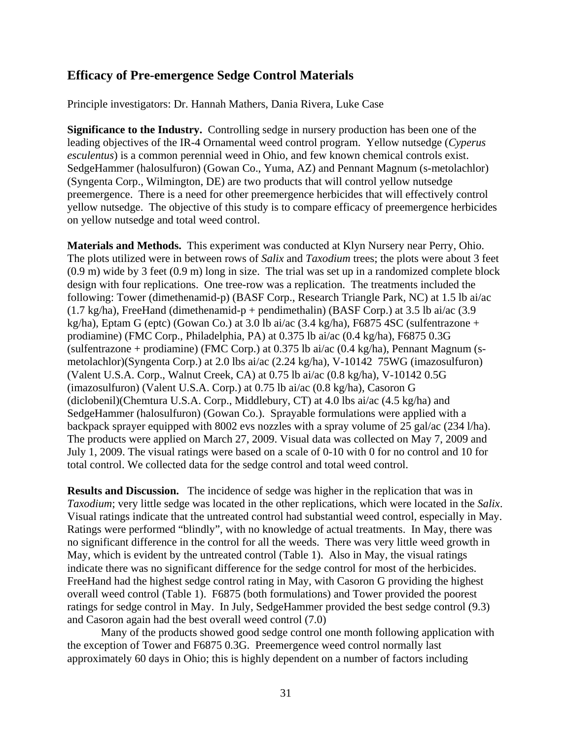## Efficacy of Pre-emergence Sedge Control Materials

Principle investigators: Dr. Hannah Mathers, Dania Rivera, Luke Case

**Significance to the Industry.** Controlling sedge in nursery production has been one of the leading objectives of the IR-4 Ornamental weed control program. Yellow nutsedge (*Cyperus esculentus*) is a common perennial weed in Ohio, and few known chemical controls exist. SedgeHammer (halosulfuron) (Gowan Co., Yuma, AZ) and Pennant Magnum (s-metolachlor) (Syngenta Corp., Wilmington, DE) are two products that will control yellow nutsedge preemergence. There is a need for other preemergence herbicides that will effectively control yellow nutsedge. The objective of this study is to compare efficacy of preemergence herbicides on yellow nutsedge and total weed control.

**Materials and Methods.** This experiment was conducted at Klyn Nursery near Perry, Ohio. The plots utilized were in between rows of *Salix* and *Taxodium* trees; the plots were about 3 feet (0.9 m) wide by 3 feet (0.9 m) long in size. The trial was set up in a randomized complete block design with four replications. One tree-row was a replication. The treatments included the following: Tower (dimethenamid-p) (BASF Corp., Research Triangle Park, NC) at 1.5 lb ai/ac (1.7 kg/ha), FreeHand (dimethenamid-p + pendimethalin) (BASF Corp.) at 3.5 lb ai/ac (3.9 kg/ha), Eptam G (eptc) (Gowan Co.) at 3.0 lb ai/ac (3.4 kg/ha), F6875 4SC (sulfentrazone + prodiamine) (FMC Corp., Philadelphia, PA) at 0.375 lb ai/ac (0.4 kg/ha), F6875 0.3G (sulfentrazone + prodiamine) (FMC Corp.) at 0.375 lb ai/ac (0.4 kg/ha), Pennant Magnum (s-metolachlor)(Syngenta Corp.) at 2.0 lbs ai/ac (2.24 kg/ha), V-10142 75WG (imazosulfuron) (Valent U.S.A. Corp., Walnut Creek, CA) at 0.75 lb ai/ac (0.8 kg/ha), V-10142 0.5G (imazosulfuron) (Valent U.S.A. Corp.) at 0.75 lb ai/ac (0.8 kg/ha), Casoron G (diclobenil)(Chemtura U.S.A. Corp., Middlebury, CT) at 4.0 lbs ai/ac (4.5 kg/ha) and SedgeHammer (halosulfuron) (Gowan Co.). Sprayable formulations were applied with a backpack sprayer equipped with 8002 evs nozzles with a spray volume of 25 gal/ac (234 l/ha). The products were applied on March 27, 2009. Visual data was collected on May 7, 2009 and July 1, 2009. The visual ratings were based on a scale of 0-10 with 0 for no control and 10 for total control. We collected data for the sedge control and total weed control.

**Results and Discussion.** The incidence of sedge was higher in the replication that was in *Taxodium*; very little sedge was located in the other replications, which were located in the *Salix*. Visual ratings indicate that the untreated control had substantial weed control, especially in May. Ratings were performed "blindly", with no knowledge of actual treatments. In May, there was no significant difference in the control for all the weeds. There was very little weed growth in May, which is evident by the untreated control (Table 1). Also in May, the visual ratings indicate there was no significant difference for the sedge control for most of the herbicides. FreeHand had the highest sedge control rating in May, with Casoron G providing the highest overall weed control (Table 1). F6875 (both formulations) and Tower provided the poorest ratings for sedge control in May. In July, SedgeHammer provided the best sedge control (9.3) and Casoron again had the best overall weed control (7.0)

Many of the products showed good sedge control one month following application with the exception of Tower and F6875 0.3G. Preemergence weed control normally last approximately 60 days in Ohio; this is highly dependent on a number of factors including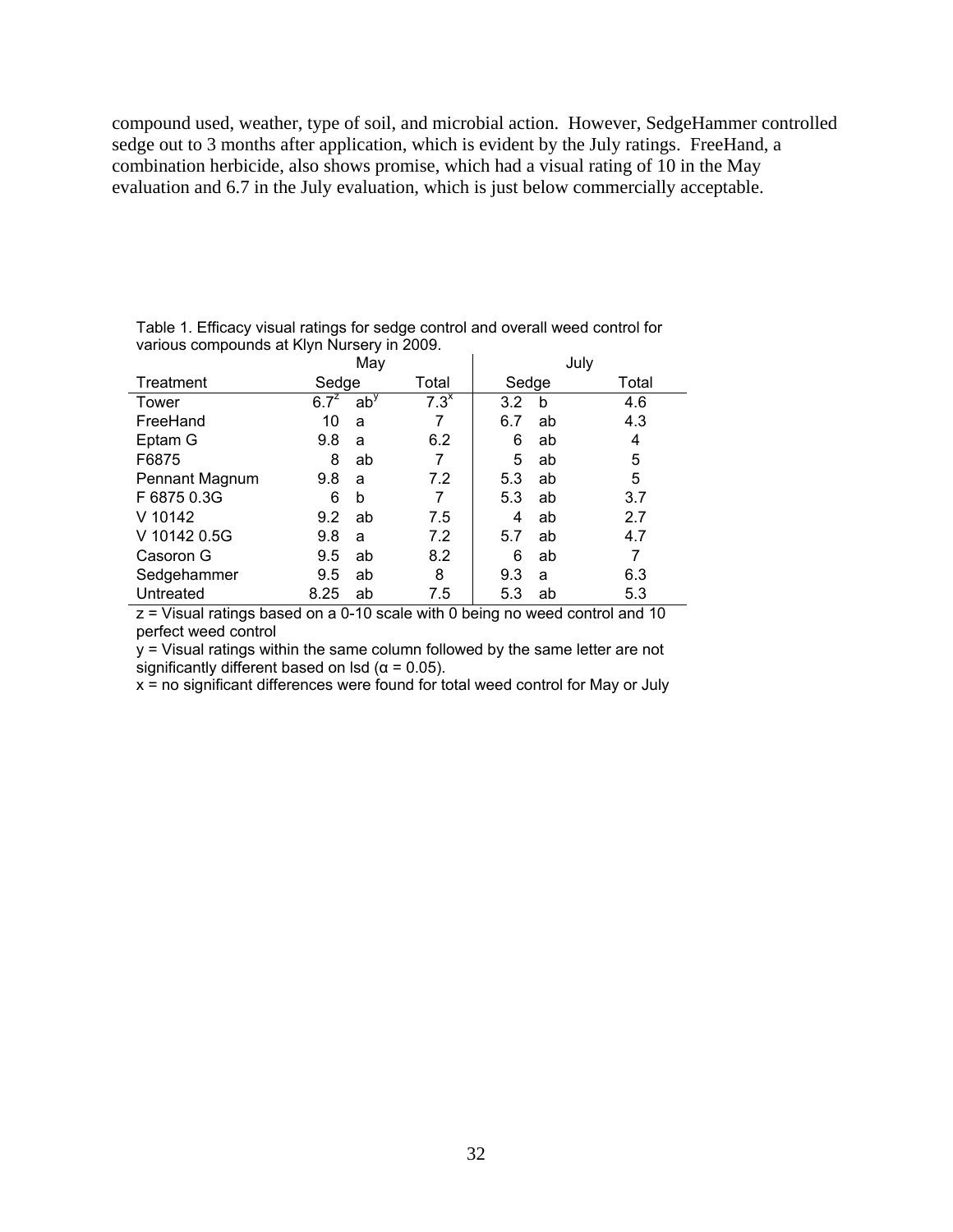compound used, weather, type of soil, and microbial action. However, SedgeHammer controlled sedge out to 3 months after application, which is evident by the July ratings. FreeHand, a combination herbicide, also shows promise, which had a visual rating of 10 in the May evaluation and 6.7 in the July evaluation, which is just below commercially acceptable.

Table 1. Efficacy visual ratings for sedge control and overall weed control for various compounds at Klyn Nursery in 2009.

| | May | | | July | | |
|---|---|---|---|---|---|---|
| Treatment | Sedge | | Total | Sedge | | Total |
| Tower | 6.7[z] | ab[y] | 7.3[x] | 3.2 | b | 4.6 |
| FreeHand | 10 | a | 7 | 6.7 | ab | 4.3 |
| Eptam G | 9.8 | a | 6.2 | 6 | ab | 4 |
| F6875 | 8 | ab | 7 | 5 | ab | 5 |
| Pennant Magnum | 9.8 | a | 7.2 | 5.3 | ab | 5 |
| F 6875 0.3G | 6 | b | 7 | 5.3 | ab | 3.7 |
| V 10142 | 9.2 | ab | 7.5 | 4 | ab | 2.7 |
| V 10142 0.5G | 9.8 | a | 7.2 | 5.7 | ab | 4.7 |
| Casoron G | 9.5 | ab | 8.2 | 6 | ab | 7 |
| Sedgehammer | 9.5 | ab | 8 | 9.3 | a | 6.3 |
| Untreated | 8.25 | ab | 7.5 | 5.3 | ab | 5.3 |

z = Visual ratings based on a 0-10 scale with 0 being no weed control and 10 perfect weed control

y = Visual ratings within the same column followed by the same letter are not significantly different based on lsd ($\alpha = 0.05$).

x = no significant differences were found for total weed control for May or July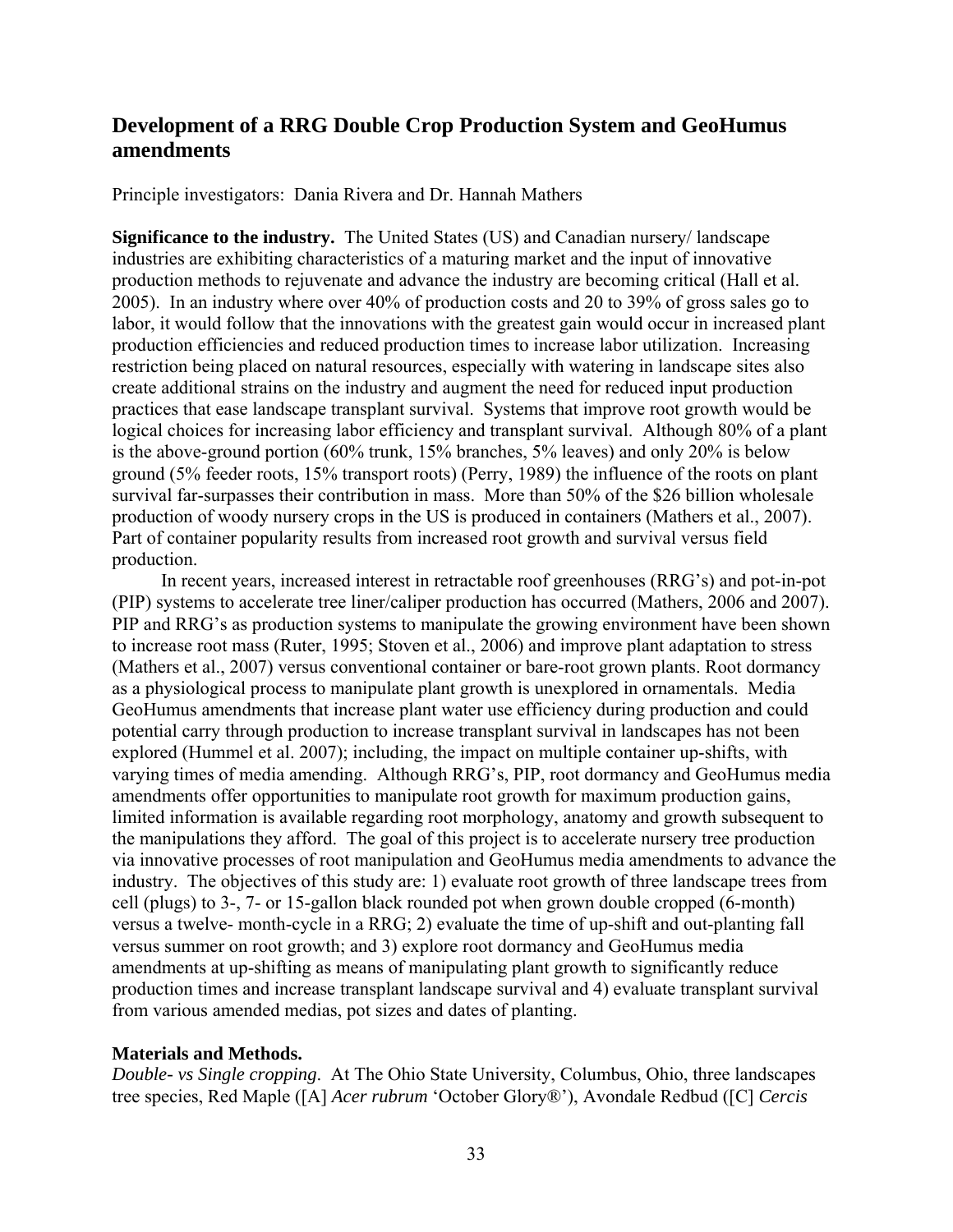## Development of a RRG Double Crop Production System and GeoHumus amendments

Principle investigators: Dania Rivera and Dr. Hannah Mathers

**Significance to the industry.** The United States (US) and Canadian nursery/ landscape industries are exhibiting characteristics of a maturing market and the input of innovative production methods to rejuvenate and advance the industry are becoming critical (Hall et al. 2005). In an industry where over 40% of production costs and 20 to 39% of gross sales go to labor, it would follow that the innovations with the greatest gain would occur in increased plant production efficiencies and reduced production times to increase labor utilization. Increasing restriction being placed on natural resources, especially with watering in landscape sites also create additional strains on the industry and augment the need for reduced input production practices that ease landscape transplant survival. Systems that improve root growth would be logical choices for increasing labor efficiency and transplant survival. Although 80% of a plant is the above-ground portion (60% trunk, 15% branches, 5% leaves) and only 20% is below ground (5% feeder roots, 15% transport roots) (Perry, 1989) the influence of the roots on plant survival far-surpasses their contribution in mass. More than 50% of the $26 billion wholesale production of woody nursery crops in the US is produced in containers (Mathers et al., 2007). Part of container popularity results from increased root growth and survival versus field production.

In recent years, increased interest in retractable roof greenhouses (RRG's) and pot-in-pot (PIP) systems to accelerate tree liner/caliper production has occurred (Mathers, 2006 and 2007). PIP and RRG's as production systems to manipulate the growing environment have been shown to increase root mass (Ruter, 1995; Stoven et al., 2006) and improve plant adaptation to stress (Mathers et al., 2007) versus conventional container or bare-root grown plants. Root dormancy as a physiological process to manipulate plant growth is unexplored in ornamentals. Media GeoHumus amendments that increase plant water use efficiency during production and could potential carry through production to increase transplant survival in landscapes has not been explored (Hummel et al. 2007); including, the impact on multiple container up-shifts, with varying times of media amending. Although RRG's, PIP, root dormancy and GeoHumus media amendments offer opportunities to manipulate root growth for maximum production gains, limited information is available regarding root morphology, anatomy and growth subsequent to the manipulations they afford. The goal of this project is to accelerate nursery tree production via innovative processes of root manipulation and GeoHumus media amendments to advance the industry. The objectives of this study are: 1) evaluate root growth of three landscape trees from cell (plugs) to 3-, 7- or 15-gallon black rounded pot when grown double cropped (6-month) versus a twelve- month-cycle in a RRG; 2) evaluate the time of up-shift and out-planting fall versus summer on root growth; and 3) explore root dormancy and GeoHumus media amendments at up-shifting as means of manipulating plant growth to significantly reduce production times and increase transplant landscape survival and 4) evaluate transplant survival from various amended medias, pot sizes and dates of planting.

**Materials and Methods.**

*Double- vs Single cropping*. At The Ohio State University, Columbus, Ohio, three landscapes tree species, Red Maple ([A] *Acer rubrum* 'October Glory®'), Avondale Redbud ([C] *Cercis*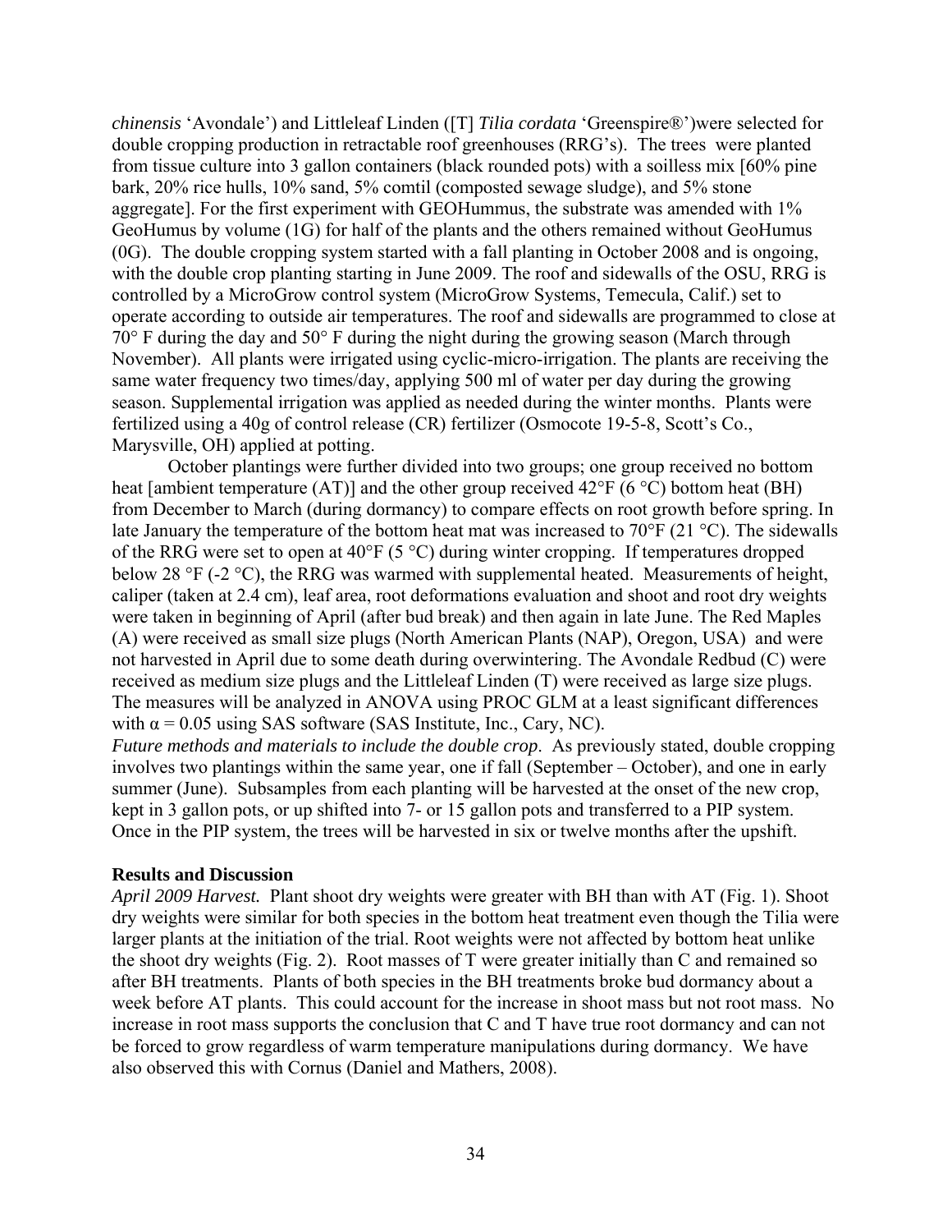*chinensis* 'Avondale') and Littleleaf Linden ([T] *Tilia cordata* 'Greenspire®')were selected for double cropping production in retractable roof greenhouses (RRG's). The trees were planted from tissue culture into 3 gallon containers (black rounded pots) with a soilless mix [60% pine bark, 20% rice hulls, 10% sand, 5% comtil (composted sewage sludge), and 5% stone aggregate]. For the first experiment with GEOHummus, the substrate was amended with 1% GeoHumus by volume (1G) for half of the plants and the others remained without GeoHumus (0G). The double cropping system started with a fall planting in October 2008 and is ongoing, with the double crop planting starting in June 2009. The roof and sidewalls of the OSU, RRG is controlled by a MicroGrow control system (MicroGrow Systems, Temecula, Calif.) set to operate according to outside air temperatures. The roof and sidewalls are programmed to close at 70° F during the day and 50° F during the night during the growing season (March through November). All plants were irrigated using cyclic-micro-irrigation. The plants are receiving the same water frequency two times/day, applying 500 ml of water per day during the growing season. Supplemental irrigation was applied as needed during the winter months. Plants were fertilized using a 40g of control release (CR) fertilizer (Osmocote 19-5-8, Scott's Co., Marysville, OH) applied at potting.

October plantings were further divided into two groups; one group received no bottom heat [ambient temperature (AT)] and the other group received 42°F (6 °C) bottom heat (BH) from December to March (during dormancy) to compare effects on root growth before spring. In late January the temperature of the bottom heat mat was increased to 70°F (21 °C). The sidewalls of the RRG were set to open at 40°F (5 °C) during winter cropping. If temperatures dropped below 28 °F (-2 °C), the RRG was warmed with supplemental heated. Measurements of height, caliper (taken at 2.4 cm), leaf area, root deformations evaluation and shoot and root dry weights were taken in beginning of April (after bud break) and then again in late June. The Red Maples (A) were received as small size plugs (North American Plants (NAP), Oregon, USA) and were not harvested in April due to some death during overwintering. The Avondale Redbud (C) were received as medium size plugs and the Littleleaf Linden (T) were received as large size plugs. The measures will be analyzed in ANOVA using PROC GLM at a least significant differences with $\alpha = 0.05$ using SAS software (SAS Institute, Inc., Cary, NC).

*Future methods and materials to include the double crop.* As previously stated, double cropping involves two plantings within the same year, one if fall (September – October), and one in early summer (June). Subsamples from each planting will be harvested at the onset of the new crop, kept in 3 gallon pots, or up shifted into 7- or 15 gallon pots and transferred to a PIP system. Once in the PIP system, the trees will be harvested in six or twelve months after the upshift.

**Results and Discussion**

*April 2009 Harvest.* Plant shoot dry weights were greater with BH than with AT (Fig. 1). Shoot dry weights were similar for both species in the bottom heat treatment even though the Tilia were larger plants at the initiation of the trial. Root weights were not affected by bottom heat unlike the shoot dry weights (Fig. 2). Root masses of T were greater initially than C and remained so after BH treatments. Plants of both species in the BH treatments broke bud dormancy about a week before AT plants. This could account for the increase in shoot mass but not root mass. No increase in root mass supports the conclusion that C and T have true root dormancy and can not be forced to grow regardless of warm temperature manipulations during dormancy. We have also observed this with Cornus (Daniel and Mathers, 2008).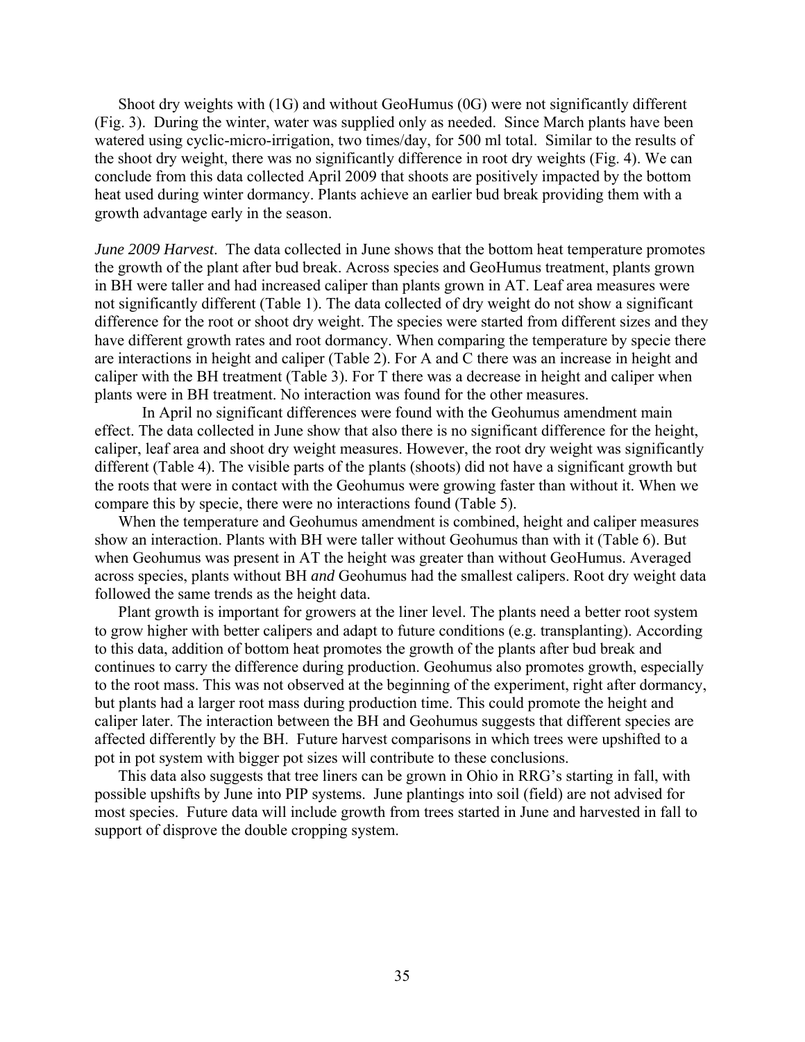Shoot dry weights with (1G) and without GeoHumus (0G) were not significantly different (Fig. 3). During the winter, water was supplied only as needed. Since March plants have been watered using cyclic-micro-irrigation, two times/day, for 500 ml total. Similar to the results of the shoot dry weight, there was no significantly difference in root dry weights (Fig. 4). We can conclude from this data collected April 2009 that shoots are positively impacted by the bottom heat used during winter dormancy. Plants achieve an earlier bud break providing them with a growth advantage early in the season.

*June 2009 Harvest*. The data collected in June shows that the bottom heat temperature promotes the growth of the plant after bud break. Across species and GeoHumus treatment, plants grown in BH were taller and had increased caliper than plants grown in AT. Leaf area measures were not significantly different (Table 1). The data collected of dry weight do not show a significant difference for the root or shoot dry weight. The species were started from different sizes and they have different growth rates and root dormancy. When comparing the temperature by specie there are interactions in height and caliper (Table 2). For A and C there was an increase in height and caliper with the BH treatment (Table 3). For T there was a decrease in height and caliper when plants were in BH treatment. No interaction was found for the other measures.

In April no significant differences were found with the Geohumus amendment main effect. The data collected in June show that also there is no significant difference for the height, caliper, leaf area and shoot dry weight measures. However, the root dry weight was significantly different (Table 4). The visible parts of the plants (shoots) did not have a significant growth but the roots that were in contact with the Geohumus were growing faster than without it. When we compare this by specie, there were no interactions found (Table 5).

When the temperature and Geohumus amendment is combined, height and caliper measures show an interaction. Plants with BH were taller without Geohumus than with it (Table 6). But when Geohumus was present in AT the height was greater than without GeoHumus. Averaged across species, plants without BH *and* Geohumus had the smallest calipers. Root dry weight data followed the same trends as the height data.

Plant growth is important for growers at the liner level. The plants need a better root system to grow higher with better calipers and adapt to future conditions (e.g. transplanting). According to this data, addition of bottom heat promotes the growth of the plants after bud break and continues to carry the difference during production. Geohumus also promotes growth, especially to the root mass. This was not observed at the beginning of the experiment, right after dormancy, but plants had a larger root mass during production time. This could promote the height and caliper later. The interaction between the BH and Geohumus suggests that different species are affected differently by the BH. Future harvest comparisons in which trees were upshifted to a pot in pot system with bigger pot sizes will contribute to these conclusions.

This data also suggests that tree liners can be grown in Ohio in RRG's starting in fall, with possible upshifts by June into PIP systems. June plantings into soil (field) are not advised for most species. Future data will include growth from trees started in June and harvested in fall to support of disprove the double cropping system.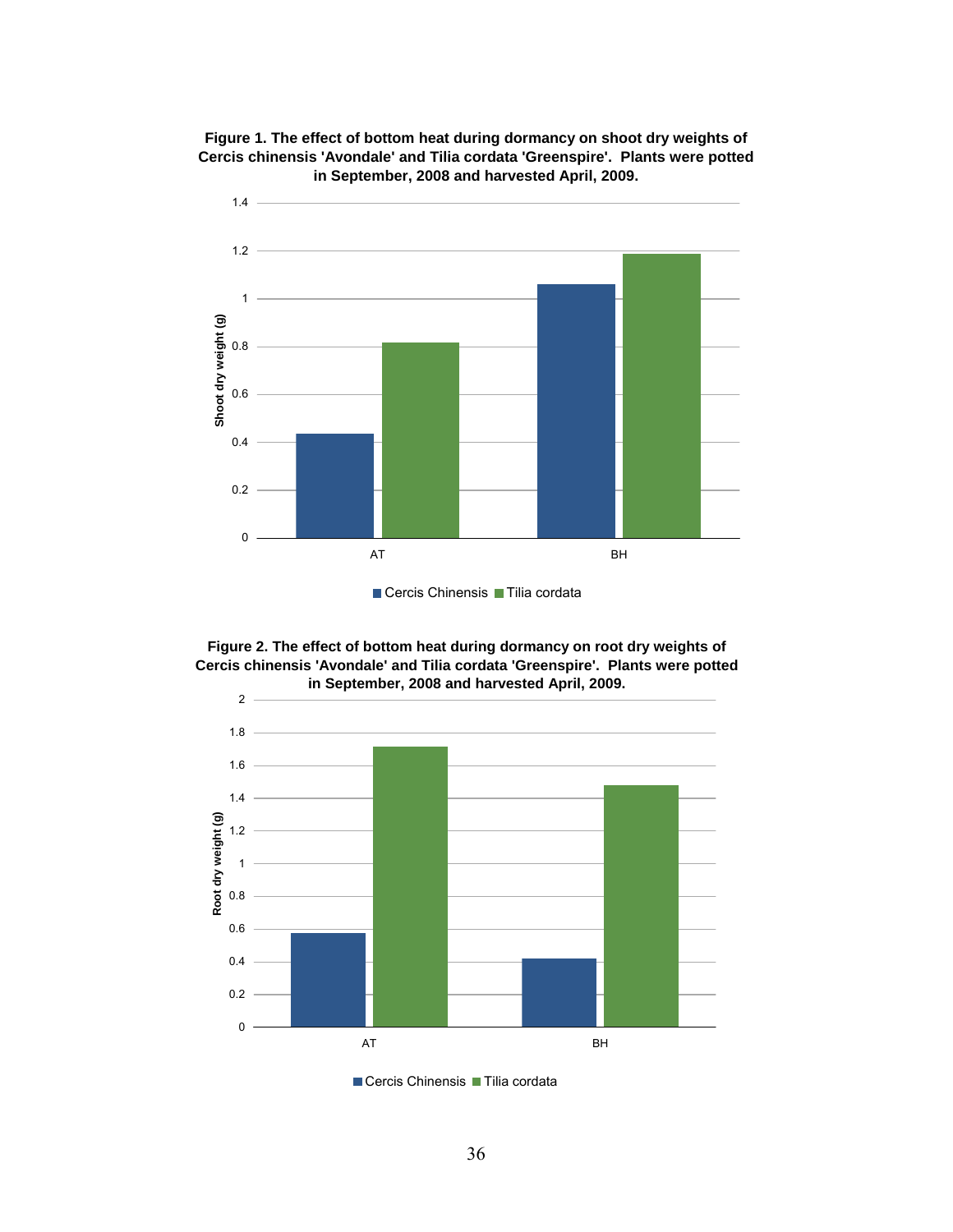**Figure 1. The effect of bottom heat during dormancy on shoot dry weights of Cercis chinensis 'Avondale' and Tilia cordata 'Greenspire'. Plants were potted in September, 2008 and harvested April, 2009.**

**Figure 2. The effect of bottom heat during dormancy on root dry weights of Cercis chinensis 'Avondale' and Tilia cordata 'Greenspire'. Plants were potted in September, 2008 and harvested April, 2009.**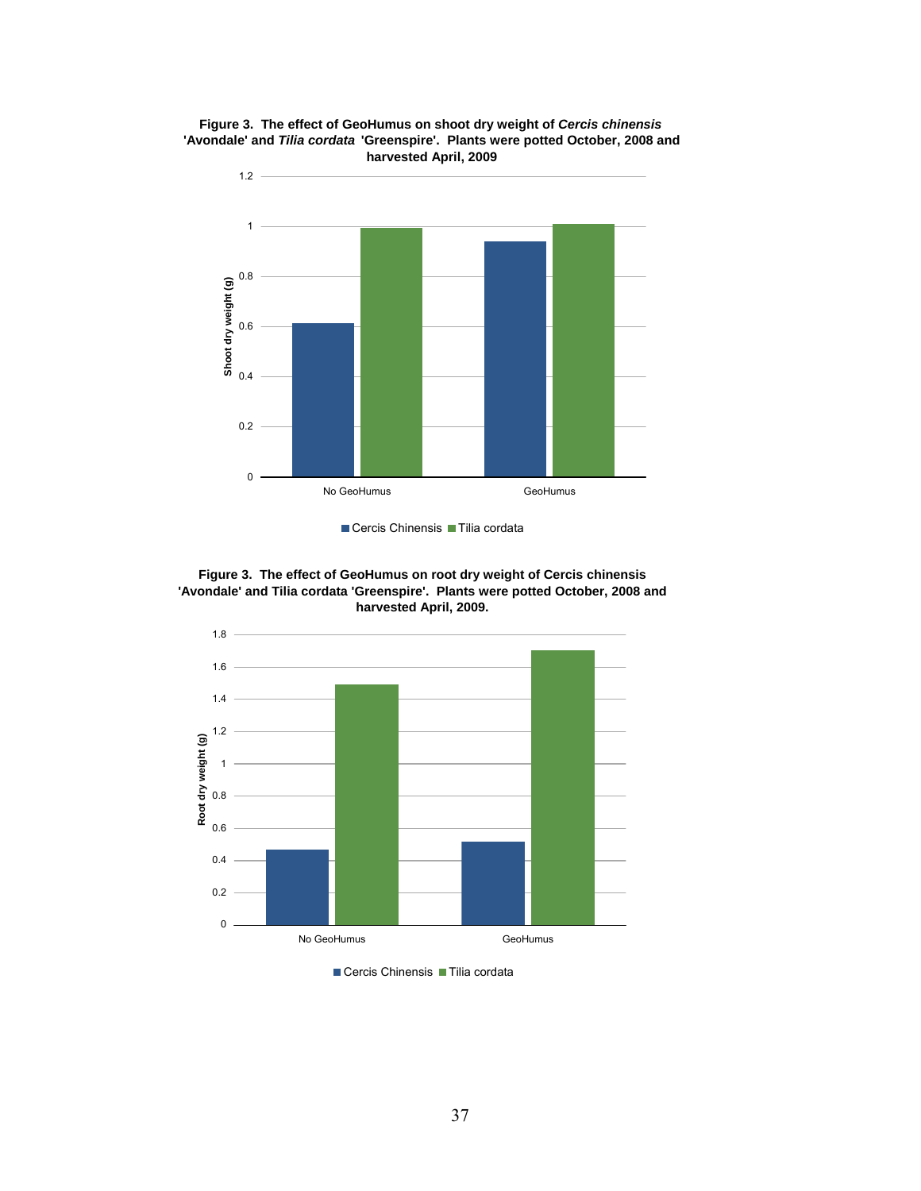**Figure 3. The effect of GeoHumus on shoot dry weight of *Cercis chinensis* 'Avondale' and *Tilia cordata* 'Greenspire'. Plants were potted October, 2008 and harvested April, 2009**

**Figure 3. The effect of GeoHumus on root dry weight of Cercis chinensis 'Avondale' and Tilia cordata 'Greenspire'. Plants were potted October, 2008 and harvested April, 2009.**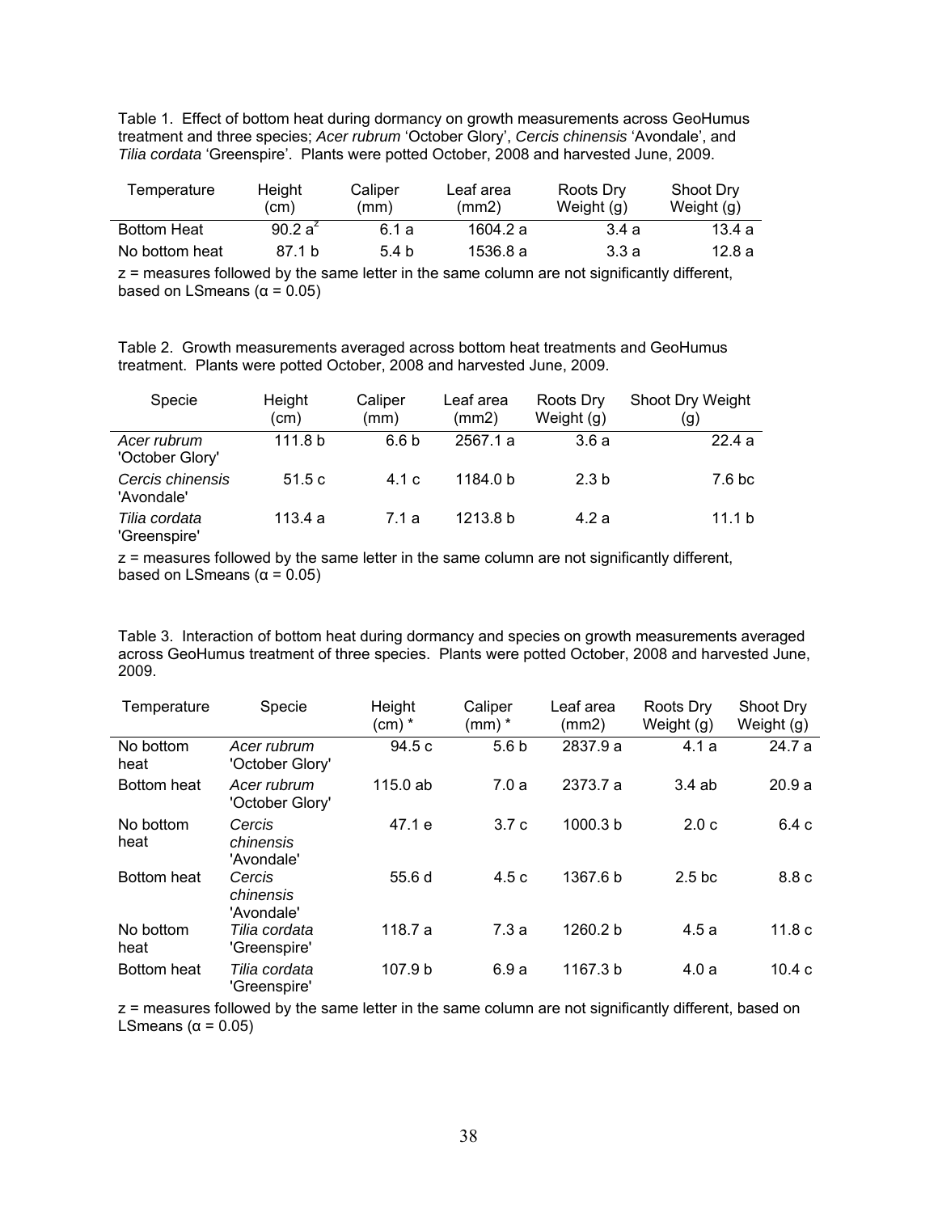Table 1. Effect of bottom heat during dormancy on growth measurements across GeoHumus treatment and three species; *Acer rubrum* 'October Glory', *Cercis chinensis* 'Avondale', and *Tilia cordata* 'Greenspire'. Plants were potted October, 2008 and harvested June, 2009.

| Temperature | Height (cm) | Caliper (mm) | Leaf area (mm2) | Roots Dry Weight (g) | Shoot Dry Weight (g) |
|---|---|---|---|---|---|
| Bottom Heat | 90.2 a[z] | 6.1 a | 1604.2 a | 3.4 a | 13.4 a |
| No bottom heat | 87.1 b | 5.4 b | 1536.8 a | 3.3 a | 12.8 a |

z = measures followed by the same letter in the same column are not significantly different, based on LSmeans ($\alpha = 0.05$)

Table 2. Growth measurements averaged across bottom heat treatments and GeoHumus treatment. Plants were potted October, 2008 and harvested June, 2009.

| Specie | Height (cm) | Caliper (mm) | Leaf area (mm2) | Roots Dry Weight (g) | Shoot Dry Weight (g) |
|---|---|---|---|---|---|
| *Acer rubrum* 'October Glory' | 111.8 b | 6.6 b | 2567.1 a | 3.6 a | 22.4 a |
| *Cercis chinensis* 'Avondale' | 51.5 c | 4.1 c | 1184.0 b | 2.3 b | 7.6 bc |
| *Tilia cordata* 'Greenspire' | 113.4 a | 7.1 a | 1213.8 b | 4.2 a | 11.1 b |

z = measures followed by the same letter in the same column are not significantly different, based on LSmeans ($\alpha = 0.05$)

Table 3. Interaction of bottom heat during dormancy and species on growth measurements averaged across GeoHumus treatment of three species. Plants were potted October, 2008 and harvested June, 2009.

| Temperature | Specie | Height (cm) * | Caliper (mm) * | Leaf area (mm2) | Roots Dry Weight (g) | Shoot Dry Weight (g) |
|---|---|---|---|---|---|---|
| No bottom heat | *Acer rubrum* 'October Glory' | 94.5 c | 5.6 b | 2837.9 a | 4.1 a | 24.7 a |
| Bottom heat | *Acer rubrum* 'October Glory' | 115.0 ab | 7.0 a | 2373.7 a | 3.4 ab | 20.9 a |
| No bottom heat | *Cercis chinensis* 'Avondale' | 47.1 e | 3.7 c | 1000.3 b | 2.0 c | 6.4 c |
| Bottom heat | *Cercis chinensis* 'Avondale' | 55.6 d | 4.5 c | 1367.6 b | 2.5 bc | 8.8 c |
| No bottom heat | *Tilia cordata* 'Greenspire' | 118.7 a | 7.3 a | 1260.2 b | 4.5 a | 11.8 c |
| Bottom heat | *Tilia cordata* 'Greenspire' | 107.9 b | 6.9 a | 1167.3 b | 4.0 a | 10.4 c |

z = measures followed by the same letter in the same column are not significantly different, based on LSmeans ($\alpha = 0.05$)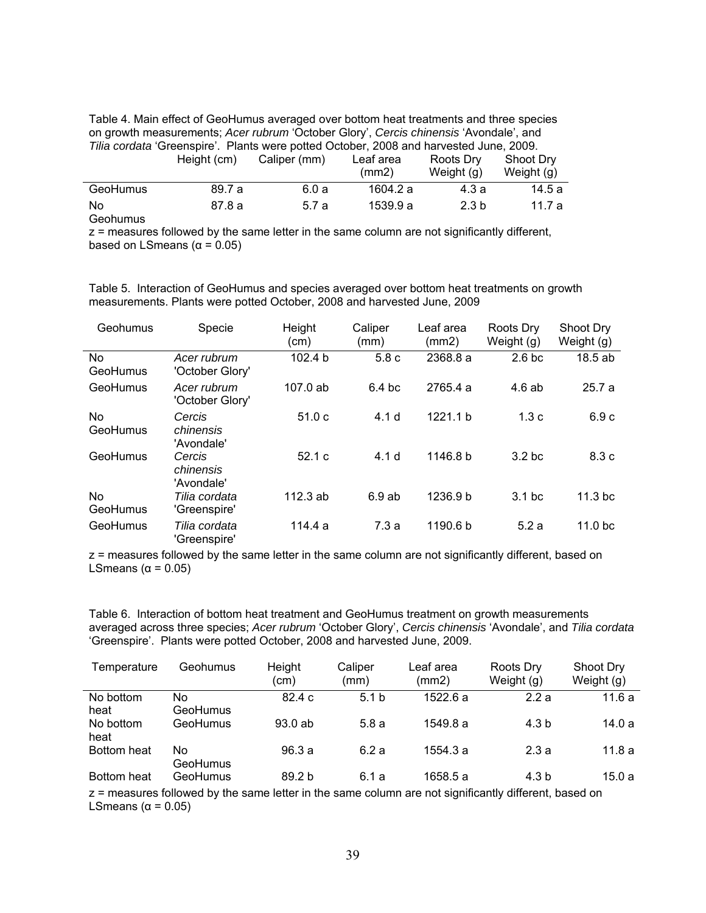Table 4. Main effect of GeoHumus averaged over bottom heat treatments and three species on growth measurements; *Acer rubrum* 'October Glory', *Cercis chinensis* 'Avondale', and *Tilia cordata* 'Greenspire'. Plants were potted October, 2008 and harvested June, 2009.

| | Height (cm) | Caliper (mm) | Leaf area (mm2) | Roots Dry Weight (g) | Shoot Dry Weight (g) |
|---|---|---|---|---|---|
| GeoHumus | 89.7 a | 6.0 a | 1604.2 a | 4.3 a | 14.5 a |
| No Geohumus | 87.8 a | 5.7 a | 1539.9 a | 2.3 b | 11.7 a |

z = measures followed by the same letter in the same column are not significantly different, based on LSmeans (α = 0.05)

Table 5. Interaction of GeoHumus and species averaged over bottom heat treatments on growth measurements. Plants were potted October, 2008 and harvested June, 2009

| Geohumus | Specie | Height (cm) | Caliper (mm) | Leaf area (mm2) | Roots Dry Weight (g) | Shoot Dry Weight (g) |
|---|---|---|---|---|---|---|
| No GeoHumus | *Acer rubrum* 'October Glory' | 102.4 b | 5.8 c | 2368.8 a | 2.6 bc | 18.5 ab |
| GeoHumus | *Acer rubrum* 'October Glory' | 107.0 ab | 6.4 bc | 2765.4 a | 4.6 ab | 25.7 a |
| No GeoHumus | *Cercis chinensis* 'Avondale' | 51.0 c | 4.1 d | 1221.1 b | 1.3 c | 6.9 c |
| GeoHumus | *Cercis chinensis* 'Avondale' | 52.1 c | 4.1 d | 1146.8 b | 3.2 bc | 8.3 c |
| No GeoHumus | *Tilia cordata* 'Greenspire' | 112.3 ab | 6.9 ab | 1236.9 b | 3.1 bc | 11.3 bc |
| GeoHumus | *Tilia cordata* 'Greenspire' | 114.4 a | 7.3 a | 1190.6 b | 5.2 a | 11.0 bc |

z = measures followed by the same letter in the same column are not significantly different, based on LSmeans (α = 0.05)

Table 6. Interaction of bottom heat treatment and GeoHumus treatment on growth measurements averaged across three species; *Acer rubrum* 'October Glory', *Cercis chinensis* 'Avondale', and *Tilia cordata* 'Greenspire'. Plants were potted October, 2008 and harvested June, 2009.

| Temperature | Geohumus | Height (cm) | Caliper (mm) | Leaf area (mm2) | Roots Dry Weight (g) | Shoot Dry Weight (g) |
|---|---|---|---|---|---|---|
| No bottom heat | No GeoHumus | 82.4 c | 5.1 b | 1522.6 a | 2.2 a | 11.6 a |
| No bottom heat | GeoHumus | 93.0 ab | 5.8 a | 1549.8 a | 4.3 b | 14.0 a |
| Bottom heat | No GeoHumus | 96.3 a | 6.2 a | 1554.3 a | 2.3 a | 11.8 a |
| Bottom heat | GeoHumus | 89.2 b | 6.1 a | 1658.5 a | 4.3 b | 15.0 a |

z = measures followed by the same letter in the same column are not significantly different, based on LSmeans (α = 0.05)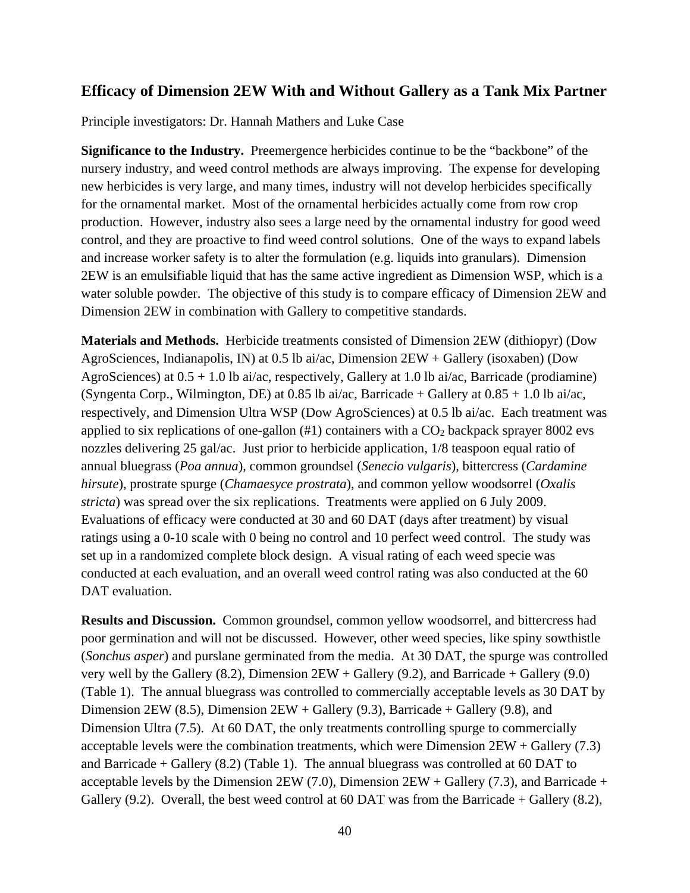## Efficacy of Dimension 2EW With and Without Gallery as a Tank Mix Partner

Principle investigators: Dr. Hannah Mathers and Luke Case

**Significance to the Industry.** Preemergence herbicides continue to be the "backbone" of the nursery industry, and weed control methods are always improving. The expense for developing new herbicides is very large, and many times, industry will not develop herbicides specifically for the ornamental market. Most of the ornamental herbicides actually come from row crop production. However, industry also sees a large need by the ornamental industry for good weed control, and they are proactive to find weed control solutions. One of the ways to expand labels and increase worker safety is to alter the formulation (e.g. liquids into granulars). Dimension 2EW is an emulsifiable liquid that has the same active ingredient as Dimension WSP, which is a water soluble powder. The objective of this study is to compare efficacy of Dimension 2EW and Dimension 2EW in combination with Gallery to competitive standards.

**Materials and Methods.** Herbicide treatments consisted of Dimension 2EW (dithiopyr) (Dow AgroSciences, Indianapolis, IN) at 0.5 lb ai/ac, Dimension 2EW + Gallery (isoxaben) (Dow AgroSciences) at 0.5 + 1.0 lb ai/ac, respectively, Gallery at 1.0 lb ai/ac, Barricade (prodiamine) (Syngenta Corp., Wilmington, DE) at 0.85 lb ai/ac, Barricade + Gallery at 0.85 + 1.0 lb ai/ac, respectively, and Dimension Ultra WSP (Dow AgroSciences) at 0.5 lb ai/ac. Each treatment was applied to six replications of one-gallon (#1) containers with a $CO_2$ backpack sprayer 8002 evs nozzles delivering 25 gal/ac. Just prior to herbicide application, 1/8 teaspoon equal ratio of annual bluegrass (*Poa annua*), common groundsel (*Senecio vulgaris*), bittercress (*Cardamine hirsute*), prostrate spurge (*Chamaesyce prostrata*), and common yellow woodsorrel (*Oxalis stricta*) was spread over the six replications. Treatments were applied on 6 July 2009. Evaluations of efficacy were conducted at 30 and 60 DAT (days after treatment) by visual ratings using a 0-10 scale with 0 being no control and 10 perfect weed control. The study was set up in a randomized complete block design. A visual rating of each weed specie was conducted at each evaluation, and an overall weed control rating was also conducted at the 60 DAT evaluation.

**Results and Discussion.** Common groundsel, common yellow woodsorrel, and bittercress had poor germination and will not be discussed. However, other weed species, like spiny sowthistle (*Sonchus asper*) and purslane germinated from the media. At 30 DAT, the spurge was controlled very well by the Gallery (8.2), Dimension 2EW + Gallery (9.2), and Barricade + Gallery (9.0) (Table 1). The annual bluegrass was controlled to commercially acceptable levels as 30 DAT by Dimension 2EW (8.5), Dimension 2EW + Gallery (9.3), Barricade + Gallery (9.8), and Dimension Ultra (7.5). At 60 DAT, the only treatments controlling spurge to commercially acceptable levels were the combination treatments, which were Dimension 2EW + Gallery (7.3) and Barricade + Gallery (8.2) (Table 1). The annual bluegrass was controlled at 60 DAT to acceptable levels by the Dimension 2EW (7.0), Dimension 2EW + Gallery (7.3), and Barricade + Gallery (9.2). Overall, the best weed control at 60 DAT was from the Barricade + Gallery (8.2),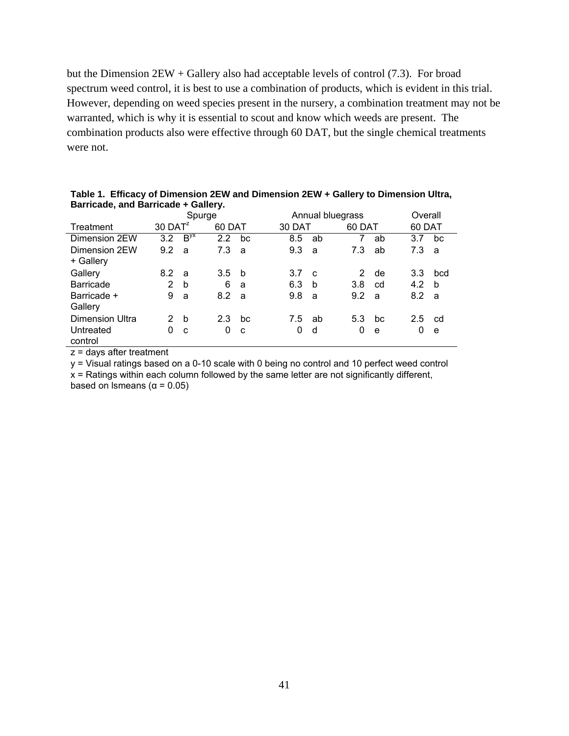but the Dimension 2EW + Gallery also had acceptable levels of control (7.3). For broad spectrum weed control, it is best to use a combination of products, which is evident in this trial. However, depending on weed species present in the nursery, a combination treatment may not be warranted, which is why it is essential to scout and know which weeds are present. The combination products also were effective through 60 DAT, but the single chemical treatments were not.

**Table 1. Efficacy of Dimension 2EW and Dimension 2EW + Gallery to Dimension Ultra, Barricade, and Barricade + Gallery.**

| | Spurge | | | | Annual bluegrass | | | | Overall | |
|---|---|---|---|---|---|---|---|---|---|---|
| Treatment | 30 DAT[z] | | 60 DAT | | 30 DAT | | 60 DAT | | 60 DAT | |
| Dimension 2EW | 3.2 | B[yx] | 2.2 | bc | 8.5 | ab | 7 | ab | 3.7 | bc |
| Dimension 2EW + Gallery | 9.2 | a | 7.3 | a | 9.3 | a | 7.3 | ab | 7.3 | a |
| Gallery | 8.2 | a | 3.5 | b | 3.7 | c | 2 | de | 3.3 | bcd |
| Barricade | 2 | b | 6 | a | 6.3 | b | 3.8 | cd | 4.2 | b |
| Barricade + Gallery | 9 | a | 8.2 | a | 9.8 | a | 9.2 | a | 8.2 | a |
| Dimension Ultra | 2 | b | 2.3 | bc | 7.5 | ab | 5.3 | bc | 2.5 | cd |
| Untreated control | 0 | c | 0 | c | 0 | d | 0 | e | 0 | e |

z = days after treatment

y = Visual ratings based on a 0-10 scale with 0 being no control and 10 perfect weed control

x = Ratings within each column followed by the same letter are not significantly different, based on lsmeans (α = 0.05)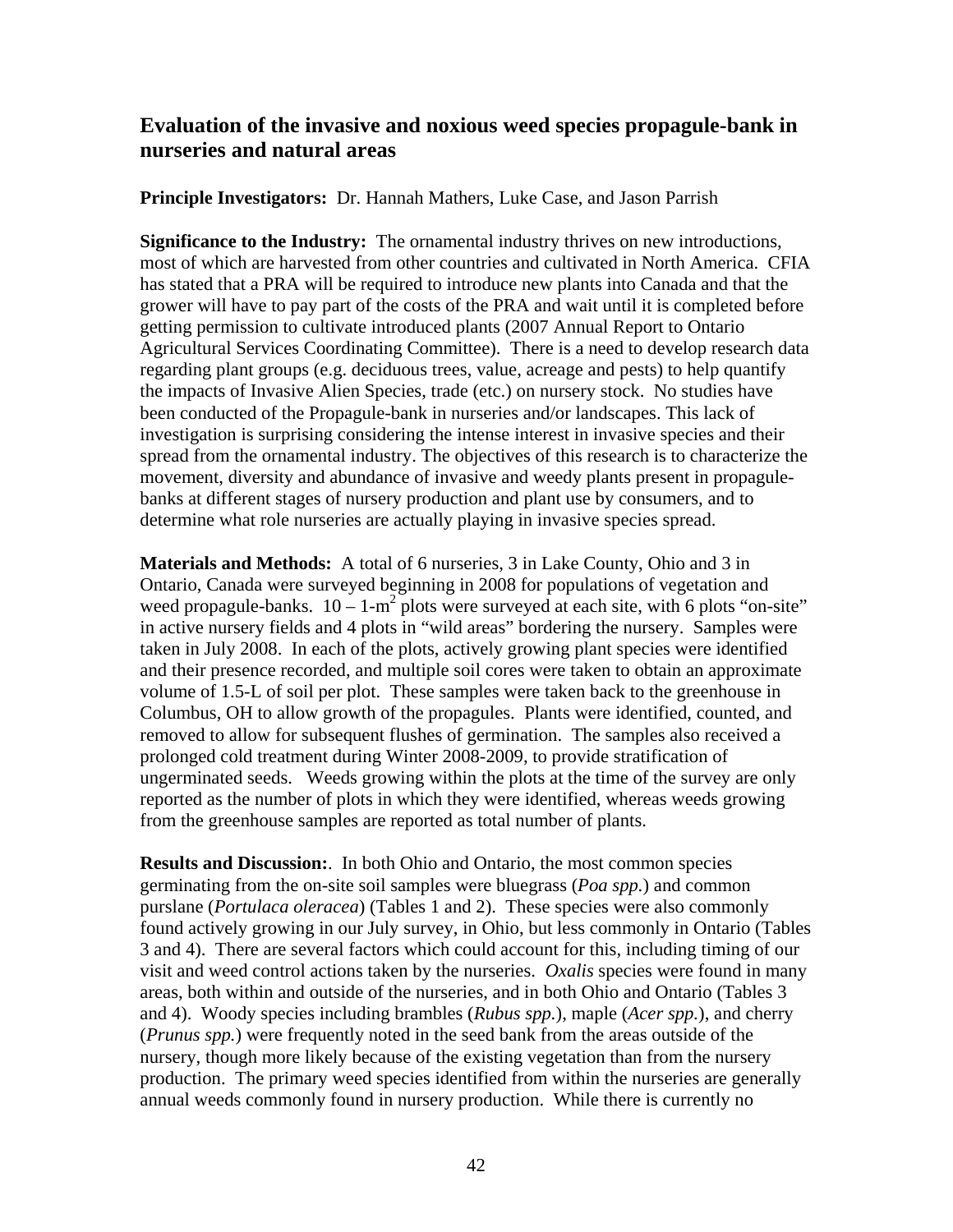## Evaluation of the invasive and noxious weed species propagule-bank in nurseries and natural areas

**Principle Investigators:** Dr. Hannah Mathers, Luke Case, and Jason Parrish

**Significance to the Industry:** The ornamental industry thrives on new introductions, most of which are harvested from other countries and cultivated in North America. CFIA has stated that a PRA will be required to introduce new plants into Canada and that the grower will have to pay part of the costs of the PRA and wait until it is completed before getting permission to cultivate introduced plants (2007 Annual Report to Ontario Agricultural Services Coordinating Committee). There is a need to develop research data regarding plant groups (e.g. deciduous trees, value, acreage and pests) to help quantify the impacts of Invasive Alien Species, trade (etc.) on nursery stock. No studies have been conducted of the Propagule-bank in nurseries and/or landscapes. This lack of investigation is surprising considering the intense interest in invasive species and their spread from the ornamental industry. The objectives of this research is to characterize the movement, diversity and abundance of invasive and weedy plants present in propagule-banks at different stages of nursery production and plant use by consumers, and to determine what role nurseries are actually playing in invasive species spread.

**Materials and Methods:** A total of 6 nurseries, 3 in Lake County, Ohio and 3 in Ontario, Canada were surveyed beginning in 2008 for populations of vegetation and weed propagule-banks. 10 – 1-$m^2$ plots were surveyed at each site, with 6 plots "on-site" in active nursery fields and 4 plots in "wild areas" bordering the nursery. Samples were taken in July 2008. In each of the plots, actively growing plant species were identified and their presence recorded, and multiple soil cores were taken to obtain an approximate volume of 1.5-L of soil per plot. These samples were taken back to the greenhouse in Columbus, OH to allow growth of the propagules. Plants were identified, counted, and removed to allow for subsequent flushes of germination. The samples also received a prolonged cold treatment during Winter 2008-2009, to provide stratification of ungerminated seeds. Weeds growing within the plots at the time of the survey are only reported as the number of plots in which they were identified, whereas weeds growing from the greenhouse samples are reported as total number of plants.

**Results and Discussion:**. In both Ohio and Ontario, the most common species germinating from the on-site soil samples were bluegrass (*Poa spp.*) and common purslane (*Portulaca oleracea*) (Tables 1 and 2). These species were also commonly found actively growing in our July survey, in Ohio, but less commonly in Ontario (Tables 3 and 4). There are several factors which could account for this, including timing of our visit and weed control actions taken by the nurseries. *Oxalis* species were found in many areas, both within and outside of the nurseries, and in both Ohio and Ontario (Tables 3 and 4). Woody species including brambles (*Rubus spp.*), maple (*Acer spp.*), and cherry (*Prunus spp.*) were frequently noted in the seed bank from the areas outside of the nursery, though more likely because of the existing vegetation than from the nursery production. The primary weed species identified from within the nurseries are generally annual weeds commonly found in nursery production. While there is currently no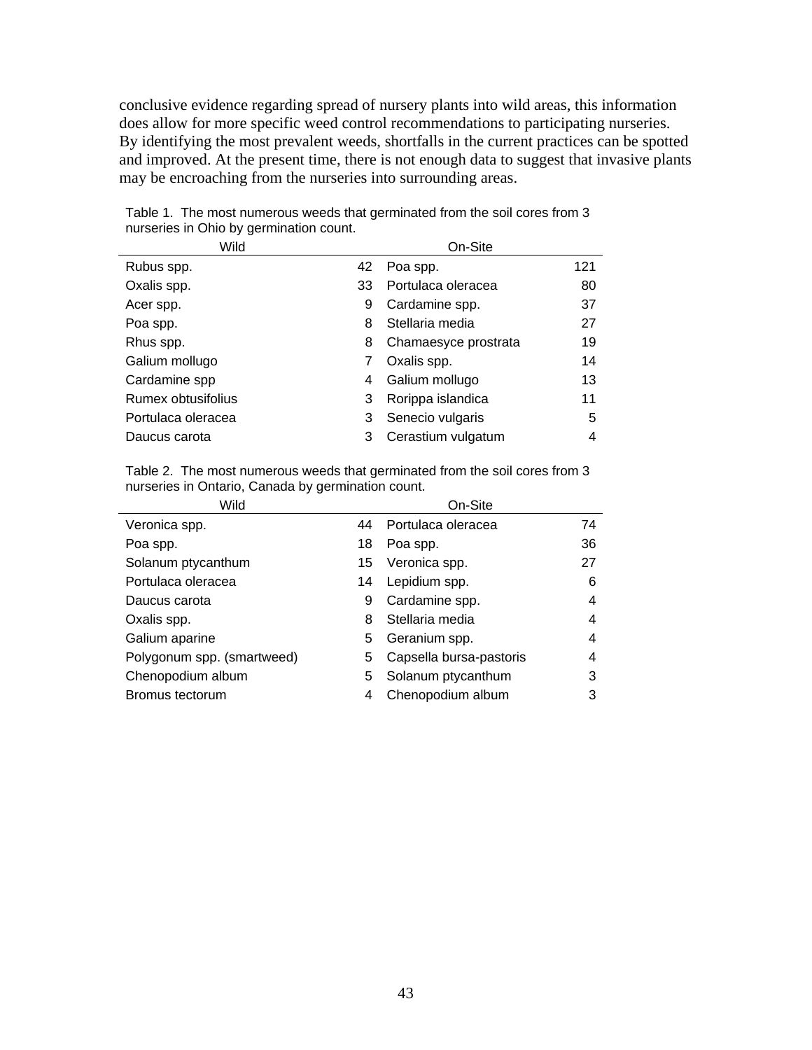conclusive evidence regarding spread of nursery plants into wild areas, this information does allow for more specific weed control recommendations to participating nurseries. By identifying the most prevalent weeds, shortfalls in the current practices can be spotted and improved. At the present time, there is not enough data to suggest that invasive plants may be encroaching from the nurseries into surrounding areas.

Table 1. The most numerous weeds that germinated from the soil cores from 3 nurseries in Ohio by germination count.

| Wild | | On-Site | |
|---|---|---|---|
| Rubus spp. | 42 | Poa spp. | 121 |
| Oxalis spp. | 33 | Portulaca oleracea | 80 |
| Acer spp. | 9 | Cardamine spp. | 37 |
| Poa spp. | 8 | Stellaria media | 27 |
| Rhus spp. | 8 | Chamaesyce prostrata | 19 |
| Galium mollugo | 7 | Oxalis spp. | 14 |
| Cardamine spp | 4 | Galium mollugo | 13 |
| Rumex obtusifolius | 3 | Rorippa islandica | 11 |
| Portulaca oleracea | 3 | Senecio vulgaris | 5 |
| Daucus carota | 3 | Cerastium vulgatum | 4 |

Table 2. The most numerous weeds that germinated from the soil cores from 3 nurseries in Ontario, Canada by germination count.

| Wild | | On-Site | |
|---|---|---|---|
| Veronica spp. | 44 | Portulaca oleracea | 74 |
| Poa spp. | 18 | Poa spp. | 36 |
| Solanum ptycanthum | 15 | Veronica spp. | 27 |
| Portulaca oleracea | 14 | Lepidium spp. | 6 |
| Daucus carota | 9 | Cardamine spp. | 4 |
| Oxalis spp. | 8 | Stellaria media | 4 |
| Galium aparine | 5 | Geranium spp. | 4 |
| Polygonum spp. (smartweed) | 5 | Capsella bursa-pastoris | 4 |
| Chenopodium album | 5 | Solanum ptycanthum | 3 |
| Bromus tectorum | 4 | Chenopodium album | 3 |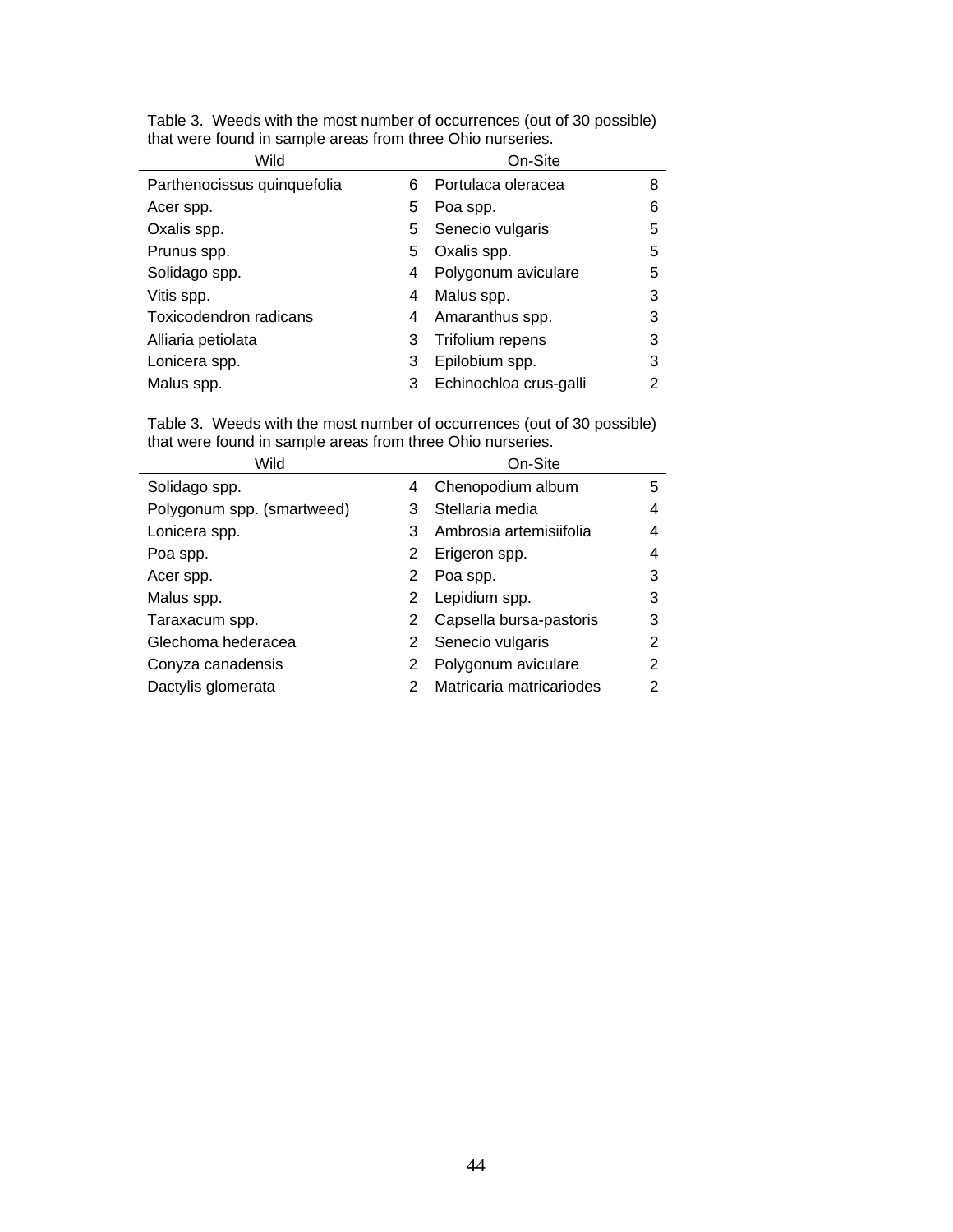Table 3. Weeds with the most number of occurrences (out of 30 possible) that were found in sample areas from three Ohio nurseries.

| Wild | | On-Site | |
|---|---|---|---|
| Parthenocissus quinquefolia | 6 | Portulaca oleracea | 8 |
| Acer spp. | 5 | Poa spp. | 6 |
| Oxalis spp. | 5 | Senecio vulgaris | 5 |
| Prunus spp. | 5 | Oxalis spp. | 5 |
| Solidago spp. | 4 | Polygonum aviculare | 5 |
| Vitis spp. | 4 | Malus spp. | 3 |
| Toxicodendron radicans | 4 | Amaranthus spp. | 3 |
| Alliaria petiolata | 3 | Trifolium repens | 3 |
| Lonicera spp. | 3 | Epilobium spp. | 3 |
| Malus spp. | 3 | Echinochloa crus-galli | 2 |

Table 3. Weeds with the most number of occurrences (out of 30 possible) that were found in sample areas from three Ohio nurseries.

| Wild | | On-Site | |
|---|---|---|---|
| Solidago spp. | 4 | Chenopodium album | 5 |
| Polygonum spp. (smartweed) | 3 | Stellaria media | 4 |
| Lonicera spp. | 3 | Ambrosia artemisiifolia | 4 |
| Poa spp. | 2 | Erigeron spp. | 4 |
| Acer spp. | 2 | Poa spp. | 3 |
| Malus spp. | 2 | Lepidium spp. | 3 |
| Taraxacum spp. | 2 | Capsella bursa-pastoris | 3 |
| Glechoma hederacea | 2 | Senecio vulgaris | 2 |
| Conyza canadensis | 2 | Polygonum aviculare | 2 |
| Dactylis glomerata | 2 | Matricaria matricariodes | 2 |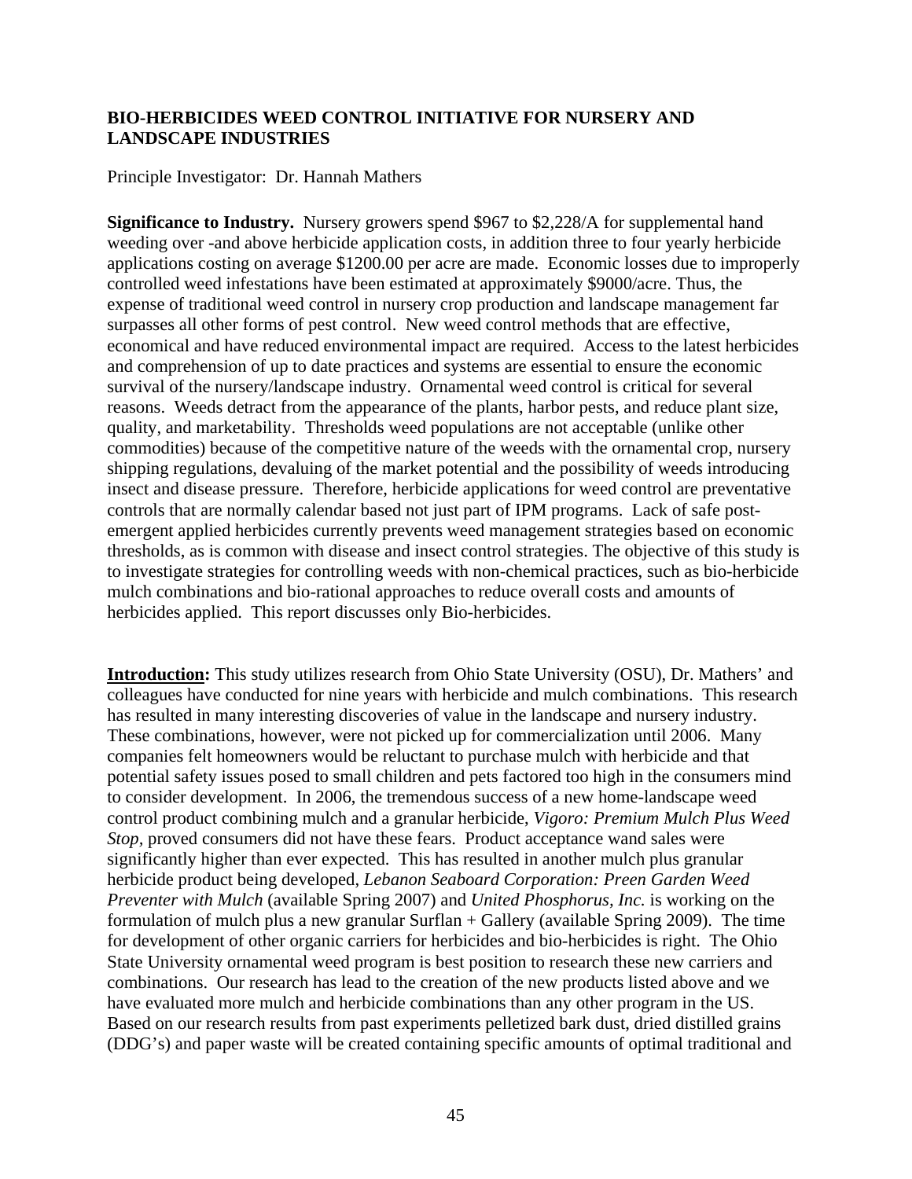## BIO-HERBICIDES WEED CONTROL INITIATIVE FOR NURSERY AND LANDSCAPE INDUSTRIES

Principle Investigator: Dr. Hannah Mathers

**Significance to Industry.** Nursery growers spend $967 to $2,228/A for supplemental hand weeding over -and above herbicide application costs, in addition three to four yearly herbicide applications costing on average $1200.00 per acre are made. Economic losses due to improperly controlled weed infestations have been estimated at approximately $9000/acre. Thus, the expense of traditional weed control in nursery crop production and landscape management far surpasses all other forms of pest control. New weed control methods that are effective, economical and have reduced environmental impact are required. Access to the latest herbicides and comprehension of up to date practices and systems are essential to ensure the economic survival of the nursery/landscape industry. Ornamental weed control is critical for several reasons. Weeds detract from the appearance of the plants, harbor pests, and reduce plant size, quality, and marketability. Thresholds weed populations are not acceptable (unlike other commodities) because of the competitive nature of the weeds with the ornamental crop, nursery shipping regulations, devaluing of the market potential and the possibility of weeds introducing insect and disease pressure. Therefore, herbicide applications for weed control are preventative controls that are normally calendar based not just part of IPM programs. Lack of safe post-emergent applied herbicides currently prevents weed management strategies based on economic thresholds, as is common with disease and insect control strategies. The objective of this study is to investigate strategies for controlling weeds with non-chemical practices, such as bio-herbicide mulch combinations and bio-rational approaches to reduce overall costs and amounts of herbicides applied. This report discusses only Bio-herbicides.

**Introduction:** This study utilizes research from Ohio State University (OSU), Dr. Mathers' and colleagues have conducted for nine years with herbicide and mulch combinations. This research has resulted in many interesting discoveries of value in the landscape and nursery industry. These combinations, however, were not picked up for commercialization until 2006. Many companies felt homeowners would be reluctant to purchase mulch with herbicide and that potential safety issues posed to small children and pets factored too high in the consumers mind to consider development. In 2006, the tremendous success of a new home-landscape weed control product combining mulch and a granular herbicide, *Vigoro: Premium Mulch Plus Weed Stop,* proved consumers did not have these fears. Product acceptance wand sales were significantly higher than ever expected. This has resulted in another mulch plus granular herbicide product being developed, *Lebanon Seaboard Corporation: Preen Garden Weed Preventer with Mulch* (available Spring 2007) and *United Phosphorus, Inc.* is working on the formulation of mulch plus a new granular Surflan + Gallery (available Spring 2009). The time for development of other organic carriers for herbicides and bio-herbicides is right. The Ohio State University ornamental weed program is best position to research these new carriers and combinations. Our research has lead to the creation of the new products listed above and we have evaluated more mulch and herbicide combinations than any other program in the US. Based on our research results from past experiments pelletized bark dust, dried distilled grains (DDG's) and paper waste will be created containing specific amounts of optimal traditional and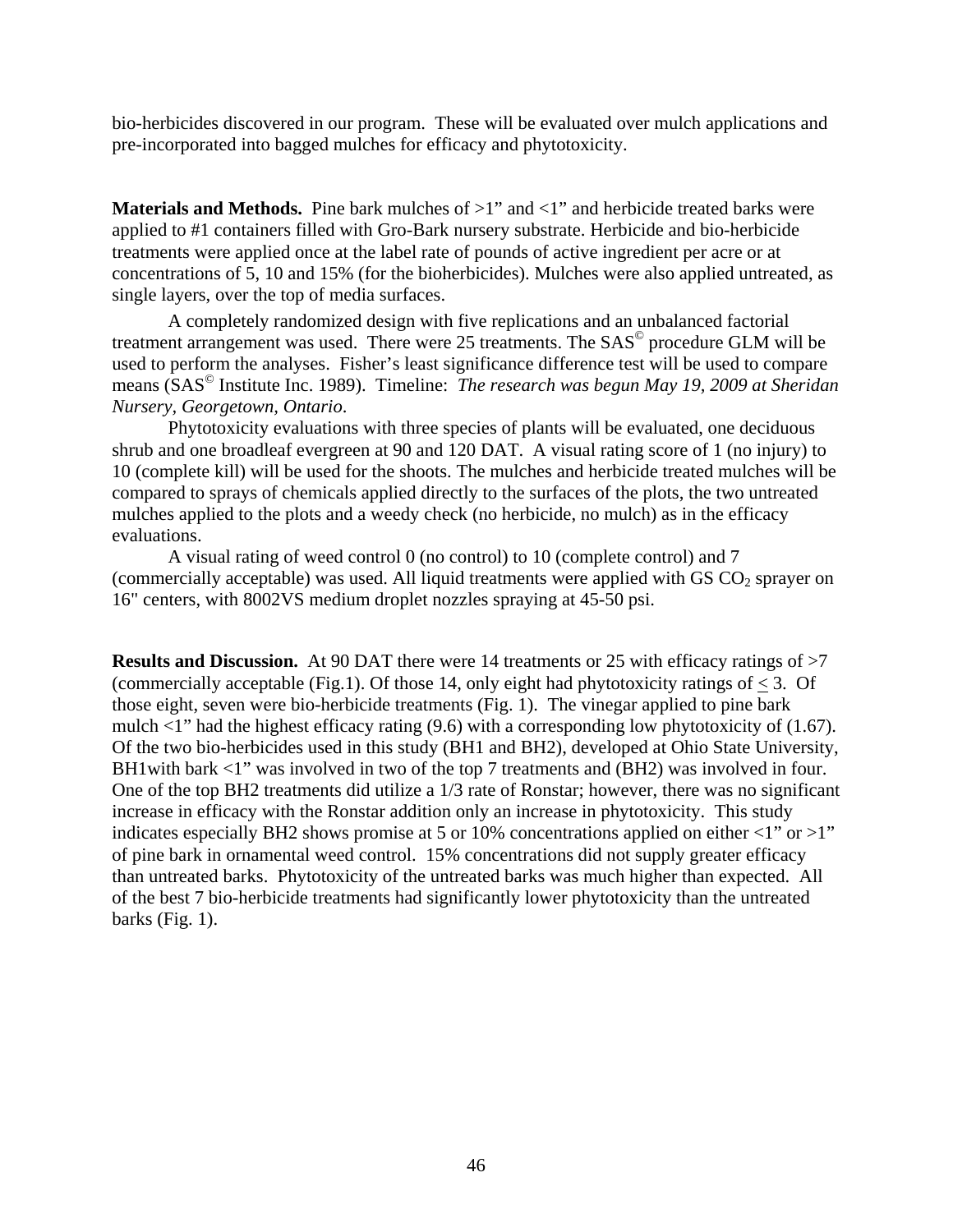bio-herbicides discovered in our program. These will be evaluated over mulch applications and pre-incorporated into bagged mulches for efficacy and phytotoxicity.

**Materials and Methods.** Pine bark mulches of >1" and <1" and herbicide treated barks were applied to #1 containers filled with Gro-Bark nursery substrate. Herbicide and bio-herbicide treatments were applied once at the label rate of pounds of active ingredient per acre or at concentrations of 5, 10 and 15% (for the bioherbicides). Mulches were also applied untreated, as single layers, over the top of media surfaces.

A completely randomized design with five replications and an unbalanced factorial treatment arrangement was used. There were 25 treatments. The SAS© procedure GLM will be used to perform the analyses. Fisher's least significance difference test will be used to compare means (SAS© Institute Inc. 1989). Timeline: *The research was begun May 19, 2009 at Sheridan Nursery, Georgetown, Ontario*.

Phytotoxicity evaluations with three species of plants will be evaluated, one deciduous shrub and one broadleaf evergreen at 90 and 120 DAT. A visual rating score of 1 (no injury) to 10 (complete kill) will be used for the shoots. The mulches and herbicide treated mulches will be compared to sprays of chemicals applied directly to the surfaces of the plots, the two untreated mulches applied to the plots and a weedy check (no herbicide, no mulch) as in the efficacy evaluations.

A visual rating of weed control 0 (no control) to 10 (complete control) and 7 (commercially acceptable) was used. All liquid treatments were applied with GS $CO_2$ sprayer on 16" centers, with 8002VS medium droplet nozzles spraying at 45-50 psi.

**Results and Discussion.** At 90 DAT there were 14 treatments or 25 with efficacy ratings of >7 (commercially acceptable (Fig.1). Of those 14, only eight had phytotoxicity ratings of $\leq$ 3. Of those eight, seven were bio-herbicide treatments (Fig. 1). The vinegar applied to pine bark mulch <1" had the highest efficacy rating (9.6) with a corresponding low phytotoxicity of (1.67). Of the two bio-herbicides used in this study (BH1 and BH2), developed at Ohio State University, BH1with bark <1" was involved in two of the top 7 treatments and (BH2) was involved in four. One of the top BH2 treatments did utilize a 1/3 rate of Ronstar; however, there was no significant increase in efficacy with the Ronstar addition only an increase in phytotoxicity. This study indicates especially BH2 shows promise at 5 or 10% concentrations applied on either <1" or >1" of pine bark in ornamental weed control. 15% concentrations did not supply greater efficacy than untreated barks. Phytotoxicity of the untreated barks was much higher than expected. All of the best 7 bio-herbicide treatments had significantly lower phytotoxicity than the untreated barks (Fig. 1).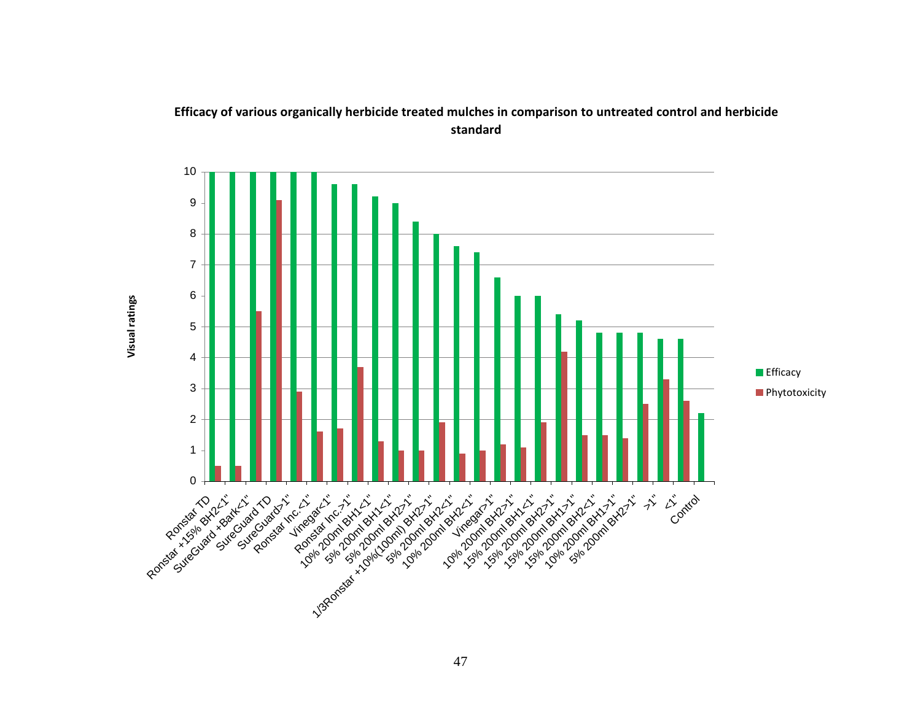**Efficacy of various organically herbicide treated mulches in comparison to untreated control and herbicide standard**

Y-axis: Visual ratings (0–10)

Values below are approximate readings from the bar chart.

| Treatment | Efficacy | Phytotoxicity |
|---|---|---|
| Ronstar TD | 10 | 0.5 |
| Ronstar +15% BH2<1" | 10 | 0.5 |
| SureGuard +Bark<1" | 10 | 5.5 |
| SureGuard TD | 10 | 9.1 |
| SureGuard>1" | 10 | 2.9 |
| Ronstar Inc.<1" | 10 | 1.6 |
| Vinegar<1" | 9.6 | 1.7 |
| Ronstar Inc.>1" | 9.6 | 3.7 |
| 10% 200ml BH1<1" | 9.2 | 1.3 |
| 5% 200ml BH1<1" | 9.0 | 1.0 |
| 5% 200ml BH2>1" | 8.4 | 1.0 |
| 1/3Ronstar +10%(100ml) BH2>1" | 8.0 | 1.9 |
| 5% 200ml BH2<1" | 7.6 | 0.9 |
| 10% 200ml BH2<1" | 7.4 | 1.0 |
| Vinegar>1" | 6.6 | 1.2 |
| 10% 200ml BH2>1" | 6.0 | 1.1 |
| 15% 200ml BH1<1" | 6.0 | 1.9 |
| 15% 200ml BH2>1" | 5.4 | 4.2 |
| 15% 200ml BH1>1" | 5.2 | 1.5 |
| 15% 200ml BH2<1" | 4.8 | 1.5 |
| 10% 200ml BH1>1" | 4.8 | 1.4 |
| 5% 200ml BH2>1" | 4.8 | 2.5 |
| >1" | 4.6 | 3.3 |
| <1" | 4.6 | 2.6 |
| Control | 2.2 | |

Legend: Efficacy, Phytotoxicity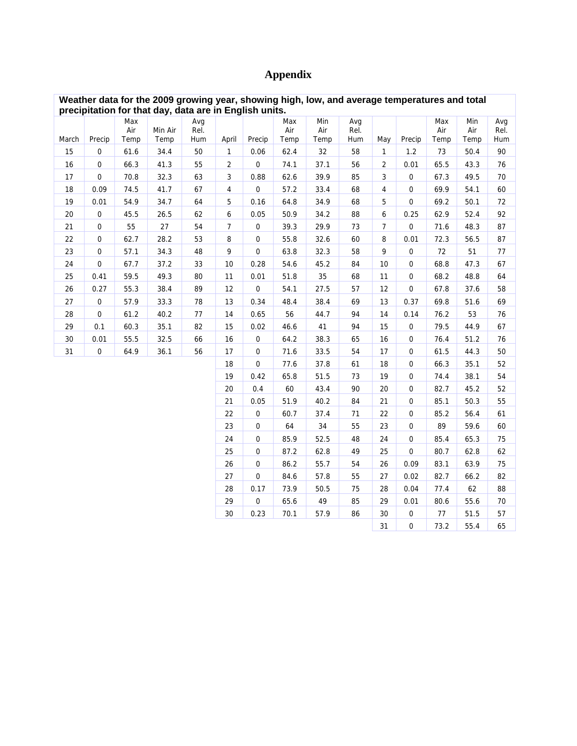# Appendix

| Weather data for the 2009 growing year, showing high, low, and average temperatures and total precipitation for that day, data are in English units. | | | | | | | | | | | | | | |
|---|---|---|---|---|---|---|---|---|---|---|---|---|---|---|
| March | Precip | Max Air Temp | Min Air Temp | Avg Rel. Hum | April | Precip | Max Air Temp | Min Air Temp | Avg Rel. Hum | May | Precip | Max Air Temp | Min Air Temp | Avg Rel. Hum |
| 15 | 0 | 61.6 | 34.4 | 50 | 1 | 0.06 | 62.4 | 32 | 58 | 1 | 1.2 | 73 | 50.4 | 90 |
| 16 | 0 | 66.3 | 41.3 | 55 | 2 | 0 | 74.1 | 37.1 | 56 | 2 | 0.01 | 65.5 | 43.3 | 76 |
| 17 | 0 | 70.8 | 32.3 | 63 | 3 | 0.88 | 62.6 | 39.9 | 85 | 3 | 0 | 67.3 | 49.5 | 70 |
| 18 | 0.09 | 74.5 | 41.7 | 67 | 4 | 0 | 57.2 | 33.4 | 68 | 4 | 0 | 69.9 | 54.1 | 60 |
| 19 | 0.01 | 54.9 | 34.7 | 64 | 5 | 0.16 | 64.8 | 34.9 | 68 | 5 | 0 | 69.2 | 50.1 | 72 |
| 20 | 0 | 45.5 | 26.5 | 62 | 6 | 0.05 | 50.9 | 34.2 | 88 | 6 | 0.25 | 62.9 | 52.4 | 92 |
| 21 | 0 | 55 | 27 | 54 | 7 | 0 | 39.3 | 29.9 | 73 | 7 | 0 | 71.6 | 48.3 | 87 |
| 22 | 0 | 62.7 | 28.2 | 53 | 8 | 0 | 55.8 | 32.6 | 60 | 8 | 0.01 | 72.3 | 56.5 | 87 |
| 23 | 0 | 57.1 | 34.3 | 48 | 9 | 0 | 63.8 | 32.3 | 58 | 9 | 0 | 72 | 51 | 77 |
| 24 | 0 | 67.7 | 37.2 | 33 | 10 | 0.28 | 54.6 | 45.2 | 84 | 10 | 0 | 68.8 | 47.3 | 67 |
| 25 | 0.41 | 59.5 | 49.3 | 80 | 11 | 0.01 | 51.8 | 35 | 68 | 11 | 0 | 68.2 | 48.8 | 64 |
| 26 | 0.27 | 55.3 | 38.4 | 89 | 12 | 0 | 54.1 | 27.5 | 57 | 12 | 0 | 67.8 | 37.6 | 58 |
| 27 | 0 | 57.9 | 33.3 | 78 | 13 | 0.34 | 48.4 | 38.4 | 69 | 13 | 0.37 | 69.8 | 51.6 | 69 |
| 28 | 0 | 61.2 | 40.2 | 77 | 14 | 0.65 | 56 | 44.7 | 94 | 14 | 0.14 | 76.2 | 53 | 76 |
| 29 | 0.1 | 60.3 | 35.1 | 82 | 15 | 0.02 | 46.6 | 41 | 94 | 15 | 0 | 79.5 | 44.9 | 67 |
| 30 | 0.01 | 55.5 | 32.5 | 66 | 16 | 0 | 64.2 | 38.3 | 65 | 16 | 0 | 76.4 | 51.2 | 76 |
| 31 | 0 | 64.9 | 36.1 | 56 | 17 | 0 | 71.6 | 33.5 | 54 | 17 | 0 | 61.5 | 44.3 | 50 |
| | | | | | 18 | 0 | 77.6 | 37.8 | 61 | 18 | 0 | 66.3 | 35.1 | 52 |
| | | | | | 19 | 0.42 | 65.8 | 51.5 | 73 | 19 | 0 | 74.4 | 38.1 | 54 |
| | | | | | 20 | 0.4 | 60 | 43.4 | 90 | 20 | 0 | 82.7 | 45.2 | 52 |
| | | | | | 21 | 0.05 | 51.9 | 40.2 | 84 | 21 | 0 | 85.1 | 50.3 | 55 |
| | | | | | 22 | 0 | 60.7 | 37.4 | 71 | 22 | 0 | 85.2 | 56.4 | 61 |
| | | | | | 23 | 0 | 64 | 34 | 55 | 23 | 0 | 89 | 59.6 | 60 |
| | | | | | 24 | 0 | 85.9 | 52.5 | 48 | 24 | 0 | 85.4 | 65.3 | 75 |
| | | | | | 25 | 0 | 87.2 | 62.8 | 49 | 25 | 0 | 80.7 | 62.8 | 62 |
| | | | | | 26 | 0 | 86.2 | 55.7 | 54 | 26 | 0.09 | 83.1 | 63.9 | 75 |
| | | | | | 27 | 0 | 84.6 | 57.8 | 55 | 27 | 0.02 | 82.7 | 66.2 | 82 |
| | | | | | 28 | 0.17 | 73.9 | 50.5 | 75 | 28 | 0.04 | 77.4 | 62 | 88 |
| | | | | | 29 | 0 | 65.6 | 49 | 85 | 29 | 0.01 | 80.6 | 55.6 | 70 |
| | | | | | 30 | 0.23 | 70.1 | 57.9 | 86 | 30 | 0 | 77 | 51.5 | 57 |
| | | | | | | | | | | 31 | 0 | 73.2 | 55.4 | 65 |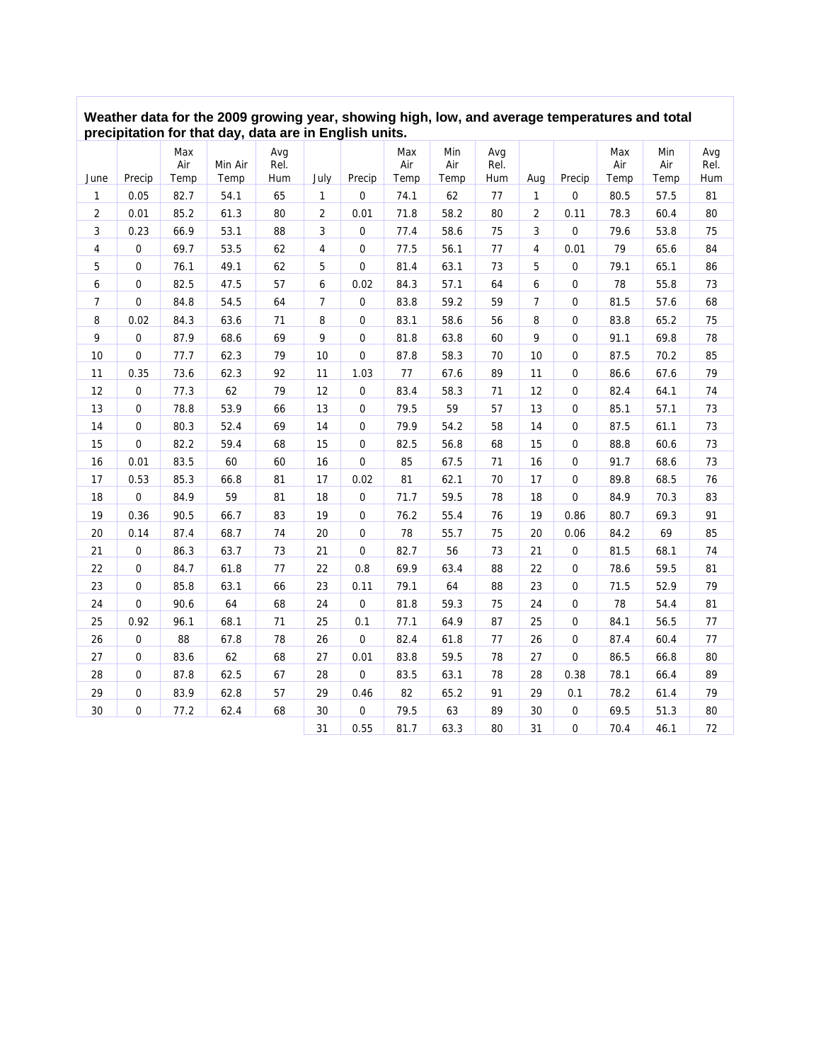**Weather data for the 2009 growing year, showing high, low, and average temperatures and total precipitation for that day, data are in English units.**

| June | Precip | Max Air Temp | Min Air Temp | Avg Rel. Hum | July | Precip | Max Air Temp | Min Air Temp | Avg Rel. Hum | Aug | Precip | Max Air Temp | Min Air Temp | Avg Rel. Hum |
|---|---|---|---|---|---|---|---|---|---|---|---|---|---|---|
| 1 | 0.05 | 82.7 | 54.1 | 65 | 1 | 0 | 74.1 | 62 | 77 | 1 | 0 | 80.5 | 57.5 | 81 |
| 2 | 0.01 | 85.2 | 61.3 | 80 | 2 | 0.01 | 71.8 | 58.2 | 80 | 2 | 0.11 | 78.3 | 60.4 | 80 |
| 3 | 0.23 | 66.9 | 53.1 | 88 | 3 | 0 | 77.4 | 58.6 | 75 | 3 | 0 | 79.6 | 53.8 | 75 |
| 4 | 0 | 69.7 | 53.5 | 62 | 4 | 0 | 77.5 | 56.1 | 77 | 4 | 0.01 | 79 | 65.6 | 84 |
| 5 | 0 | 76.1 | 49.1 | 62 | 5 | 0 | 81.4 | 63.1 | 73 | 5 | 0 | 79.1 | 65.1 | 86 |
| 6 | 0 | 82.5 | 47.5 | 57 | 6 | 0.02 | 84.3 | 57.1 | 64 | 6 | 0 | 78 | 55.8 | 73 |
| 7 | 0 | 84.8 | 54.5 | 64 | 7 | 0 | 83.8 | 59.2 | 59 | 7 | 0 | 81.5 | 57.6 | 68 |
| 8 | 0.02 | 84.3 | 63.6 | 71 | 8 | 0 | 83.1 | 58.6 | 56 | 8 | 0 | 83.8 | 65.2 | 75 |
| 9 | 0 | 87.9 | 68.6 | 69 | 9 | 0 | 81.8 | 63.8 | 60 | 9 | 0 | 91.1 | 69.8 | 78 |
| 10 | 0 | 77.7 | 62.3 | 79 | 10 | 0 | 87.8 | 58.3 | 70 | 10 | 0 | 87.5 | 70.2 | 85 |
| 11 | 0.35 | 73.6 | 62.3 | 92 | 11 | 1.03 | 77 | 67.6 | 89 | 11 | 0 | 86.6 | 67.6 | 79 |
| 12 | 0 | 77.3 | 62 | 79 | 12 | 0 | 83.4 | 58.3 | 71 | 12 | 0 | 82.4 | 64.1 | 74 |
| 13 | 0 | 78.8 | 53.9 | 66 | 13 | 0 | 79.5 | 59 | 57 | 13 | 0 | 85.1 | 57.1 | 73 |
| 14 | 0 | 80.3 | 52.4 | 69 | 14 | 0 | 79.9 | 54.2 | 58 | 14 | 0 | 87.5 | 61.1 | 73 |
| 15 | 0 | 82.2 | 59.4 | 68 | 15 | 0 | 82.5 | 56.8 | 68 | 15 | 0 | 88.8 | 60.6 | 73 |
| 16 | 0.01 | 83.5 | 60 | 60 | 16 | 0 | 85 | 67.5 | 71 | 16 | 0 | 91.7 | 68.6 | 73 |
| 17 | 0.53 | 85.3 | 66.8 | 81 | 17 | 0.02 | 81 | 62.1 | 70 | 17 | 0 | 89.8 | 68.5 | 76 |
| 18 | 0 | 84.9 | 59 | 81 | 18 | 0 | 71.7 | 59.5 | 78 | 18 | 0 | 84.9 | 70.3 | 83 |
| 19 | 0.36 | 90.5 | 66.7 | 83 | 19 | 0 | 76.2 | 55.4 | 76 | 19 | 0.86 | 80.7 | 69.3 | 91 |
| 20 | 0.14 | 87.4 | 68.7 | 74 | 20 | 0 | 78 | 55.7 | 75 | 20 | 0.06 | 84.2 | 69 | 85 |
| 21 | 0 | 86.3 | 63.7 | 73 | 21 | 0 | 82.7 | 56 | 73 | 21 | 0 | 81.5 | 68.1 | 74 |
| 22 | 0 | 84.7 | 61.8 | 77 | 22 | 0.8 | 69.9 | 63.4 | 88 | 22 | 0 | 78.6 | 59.5 | 81 |
| 23 | 0 | 85.8 | 63.1 | 66 | 23 | 0.11 | 79.1 | 64 | 88 | 23 | 0 | 71.5 | 52.9 | 79 |
| 24 | 0 | 90.6 | 64 | 68 | 24 | 0 | 81.8 | 59.3 | 75 | 24 | 0 | 78 | 54.4 | 81 |
| 25 | 0.92 | 96.1 | 68.1 | 71 | 25 | 0.1 | 77.1 | 64.9 | 87 | 25 | 0 | 84.1 | 56.5 | 77 |
| 26 | 0 | 88 | 67.8 | 78 | 26 | 0 | 82.4 | 61.8 | 77 | 26 | 0 | 87.4 | 60.4 | 77 |
| 27 | 0 | 83.6 | 62 | 68 | 27 | 0.01 | 83.8 | 59.5 | 78 | 27 | 0 | 86.5 | 66.8 | 80 |
| 28 | 0 | 87.8 | 62.5 | 67 | 28 | 0 | 83.5 | 63.1 | 78 | 28 | 0.38 | 78.1 | 66.4 | 89 |
| 29 | 0 | 83.9 | 62.8 | 57 | 29 | 0.46 | 82 | 65.2 | 91 | 29 | 0.1 | 78.2 | 61.4 | 79 |
| 30 | 0 | 77.2 | 62.4 | 68 | 30 | 0 | 79.5 | 63 | 89 | 30 | 0 | 69.5 | 51.3 | 80 |
| | | | | | 31 | 0.55 | 81.7 | 63.3 | 80 | 31 | 0 | 70.4 | 46.1 | 72 |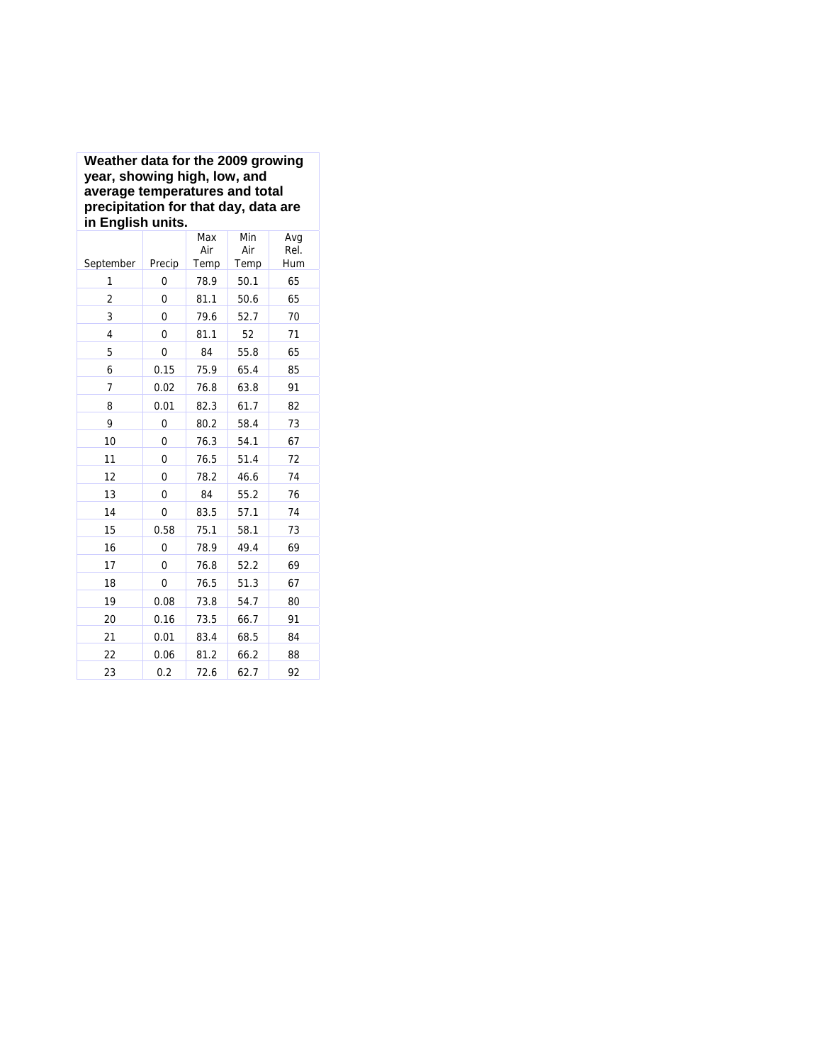**Weather data for the 2009 growing year, showing high, low, and average temperatures and total precipitation for that day, data are in English units.**

| September | Precip | Max Air Temp | Min Air Temp | Avg Rel. Hum |
|---|---|---|---|---|
| 1 | 0 | 78.9 | 50.1 | 65 |
| 2 | 0 | 81.1 | 50.6 | 65 |
| 3 | 0 | 79.6 | 52.7 | 70 |
| 4 | 0 | 81.1 | 52 | 71 |
| 5 | 0 | 84 | 55.8 | 65 |
| 6 | 0.15 | 75.9 | 65.4 | 85 |
| 7 | 0.02 | 76.8 | 63.8 | 91 |
| 8 | 0.01 | 82.3 | 61.7 | 82 |
| 9 | 0 | 80.2 | 58.4 | 73 |
| 10 | 0 | 76.3 | 54.1 | 67 |
| 11 | 0 | 76.5 | 51.4 | 72 |
| 12 | 0 | 78.2 | 46.6 | 74 |
| 13 | 0 | 84 | 55.2 | 76 |
| 14 | 0 | 83.5 | 57.1 | 74 |
| 15 | 0.58 | 75.1 | 58.1 | 73 |
| 16 | 0 | 78.9 | 49.4 | 69 |
| 17 | 0 | 76.8 | 52.2 | 69 |
| 18 | 0 | 76.5 | 51.3 | 67 |
| 19 | 0.08 | 73.8 | 54.7 | 80 |
| 20 | 0.16 | 73.5 | 66.7 | 91 |
| 21 | 0.01 | 83.4 | 68.5 | 84 |
| 22 | 0.06 | 81.2 | 66.2 | 88 |
| 23 | 0.2 | 72.6 | 62.7 | 92 |